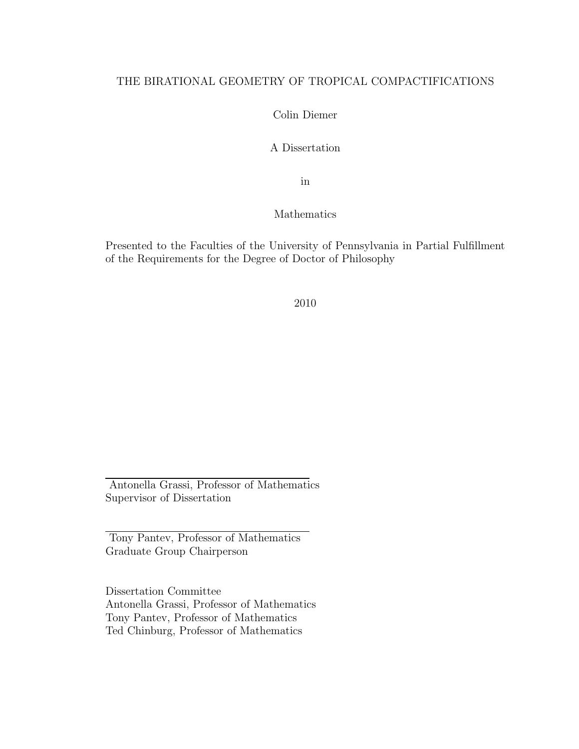# THE BIRATIONAL GEOMETRY OF TROPICAL COMPACTIFICATIONS

Colin Diemer

A Dissertation

in

Mathematics

Presented to the Faculties of the University of Pennsylvania in Partial Fulfillment of the Requirements for the Degree of Doctor of Philosophy

2010

Antonella Grassi, Professor of Mathematics
Supervisor of Dissertation

Tony Pantev, Professor of Mathematics
Graduate Group Chairperson

Dissertation Committee
Antonella Grassi, Professor of Mathematics
Tony Pantev, Professor of Mathematics
Ted Chinburg, Professor of Mathematics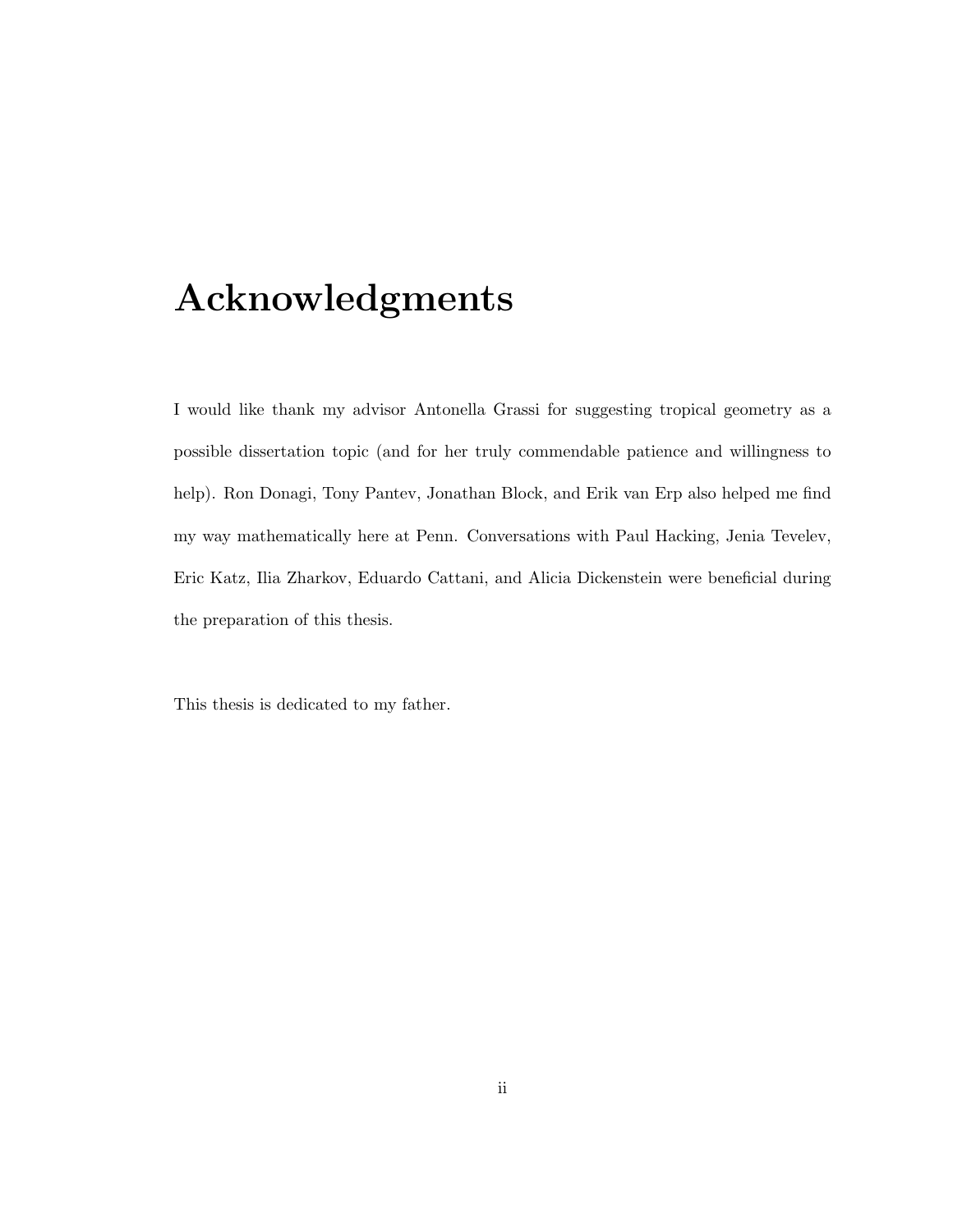# Acknowledgments

I would like thank my advisor Antonella Grassi for suggesting tropical geometry as a possible dissertation topic (and for her truly commendable patience and willingness to help). Ron Donagi, Tony Pantev, Jonathan Block, and Erik van Erp also helped me find my way mathematically here at Penn. Conversations with Paul Hacking, Jenia Tevelev, Eric Katz, Ilia Zharkov, Eduardo Cattani, and Alicia Dickenstein were beneficial during the preparation of this thesis.

This thesis is dedicated to my father.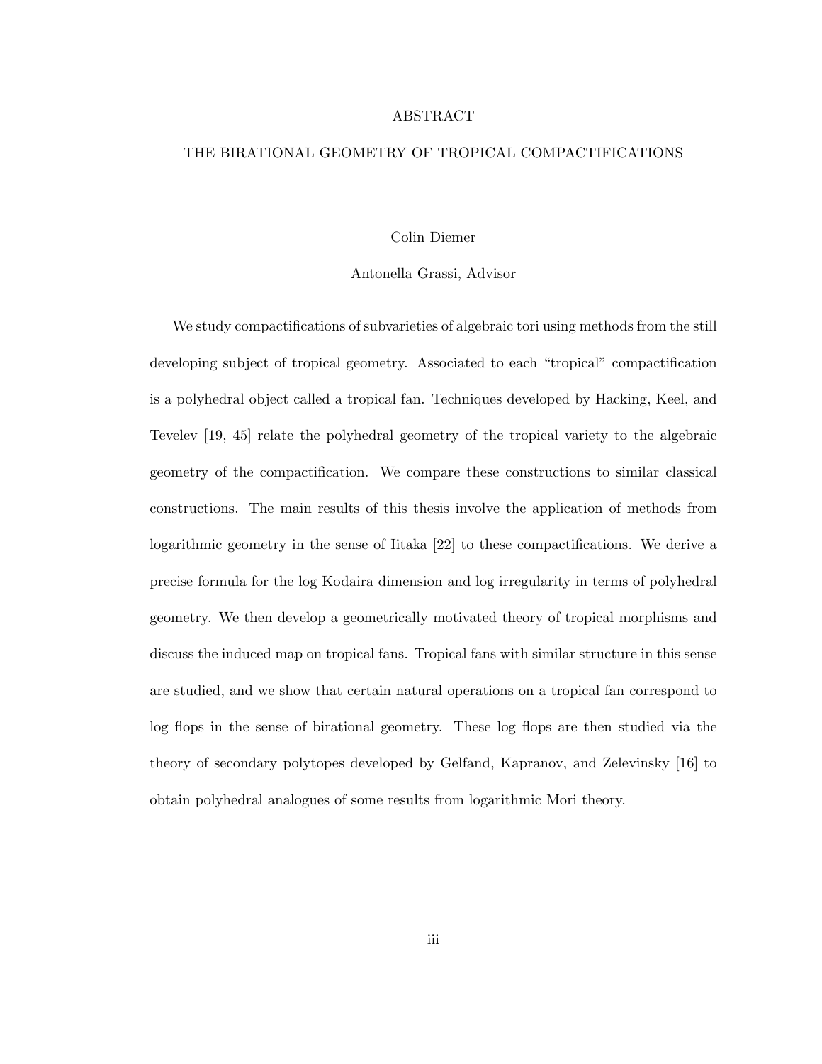# ABSTRACT

## THE BIRATIONAL GEOMETRY OF TROPICAL COMPACTIFICATIONS

Colin Diemer

Antonella Grassi, Advisor

We study compactifications of subvarieties of algebraic tori using methods from the still developing subject of tropical geometry. Associated to each "tropical" compactification is a polyhedral object called a tropical fan. Techniques developed by Hacking, Keel, and Tevelev [19, 45] relate the polyhedral geometry of the tropical variety to the algebraic geometry of the compactification. We compare these constructions to similar classical constructions. The main results of this thesis involve the application of methods from logarithmic geometry in the sense of Iitaka [22] to these compactifications. We derive a precise formula for the log Kodaira dimension and log irregularity in terms of polyhedral geometry. We then develop a geometrically motivated theory of tropical morphisms and discuss the induced map on tropical fans. Tropical fans with similar structure in this sense are studied, and we show that certain natural operations on a tropical fan correspond to log flops in the sense of birational geometry. These log flops are then studied via the theory of secondary polytopes developed by Gelfand, Kapranov, and Zelevinsky [16] to obtain polyhedral analogues of some results from logarithmic Mori theory.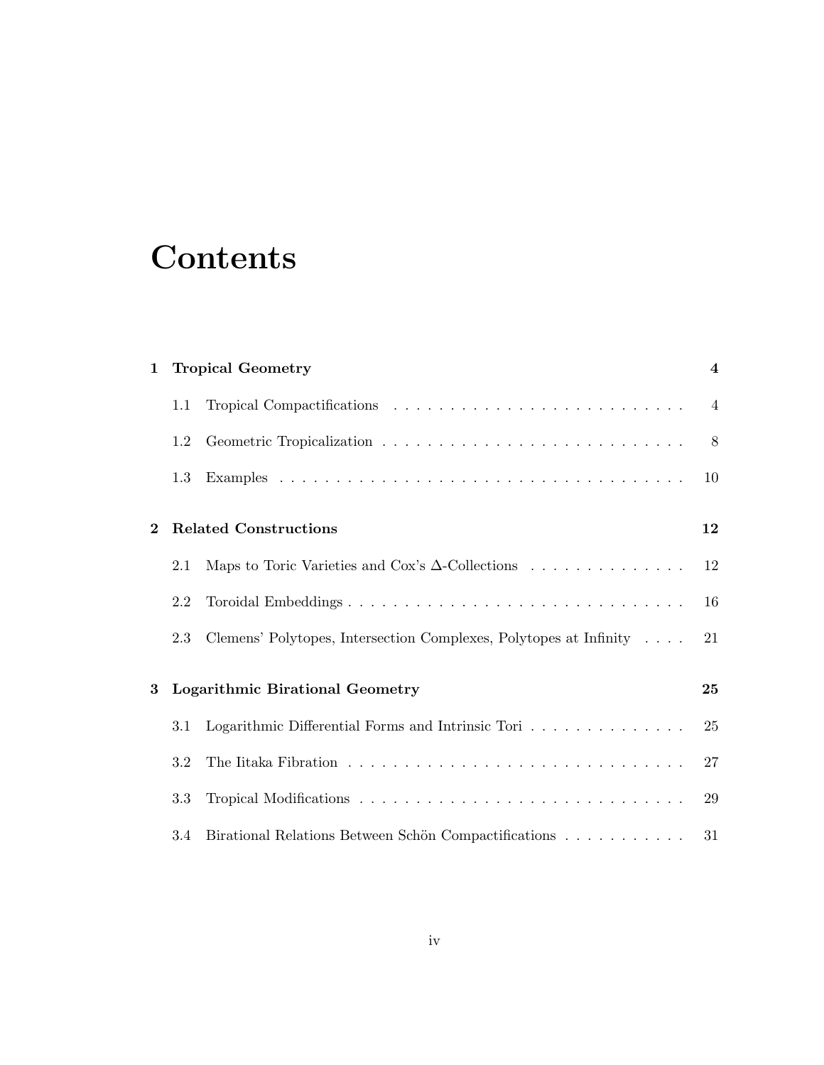# Contents

**1 Tropical Geometry** **4**

1.1 Tropical Compactifications . . . . . . . . . . . . . . . . . . . . . . . . . . 4

1.2 Geometric Tropicalization . . . . . . . . . . . . . . . . . . . . . . . . . . . 8

1.3 Examples . . . . . . . . . . . . . . . . . . . . . . . . . . . . . . . . . . . . 10

**2 Related Constructions** **12**

2.1 Maps to Toric Varieties and Cox's $\Delta$-Collections . . . . . . . . . . . . . . 12

2.2 Toroidal Embeddings . . . . . . . . . . . . . . . . . . . . . . . . . . . . . . 16

2.3 Clemens' Polytopes, Intersection Complexes, Polytopes at Infinity . . . . 21

**3 Logarithmic Birational Geometry** **25**

3.1 Logarithmic Differential Forms and Intrinsic Tori . . . . . . . . . . . . . . 25

3.2 The Iitaka Fibration . . . . . . . . . . . . . . . . . . . . . . . . . . . . . . 27

3.3 Tropical Modifications . . . . . . . . . . . . . . . . . . . . . . . . . . . . . 29

3.4 Birational Relations Between Schön Compactifications . . . . . . . . . . . 31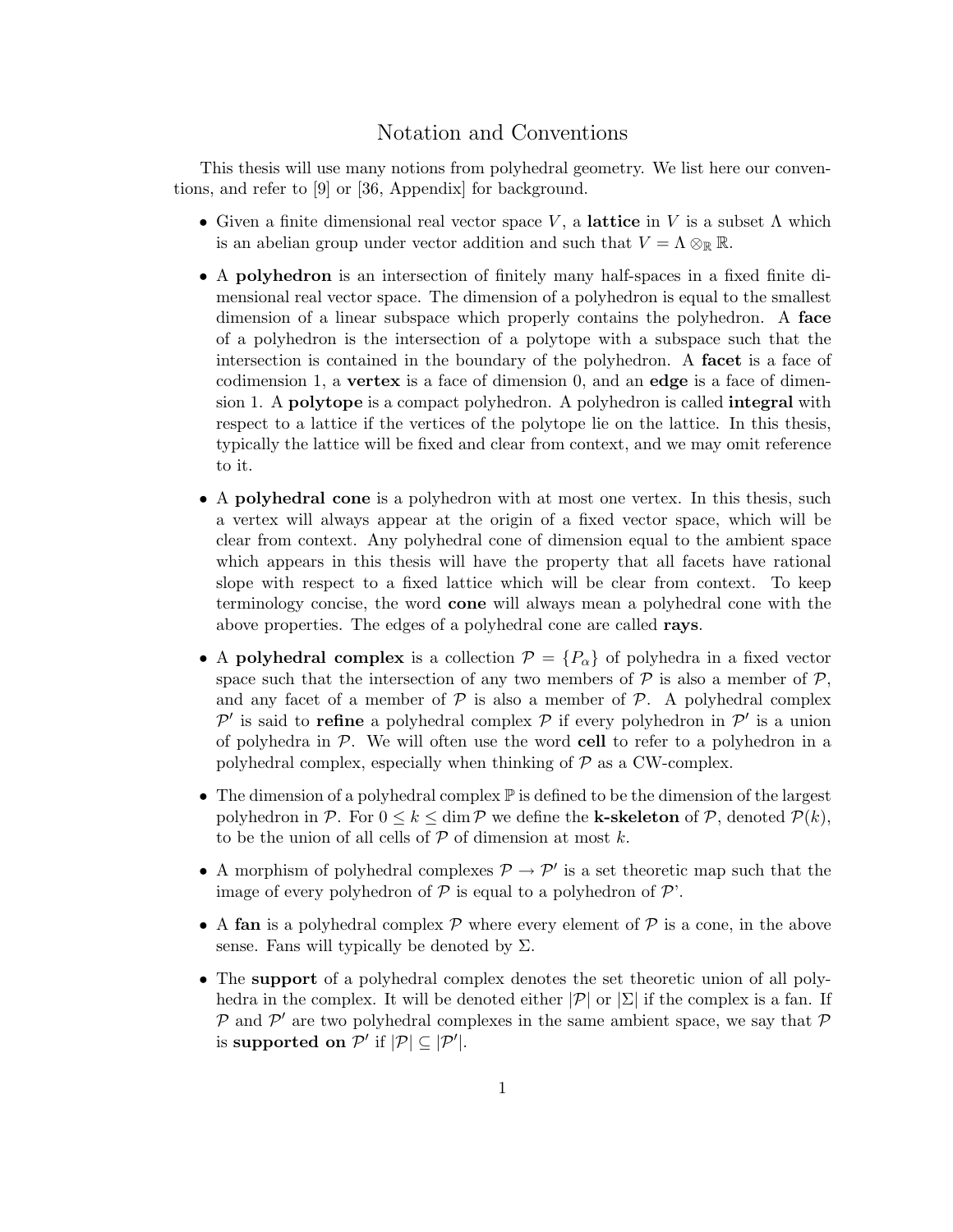# Notation and Conventions

This thesis will use many notions from polyhedral geometry. We list here our conventions, and refer to [9] or [36, Appendix] for background.

- Given a finite dimensional real vector space $V$, a **lattice** in $V$ is a subset $\Lambda$ which is an abelian group under vector addition and such that $V = \Lambda \otimes_{\mathbb{R}} \mathbb{R}$.
- A **polyhedron** is an intersection of finitely many half-spaces in a fixed finite dimensional real vector space. The dimension of a polyhedron is equal to the smallest dimension of a linear subspace which properly contains the polyhedron. A **face** of a polyhedron is the intersection of a polytope with a subspace such that the intersection is contained in the boundary of the polyhedron. A **facet** is a face of codimension 1, a **vertex** is a face of dimension 0, and an **edge** is a face of dimension 1. A **polytope** is a compact polyhedron. A polyhedron is called **integral** with respect to a lattice if the vertices of the polytope lie on the lattice. In this thesis, typically the lattice will be fixed and clear from context, and we may omit reference to it.
- A **polyhedral cone** is a polyhedron with at most one vertex. In this thesis, such a vertex will always appear at the origin of a fixed vector space, which will be clear from context. Any polyhedral cone of dimension equal to the ambient space which appears in this thesis will have the property that all facets have rational slope with respect to a fixed lattice which will be clear from context. To keep terminology concise, the word **cone** will always mean a polyhedral cone with the above properties. The edges of a polyhedral cone are called **rays**.
- A **polyhedral complex** is a collection $\mathcal{P} = \{P_\alpha\}$ of polyhedra in a fixed vector space such that the intersection of any two members of $\mathcal{P}$ is also a member of $\mathcal{P}$, and any facet of a member of $\mathcal{P}$ is also a member of $\mathcal{P}$. A polyhedral complex $\mathcal{P}'$ is said to **refine** a polyhedral complex $\mathcal{P}$ if every polyhedron in $\mathcal{P}'$ is a union of polyhedra in $\mathcal{P}$. We will often use the word **cell** to refer to a polyhedron in a polyhedral complex, especially when thinking of $\mathcal{P}$ as a CW-complex.
- The dimension of a polyhedral complex $\mathbb{P}$ is defined to be the dimension of the largest polyhedron in $\mathcal{P}$. For $0 \leq k \leq \dim \mathcal{P}$ we define the **k-skeleton** of $\mathcal{P}$, denoted $\mathcal{P}(k)$, to be the union of all cells of $\mathcal{P}$ of dimension at most $k$.
- A morphism of polyhedral complexes $\mathcal{P} \to \mathcal{P}'$ is a set theoretic map such that the image of every polyhedron of $\mathcal{P}$ is equal to a polyhedron of $\mathcal{P}$'.
- A **fan** is a polyhedral complex $\mathcal{P}$ where every element of $\mathcal{P}$ is a cone, in the above sense. Fans will typically be denoted by $\Sigma$.
- The **support** of a polyhedral complex denotes the set theoretic union of all polyhedra in the complex. It will be denoted either $|\mathcal{P}|$ or $|\Sigma|$ if the complex is a fan. If $\mathcal{P}$ and $\mathcal{P}'$ are two polyhedral complexes in the same ambient space, we say that $\mathcal{P}$ is **supported on** $\mathcal{P}'$ if $|\mathcal{P}| \subseteq |\mathcal{P}'|$.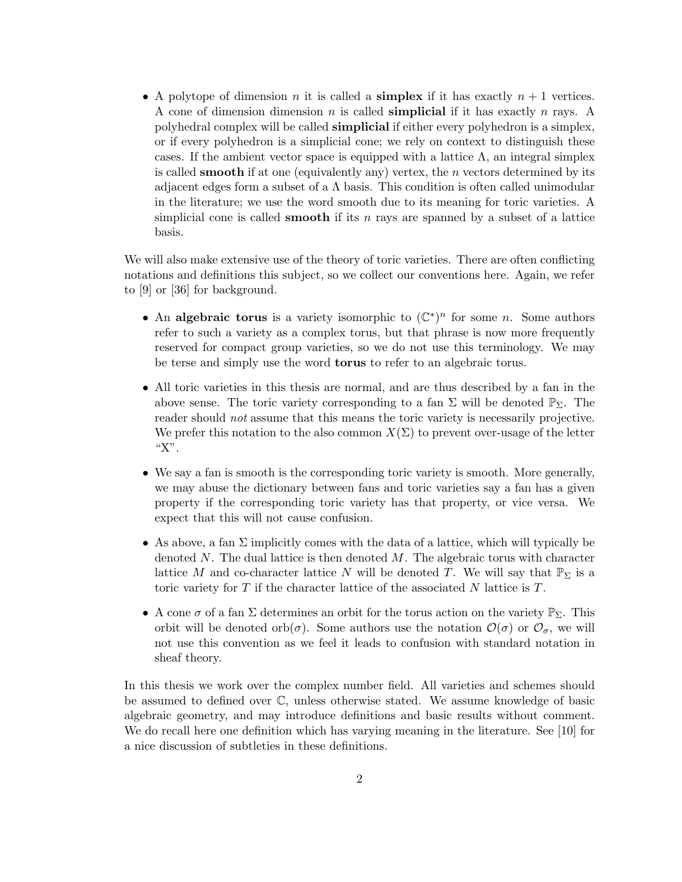- A polytope of dimension $n$ it is called a **simplex** if it has exactly $n+1$ vertices. A cone of dimension dimension $n$ is called **simplicial** if it has exactly $n$ rays. A polyhedral complex will be called **simplicial** if either every polyhedron is a simplex, or if every polyhedron is a simplicial cone; we rely on context to distinguish these cases. If the ambient vector space is equipped with a lattice $\Lambda$, an integral simplex is called **smooth** if at one (equivalently any) vertex, the $n$ vectors determined by its adjacent edges form a subset of a $\Lambda$ basis. This condition is often called unimodular in the literature; we use the word smooth due to its meaning for toric varieties. A simplicial cone is called **smooth** if its $n$ rays are spanned by a subset of a lattice basis.

We will also make extensive use of the theory of toric varieties. There are often conflicting notations and definitions this subject, so we collect our conventions here. Again, we refer to [9] or [36] for background.

- An **algebraic torus** is a variety isomorphic to $(\mathbb{C}^*)^n$ for some $n$. Some authors refer to such a variety as a complex torus, but that phrase is now more frequently reserved for compact group varieties, so we do not use this terminology. We may be terse and simply use the word **torus** to refer to an algebraic torus.

- All toric varieties in this thesis are normal, and are thus described by a fan in the above sense. The toric variety corresponding to a fan $\Sigma$ will be denoted $\mathbb{P}_\Sigma$. The reader should *not* assume that this means the toric variety is necessarily projective. We prefer this notation to the also common $X(\Sigma)$ to prevent over-usage of the letter "X".

- We say a fan is smooth is the corresponding toric variety is smooth. More generally, we may abuse the dictionary between fans and toric varieties say a fan has a given property if the corresponding toric variety has that property, or vice versa. We expect that this will not cause confusion.

- As above, a fan $\Sigma$ implicitly comes with the data of a lattice, which will typically be denoted $N$. The dual lattice is then denoted $M$. The algebraic torus with character lattice $M$ and co-character lattice $N$ will be denoted $T$. We will say that $\mathbb{P}_\Sigma$ is a toric variety for $T$ if the character lattice of the associated $N$ lattice is $T$.

- A cone $\sigma$ of a fan $\Sigma$ determines an orbit for the torus action on the variety $\mathbb{P}_\Sigma$. This orbit will be denoted $\mathrm{orb}(\sigma)$. Some authors use the notation $\mathcal{O}(\sigma)$ or $\mathcal{O}_\sigma$, we will not use this convention as we feel it leads to confusion with standard notation in sheaf theory.

In this thesis we work over the complex number field. All varieties and schemes should be assumed to defined over $\mathbb{C}$, unless otherwise stated. We assume knowledge of basic algebraic geometry, and may introduce definitions and basic results without comment. We do recall here one definition which has varying meaning in the literature. See [10] for a nice discussion of subtleties in these definitions.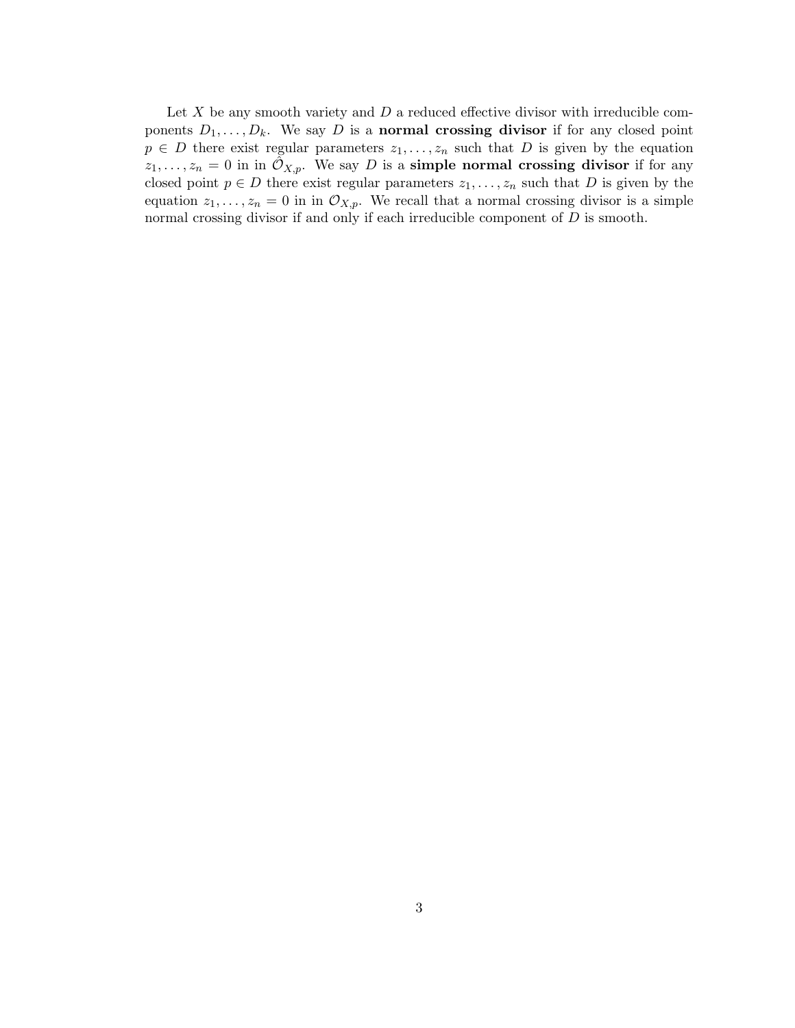Let $X$ be any smooth variety and $D$ a reduced effective divisor with irreducible components $D_1, \ldots, D_k$. We say $D$ is a **normal crossing divisor** if for any closed point $p \in D$ there exist regular parameters $z_1, \ldots, z_n$ such that $D$ is given by the equation $z_1, \ldots, z_n = 0$ in in $\hat{\mathcal{O}}_{X,p}$. We say $D$ is a **simple normal crossing divisor** if for any closed point $p \in D$ there exist regular parameters $z_1, \ldots, z_n$ such that $D$ is given by the equation $z_1, \ldots, z_n = 0$ in in $\mathcal{O}_{X,p}$. We recall that a normal crossing divisor is a simple normal crossing divisor if and only if each irreducible component of $D$ is smooth.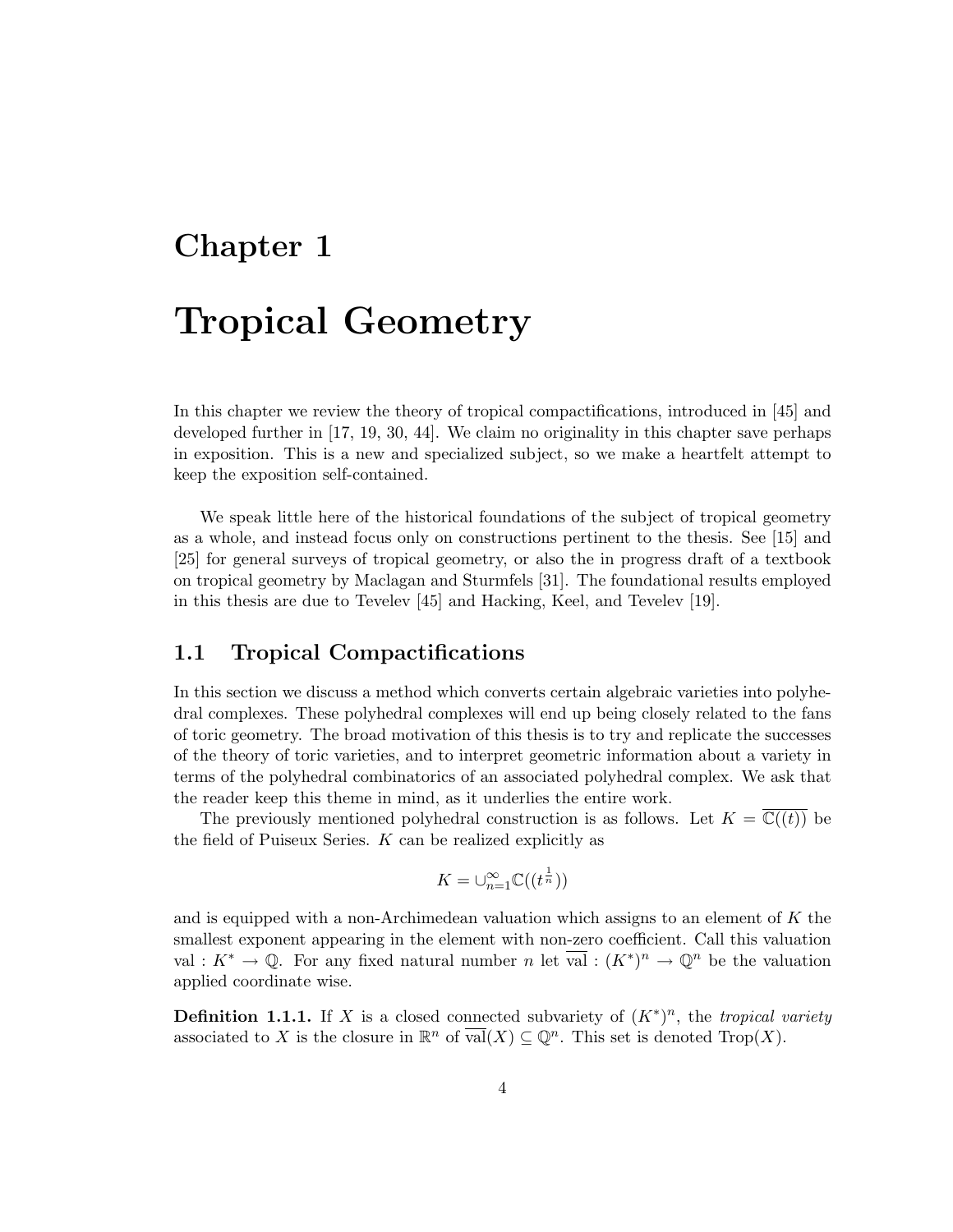# Chapter 1

# Tropical Geometry

In this chapter we review the theory of tropical compactifications, introduced in [45] and developed further in [17, 19, 30, 44]. We claim no originality in this chapter save perhaps in exposition. This is a new and specialized subject, so we make a heartfelt attempt to keep the exposition self-contained.

We speak little here of the historical foundations of the subject of tropical geometry as a whole, and instead focus only on constructions pertinent to the thesis. See [15] and [25] for general surveys of tropical geometry, or also the in progress draft of a textbook on tropical geometry by Maclagan and Sturmfels [31]. The foundational results employed in this thesis are due to Tevelev [45] and Hacking, Keel, and Tevelev [19].

## 1.1 Tropical Compactifications

In this section we discuss a method which converts certain algebraic varieties into polyhedral complexes. These polyhedral complexes will end up being closely related to the fans of toric geometry. The broad motivation of this thesis is to try and replicate the successes of the theory of toric varieties, and to interpret geometric information about a variety in terms of the polyhedral combinatorics of an associated polyhedral complex. We ask that the reader keep this theme in mind, as it underlies the entire work.

The previously mentioned polyhedral construction is as follows. Let $K = \overline{\mathbb{C}((t))}$ be the field of Puiseux Series. $K$ can be realized explicitly as

$$K = \cup_{n=1}^{\infty} \mathbb{C}((t^{\frac{1}{n}}))$$

and is equipped with a non-Archimedean valuation which assigns to an element of $K$ the smallest exponent appearing in the element with non-zero coefficient. Call this valuation $\text{val} : K^* \to \mathbb{Q}$. For any fixed natural number $n$ let $\overline{\text{val}} : (K^*)^n \to \mathbb{Q}^n$ be the valuation applied coordinate wise.

**Definition 1.1.1.** If $X$ is a closed connected subvariety of $(K^*)^n$, the *tropical variety* associated to $X$ is the closure in $\mathbb{R}^n$ of $\overline{\text{val}}(X) \subseteq \mathbb{Q}^n$. This set is denoted $\text{Trop}(X)$.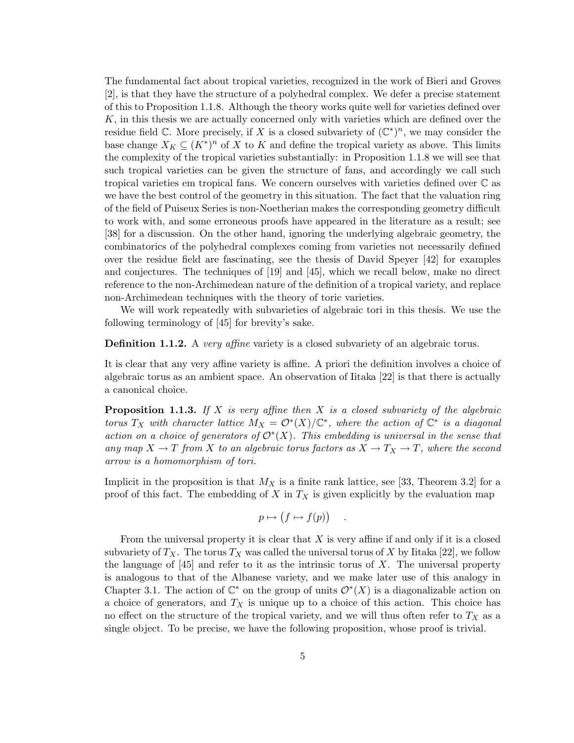The fundamental fact about tropical varieties, recognized in the work of Bieri and Groves [2], is that they have the structure of a polyhedral complex. We defer a precise statement of this to Proposition 1.1.8. Although the theory works quite well for varieties defined over $K$, in this thesis we are actually concerned only with varieties which are defined over the residue field $\mathbb{C}$. More precisely, if $X$ is a closed subvariety of $(\mathbb{C}^*)^n$, we may consider the base change $X_K \subseteq (K^*)^n$ of $X$ to $K$ and define the tropical variety as above. This limits the complexity of the tropical varieties substantially: in Proposition 1.1.8 we will see that such tropical varieties can be given the structure of fans, and accordingly we call such tropical varieties em tropical fans. We concern ourselves with varieties defined over $\mathbb{C}$ as we have the best control of the geometry in this situation. The fact that the valuation ring of the field of Puiseux Series is non-Noetherian makes the corresponding geometry difficult to work with, and some erroneous proofs have appeared in the literature as a result; see [38] for a discussion. On the other hand, ignoring the underlying algebraic geometry, the combinatorics of the polyhedral complexes coming from varieties not necessarily defined over the residue field are fascinating, see the thesis of David Speyer [42] for examples and conjectures. The techniques of [19] and [45], which we recall below, make no direct reference to the non-Archimedean nature of the definition of a tropical variety, and replace non-Archimedean techniques with the theory of toric varieties.

We will work repeatedly with subvarieties of algebraic tori in this thesis. We use the following terminology of [45] for brevity's sake.

**Definition 1.1.2.** A *very affine* variety is a closed subvariety of an algebraic torus.

It is clear that any very affine variety is affine. A priori the definition involves a choice of algebraic torus as an ambient space. An observation of Iitaka [22] is that there is actually a canonical choice.

**Proposition 1.1.3.** *If $X$ is very affine then $X$ is a closed subvariety of the algebraic torus $T_X$ with character lattice $M_X = \mathcal{O}^*(X)/\mathbb{C}^*$, where the action of $\mathbb{C}^*$ is a diagonal action on a choice of generators of $\mathcal{O}^*(X)$. This embedding is universal in the sense that any map $X \to T$ from $X$ to an algebraic torus factors as $X \to T_X \to T$, where the second arrow is a homomorphism of tori.*

Implicit in the proposition is that $M_X$ is a finite rank lattice, see [33, Theorem 3.2] for a proof of this fact. The embedding of $X$ in $T_X$ is given explicitly by the evaluation map

$$p \mapsto \big(f \mapsto f(p)\big) \quad .$$

From the universal property it is clear that $X$ is very affine if and only if it is a closed subvariety of $T_X$. The torus $T_X$ was called the universal torus of $X$ by Iitaka [22], we follow the language of [45] and refer to it as the intrinsic torus of $X$. The universal property is analogous to that of the Albanese variety, and we make later use of this analogy in Chapter 3.1. The action of $\mathbb{C}^*$ on the group of units $\mathcal{O}^*(X)$ is a diagonalizable action on a choice of generators, and $T_X$ is unique up to a choice of this action. This choice has no effect on the structure of the tropical variety, and we will thus often refer to $T_X$ as a single object. To be precise, we have the following proposition, whose proof is trivial.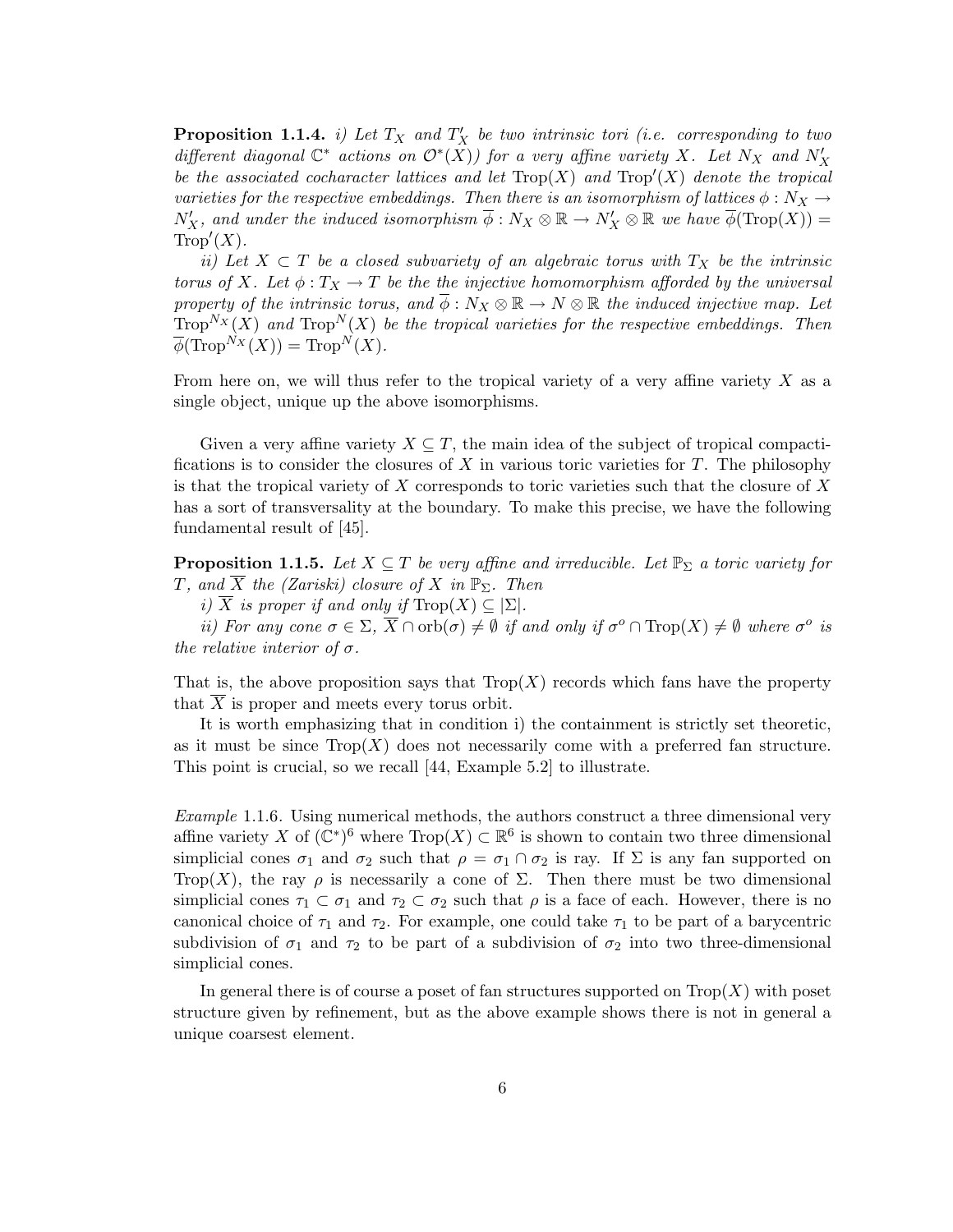**Proposition 1.1.4.** *i) Let $T_X$ and $T'_X$ be two intrinsic tori (i.e. corresponding to two different diagonal $\mathbb{C}^*$ actions on $\mathcal{O}^*(X)$) for a very affine variety $X$. Let $N_X$ and $N'_X$ be the associated cocharacter lattices and let $\mathrm{Trop}(X)$ and $\mathrm{Trop}'(X)$ denote the tropical varieties for the respective embeddings. Then there is an isomorphism of lattices $\phi : N_X \to N'_X$, and under the induced isomorphism $\overline{\phi} : N_X \otimes \mathbb{R} \to N'_X \otimes \mathbb{R}$ we have $\overline{\phi}(\mathrm{Trop}(X)) = \mathrm{Trop}'(X)$.*

*ii) Let $X \subset T$ be a closed subvariety of an algebraic torus with $T_X$ be the intrinsic torus of $X$. Let $\phi : T_X \to T$ be the the injective homomorphism afforded by the universal property of the intrinsic torus, and $\overline{\phi} : N_X \otimes \mathbb{R} \to N \otimes \mathbb{R}$ the induced injective map. Let $\mathrm{Trop}^{N_X}(X)$ and $\mathrm{Trop}^{N}(X)$ be the tropical varieties for the respective embeddings. Then $\overline{\phi}(\mathrm{Trop}^{N_X}(X)) = \mathrm{Trop}^{N}(X)$.*

From here on, we will thus refer to the tropical variety of a very affine variety $X$ as a single object, unique up the above isomorphisms.

Given a very affine variety $X \subseteq T$, the main idea of the subject of tropical compactifications is to consider the closures of $X$ in various toric varieties for $T$. The philosophy is that the tropical variety of $X$ corresponds to toric varieties such that the closure of $X$ has a sort of transversality at the boundary. To make this precise, we have the following fundamental result of [45].

**Proposition 1.1.5.** *Let $X \subseteq T$ be very affine and irreducible. Let $\mathbb{P}_\Sigma$ a toric variety for $T$, and $\overline{X}$ the (Zariski) closure of $X$ in $\mathbb{P}_\Sigma$. Then*

*i) $\overline{X}$ is proper if and only if $\mathrm{Trop}(X) \subseteq |\Sigma|$.*

*ii) For any cone $\sigma \in \Sigma$, $\overline{X} \cap \mathrm{orb}(\sigma) \neq \emptyset$ if and only if $\sigma^o \cap \mathrm{Trop}(X) \neq \emptyset$ where $\sigma^o$ is the relative interior of $\sigma$.*

That is, the above proposition says that $\mathrm{Trop}(X)$ records which fans have the property that $\overline{X}$ is proper and meets every torus orbit.

It is worth emphasizing that in condition i) the containment is strictly set theoretic, as it must be since $\mathrm{Trop}(X)$ does not necessarily come with a preferred fan structure. This point is crucial, so we recall [44, Example 5.2] to illustrate.

*Example* 1.1.6. Using numerical methods, the authors construct a three dimensional very affine variety $X$ of $(\mathbb{C}^*)^6$ where $\mathrm{Trop}(X) \subset \mathbb{R}^6$ is shown to contain two three dimensional simplicial cones $\sigma_1$ and $\sigma_2$ such that $\rho = \sigma_1 \cap \sigma_2$ is ray. If $\Sigma$ is any fan supported on $\mathrm{Trop}(X)$, the ray $\rho$ is necessarily a cone of $\Sigma$. Then there must be two dimensional simplicial cones $\tau_1 \subset \sigma_1$ and $\tau_2 \subset \sigma_2$ such that $\rho$ is a face of each. However, there is no canonical choice of $\tau_1$ and $\tau_2$. For example, one could take $\tau_1$ to be part of a barycentric subdivision of $\sigma_1$ and $\tau_2$ to be part of a subdivision of $\sigma_2$ into two three-dimensional simplicial cones.

In general there is of course a poset of fan structures supported on $\mathrm{Trop}(X)$ with poset structure given by refinement, but as the above example shows there is not in general a unique coarsest element.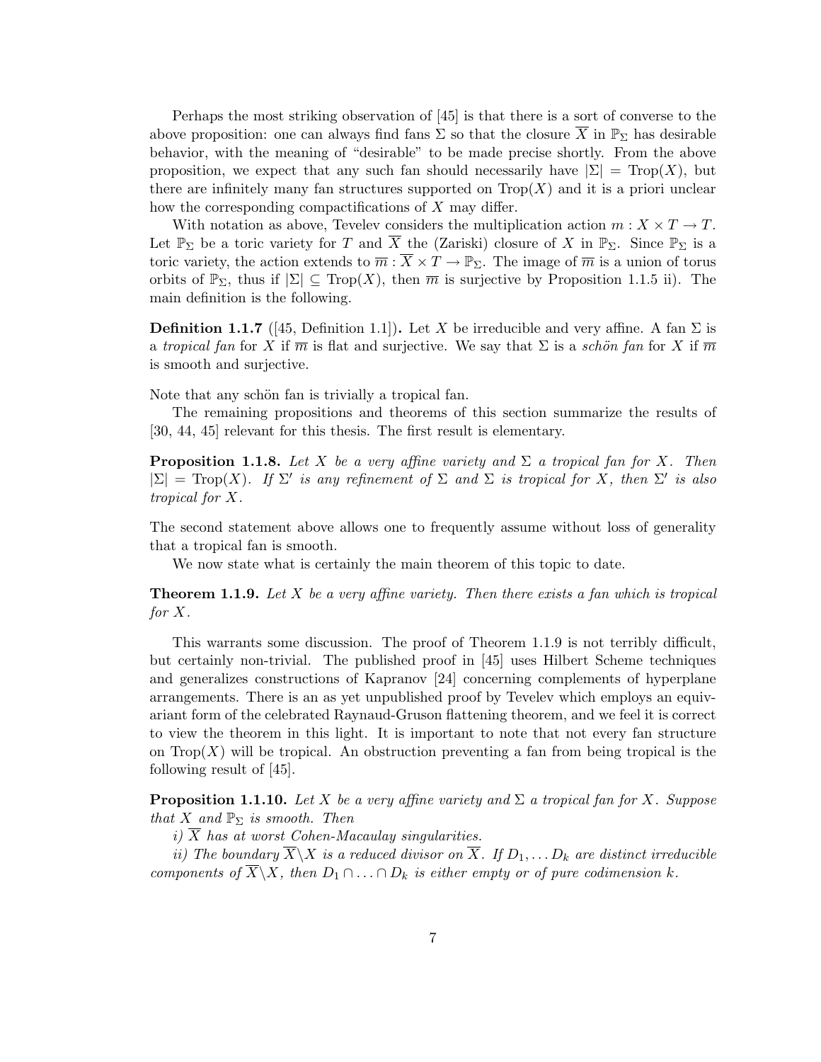Perhaps the most striking observation of [45] is that there is a sort of converse to the above proposition: one can always find fans $\Sigma$ so that the closure $\overline{X}$ in $\mathbb{P}_\Sigma$ has desirable behavior, with the meaning of "desirable" to be made precise shortly. From the above proposition, we expect that any such fan should necessarily have $|\Sigma| = \mathrm{Trop}(X)$, but there are infinitely many fan structures supported on $\mathrm{Trop}(X)$ and it is a priori unclear how the corresponding compactifications of $X$ may differ.

With notation as above, Tevelev considers the multiplication action $m : X \times T \to T$. Let $\mathbb{P}_\Sigma$ be a toric variety for $T$ and $\overline{X}$ the (Zariski) closure of $X$ in $\mathbb{P}_\Sigma$. Since $\mathbb{P}_\Sigma$ is a toric variety, the action extends to $\overline{m} : \overline{X} \times T \to \mathbb{P}_\Sigma$. The image of $\overline{m}$ is a union of torus orbits of $\mathbb{P}_\Sigma$, thus if $|\Sigma| \subseteq \mathrm{Trop}(X)$, then $\overline{m}$ is surjective by Proposition 1.1.5 ii). The main definition is the following.

**Definition 1.1.7** ([45, Definition 1.1])**.** Let $X$ be irreducible and very affine. A fan $\Sigma$ is a *tropical fan* for $X$ if $\overline{m}$ is flat and surjective. We say that $\Sigma$ is a *schön fan* for $X$ if $\overline{m}$ is smooth and surjective.

Note that any schön fan is trivially a tropical fan.

The remaining propositions and theorems of this section summarize the results of [30, 44, 45] relevant for this thesis. The first result is elementary.

**Proposition 1.1.8.** *Let $X$ be a very affine variety and $\Sigma$ a tropical fan for $X$. Then $|\Sigma| = \mathrm{Trop}(X)$. If $\Sigma'$ is any refinement of $\Sigma$ and $\Sigma$ is tropical for $X$, then $\Sigma'$ is also tropical for $X$.*

The second statement above allows one to frequently assume without loss of generality that a tropical fan is smooth.

We now state what is certainly the main theorem of this topic to date.

**Theorem 1.1.9.** *Let $X$ be a very affine variety. Then there exists a fan which is tropical for $X$.*

This warrants some discussion. The proof of Theorem 1.1.9 is not terribly difficult, but certainly non-trivial. The published proof in [45] uses Hilbert Scheme techniques and generalizes constructions of Kapranov [24] concerning complements of hyperplane arrangements. There is an as yet unpublished proof by Tevelev which employs an equivariant form of the celebrated Raynaud-Gruson flattening theorem, and we feel it is correct to view the theorem in this light. It is important to note that not every fan structure on $\mathrm{Trop}(X)$ will be tropical. An obstruction preventing a fan from being tropical is the following result of [45].

**Proposition 1.1.10.** *Let $X$ be a very affine variety and $\Sigma$ a tropical fan for $X$. Suppose that $X$ and $\mathbb{P}_\Sigma$ is smooth. Then*

*i) $\overline{X}$ has at worst Cohen-Macaulay singularities.*

*ii) The boundary $\overline{X} \backslash X$ is a reduced divisor on $\overline{X}$. If $D_1, \ldots D_k$ are distinct irreducible components of $\overline{X} \backslash X$, then $D_1 \cap \ldots \cap D_k$ is either empty or of pure codimension $k$.*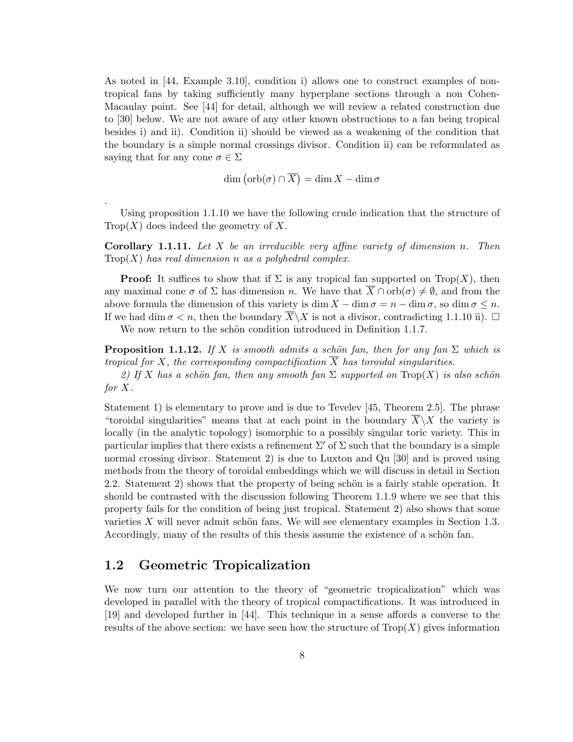As noted in [44, Example 3.10], condition i) allows one to construct examples of non-tropical fans by taking sufficiently many hyperplane sections through a non Cohen-Macaulay point. See [44] for detail, although we will review a related construction due to [30] below. We are not aware of any other known obstructions to a fan being tropical besides i) and ii). Condition ii) should be viewed as a weakening of the condition that the boundary is a simple normal crossings divisor. Condition ii) can be reformulated as saying that for any cone $\sigma \in \Sigma$

$$\dim\left(\mathrm{orb}(\sigma) \cap \overline{X}\right) = \dim X - \dim \sigma$$

.

Using proposition 1.1.10 we have the following crude indication that the structure of $\mathrm{Trop}(X)$ does indeed the geometry of $X$.

**Corollary 1.1.11.** *Let $X$ be an irreducible very affine variety of dimension $n$. Then $\mathrm{Trop}(X)$ has real dimension $n$ as a polyhedral complex.*

**Proof:** It suffices to show that if $\Sigma$ is any tropical fan supported on $\mathrm{Trop}(X)$, then any maximal cone $\sigma$ of $\Sigma$ has dimension $n$. We have that $\overline{X} \cap \mathrm{orb}(\sigma) \neq \emptyset$, and from the above formula the dimension of this variety is $\dim X - \dim \sigma = n - \dim \sigma$, so $\dim \sigma \leq n$. If we had $\dim \sigma < n$, then the boundary $\overline{X} \backslash X$ is not a divisor, contradicting 1.1.10 ii). □

We now return to the schön condition introduced in Definition 1.1.7.

**Proposition 1.1.12.** *If $X$ is smooth admits a schön fan, then for any fan $\Sigma$ which is tropical for $X$, the corresponding compactification $\overline{X}$ has toroidal singularities.*

*2) If $X$ has a schön fan, then any smooth fan $\Sigma$ supported on $\mathrm{Trop}(X)$ is also schön for $X$.*

Statement 1) is elementary to prove and is due to Tevelev [45, Theorem 2.5]. The phrase "toroidal singularities" means that at each point in the boundary $\overline{X} \backslash X$ the variety is locally (in the analytic topology) isomorphic to a possibly singular toric variety. This in particular implies that there exists a refinement $\Sigma'$ of $\Sigma$ such that the boundary is a simple normal crossing divisor. Statement 2) is due to Luxton and Qu [30] and is proved using methods from the theory of toroidal embeddings which we will discuss in detail in Section 2.2. Statement 2) shows that the property of being schön is a fairly stable operation. It should be contrasted with the discussion following Theorem 1.1.9 where we see that this property fails for the condition of being just tropical. Statement 2) also shows that some varieties $X$ will never admit schön fans. We will see elementary examples in Section 1.3. Accordingly, many of the results of this thesis assume the existence of a schön fan.

## 1.2 Geometric Tropicalization

We now turn our attention to the theory of "geometric tropicalization" which was developed in parallel with the theory of tropical compactifications. It was introduced in [19] and developed further in [44]. This technique in a sense affords a converse to the results of the above section: we have seen how the structure of $\mathrm{Trop}(X)$ gives information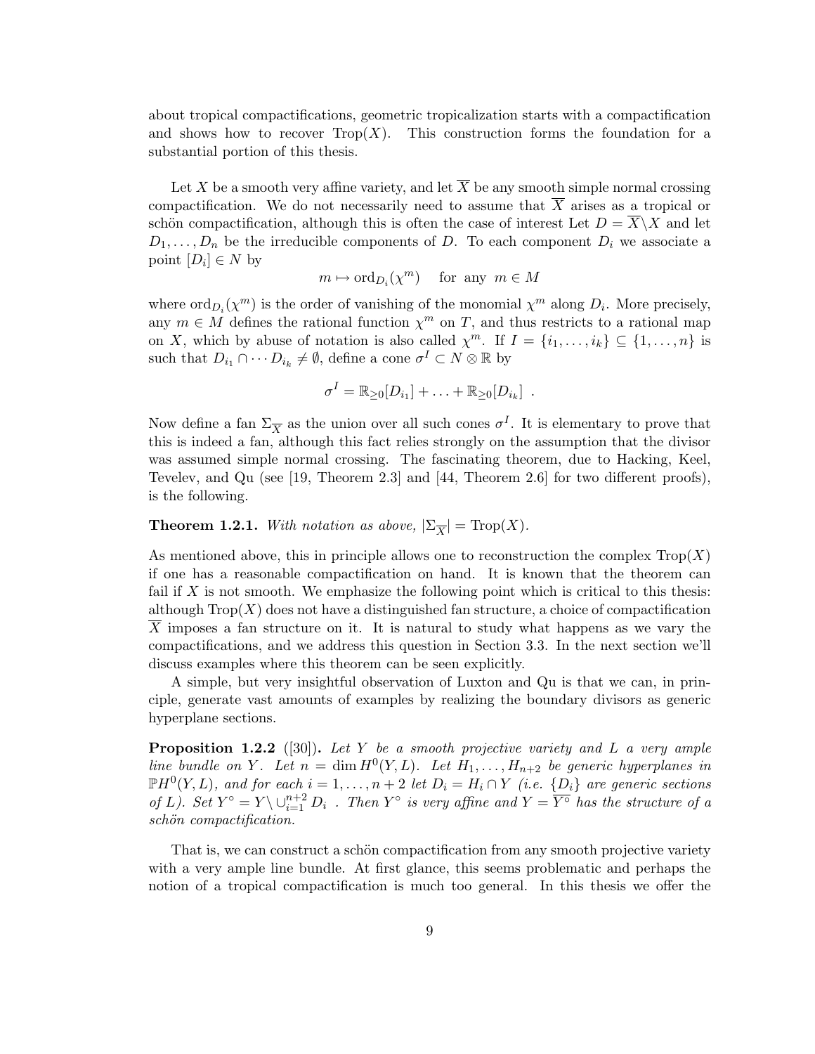about tropical compactifications, geometric tropicalization starts with a compactification and shows how to recover $\mathrm{Trop}(X)$. This construction forms the foundation for a substantial portion of this thesis.

Let $X$ be a smooth very affine variety, and let $\overline{X}$ be any smooth simple normal crossing compactification. We do not necessarily need to assume that $\overline{X}$ arises as a tropical or schön compactification, although this is often the case of interest Let $D = \overline{X} \backslash X$ and let $D_1, \ldots, D_n$ be the irreducible components of $D$. To each component $D_i$ we associate a point $[D_i] \in N$ by

$$m \mapsto \mathrm{ord}_{D_i}(\chi^m) \quad \text{for any } m \in M$$

where $\mathrm{ord}_{D_i}(\chi^m)$ is the order of vanishing of the monomial $\chi^m$ along $D_i$. More precisely, any $m \in M$ defines the rational function $\chi^m$ on $T$, and thus restricts to a rational map on $X$, which by abuse of notation is also called $\chi^m$. If $I = \{i_1, \ldots, i_k\} \subseteq \{1, \ldots, n\}$ is such that $D_{i_1} \cap \cdots D_{i_k} \neq \emptyset$, define a cone $\sigma^I \subset N \otimes \mathbb{R}$ by

$$\sigma^I = \mathbb{R}_{\geq 0}[D_{i_1}] + \ldots + \mathbb{R}_{\geq 0}[D_{i_k}] \ .$$

Now define a fan $\Sigma_{\overline{X}}$ as the union over all such cones $\sigma^I$. It is elementary to prove that this is indeed a fan, although this fact relies strongly on the assumption that the divisor was assumed simple normal crossing. The fascinating theorem, due to Hacking, Keel, Tevelev, and Qu (see [19, Theorem 2.3] and [44, Theorem 2.6] for two different proofs), is the following.

**Theorem 1.2.1.** *With notation as above, $|\Sigma_{\overline{X}}| = \mathrm{Trop}(X)$.*

As mentioned above, this in principle allows one to reconstruction the complex $\mathrm{Trop}(X)$ if one has a reasonable compactification on hand. It is known that the theorem can fail if $X$ is not smooth. We emphasize the following point which is critical to this thesis: although $\mathrm{Trop}(X)$ does not have a distinguished fan structure, a choice of compactification $\overline{X}$ imposes a fan structure on it. It is natural to study what happens as we vary the compactifications, and we address this question in Section 3.3. In the next section we'll discuss examples where this theorem can be seen explicitly.

A simple, but very insightful observation of Luxton and Qu is that we can, in principle, generate vast amounts of examples by realizing the boundary divisors as generic hyperplane sections.

**Proposition 1.2.2** ([30]). *Let $Y$ be a smooth projective variety and $L$ a very ample line bundle on $Y$. Let $n = \dim H^0(Y, L)$. Let $H_1, \ldots, H_{n+2}$ be generic hyperplanes in $\mathbb{P}H^0(Y, L)$, and for each $i = 1, \ldots, n+2$ let $D_i = H_i \cap Y$ (i.e. $\{D_i\}$ are generic sections of $L$). Set $Y^\circ = Y \backslash \cup_{i=1}^{n+2} D_i$ . Then $Y^\circ$ is very affine and $Y = \overline{Y^\circ}$ has the structure of a schön compactification.*

That is, we can construct a schön compactification from any smooth projective variety with a very ample line bundle. At first glance, this seems problematic and perhaps the notion of a tropical compactification is much too general. In this thesis we offer the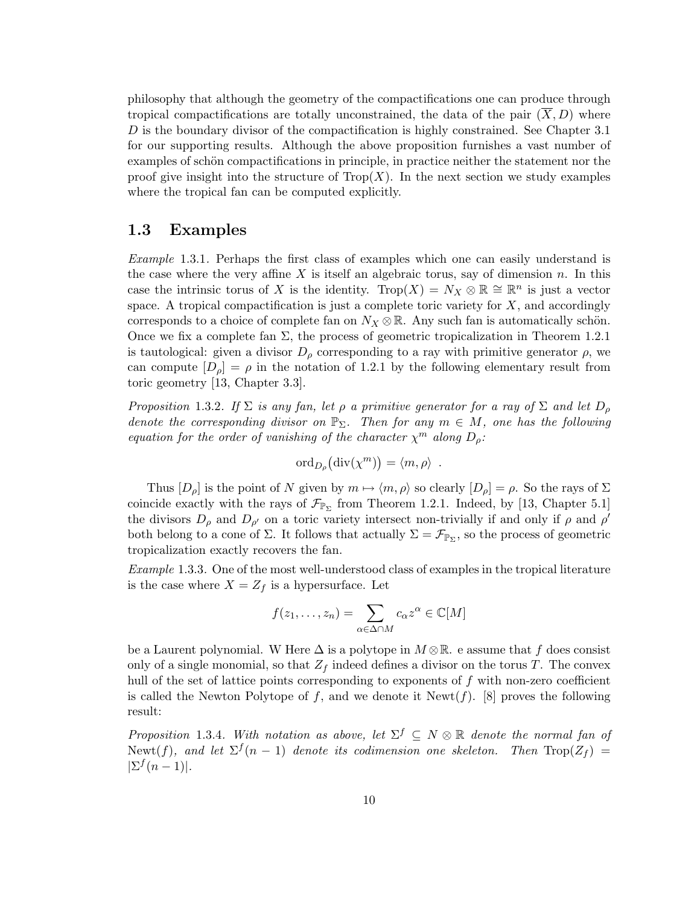philosophy that although the geometry of the compactifications one can produce through tropical compactifications are totally unconstrained, the data of the pair $(\overline{X}, D)$ where $D$ is the boundary divisor of the compactification is highly constrained. See Chapter 3.1 for our supporting results. Although the above proposition furnishes a vast number of examples of schön compactifications in principle, in practice neither the statement nor the proof give insight into the structure of $\mathrm{Trop}(X)$. In the next section we study examples where the tropical fan can be computed explicitly.

## 1.3 Examples

*Example* 1.3.1. Perhaps the first class of examples which one can easily understand is the case where the very affine $X$ is itself an algebraic torus, say of dimension $n$. In this case the intrinsic torus of $X$ is the identity. $\mathrm{Trop}(X) = N_X \otimes \mathbb{R} \cong \mathbb{R}^n$ is just a vector space. A tropical compactification is just a complete toric variety for $X$, and accordingly corresponds to a choice of complete fan on $N_X \otimes \mathbb{R}$. Any such fan is automatically schön. Once we fix a complete fan $\Sigma$, the process of geometric tropicalization in Theorem 1.2.1 is tautological: given a divisor $D_\rho$ corresponding to a ray with primitive generator $\rho$, we can compute $[D_\rho] = \rho$ in the notation of 1.2.1 by the following elementary result from toric geometry [13, Chapter 3.3].

*Proposition* 1.3.2. *If $\Sigma$ is any fan, let $\rho$ a primitive generator for a ray of $\Sigma$ and let $D_\rho$ denote the corresponding divisor on $\mathbb{P}_\Sigma$. Then for any $m \in M$, one has the following equation for the order of vanishing of the character $\chi^m$ along $D_\rho$:*

$$\mathrm{ord}_{D_\rho}\big(\mathrm{div}(\chi^m)\big) = \langle m, \rho \rangle \ .$$

Thus $[D_\rho]$ is the point of $N$ given by $m \mapsto \langle m, \rho \rangle$ so clearly $[D_\rho] = \rho$. So the rays of $\Sigma$ coincide exactly with the rays of $\mathcal{F}_{\mathbb{P}_\Sigma}$ from Theorem 1.2.1. Indeed, by [13, Chapter 5.1] the divisors $D_\rho$ and $D_{\rho'}$ on a toric variety intersect non-trivially if and only if $\rho$ and $\rho'$ both belong to a cone of $\Sigma$. It follows that actually $\Sigma = \mathcal{F}_{\mathbb{P}_\Sigma}$, so the process of geometric tropicalization exactly recovers the fan.

*Example* 1.3.3. One of the most well-understood class of examples in the tropical literature is the case where $X = Z_f$ is a hypersurface. Let

$$f(z_1, \ldots, z_n) = \sum_{\alpha \in \Delta \cap M} c_\alpha z^\alpha \in \mathbb{C}[M]$$

be a Laurent polynomial. W Here $\Delta$ is a polytope in $M \otimes \mathbb{R}$. e assume that $f$ does consist only of a single monomial, so that $Z_f$ indeed defines a divisor on the torus $T$. The convex hull of the set of lattice points corresponding to exponents of $f$ with non-zero coefficient is called the Newton Polytope of $f$, and we denote it $\mathrm{Newt}(f)$. [8] proves the following result:

*Proposition* 1.3.4. *With notation as above, let $\Sigma^f \subseteq N \otimes \mathbb{R}$ denote the normal fan of $\mathrm{Newt}(f)$, and let $\Sigma^f(n-1)$ denote its codimension one skeleton. Then $\mathrm{Trop}(Z_f) = |\Sigma^f(n-1)|$.*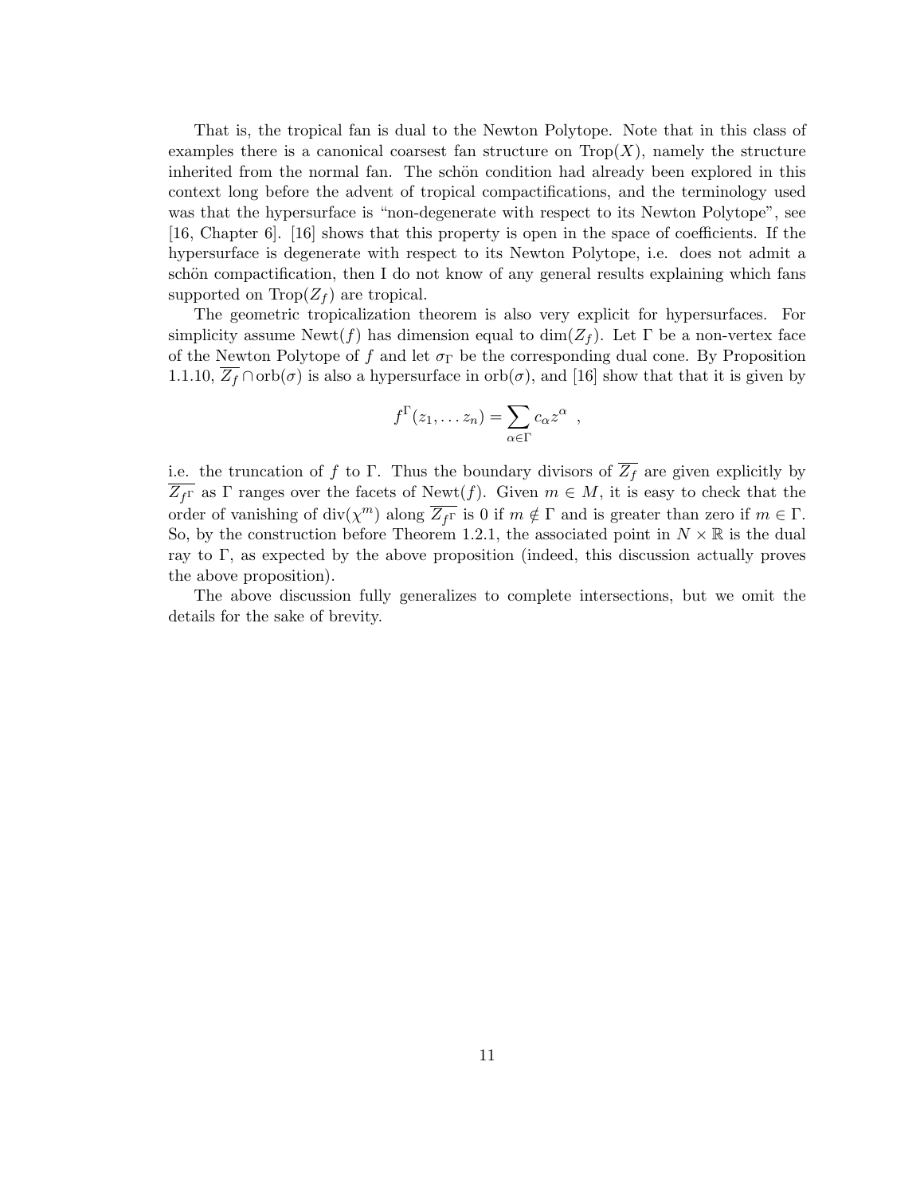That is, the tropical fan is dual to the Newton Polytope. Note that in this class of examples there is a canonical coarsest fan structure on $\mathrm{Trop}(X)$, namely the structure inherited from the normal fan. The schön condition had already been explored in this context long before the advent of tropical compactifications, and the terminology used was that the hypersurface is "non-degenerate with respect to its Newton Polytope", see [16, Chapter 6]. [16] shows that this property is open in the space of coefficients. If the hypersurface is degenerate with respect to its Newton Polytope, i.e. does not admit a schön compactification, then I do not know of any general results explaining which fans supported on $\mathrm{Trop}(Z_f)$ are tropical.

The geometric tropicalization theorem is also very explicit for hypersurfaces. For simplicity assume $\mathrm{Newt}(f)$ has dimension equal to $\dim(Z_f)$. Let $\Gamma$ be a non-vertex face of the Newton Polytope of $f$ and let $\sigma_\Gamma$ be the corresponding dual cone. By Proposition 1.1.10, $\overline{Z_f} \cap \mathrm{orb}(\sigma)$ is also a hypersurface in $\mathrm{orb}(\sigma)$, and [16] show that that it is given by

$$f^\Gamma(z_1, \dots z_n) = \sum_{\alpha \in \Gamma} c_\alpha z^\alpha \ ,$$

i.e. the truncation of $f$ to $\Gamma$. Thus the boundary divisors of $\overline{Z_f}$ are given explicitly by $\overline{Z_{f^\Gamma}}$ as $\Gamma$ ranges over the facets of $\mathrm{Newt}(f)$. Given $m \in M$, it is easy to check that the order of vanishing of $\mathrm{div}(\chi^m)$ along $\overline{Z_{f^\Gamma}}$ is 0 if $m \notin \Gamma$ and is greater than zero if $m \in \Gamma$. So, by the construction before Theorem 1.2.1, the associated point in $N \times \mathbb{R}$ is the dual ray to $\Gamma$, as expected by the above proposition (indeed, this discussion actually proves the above proposition).

The above discussion fully generalizes to complete intersections, but we omit the details for the sake of brevity.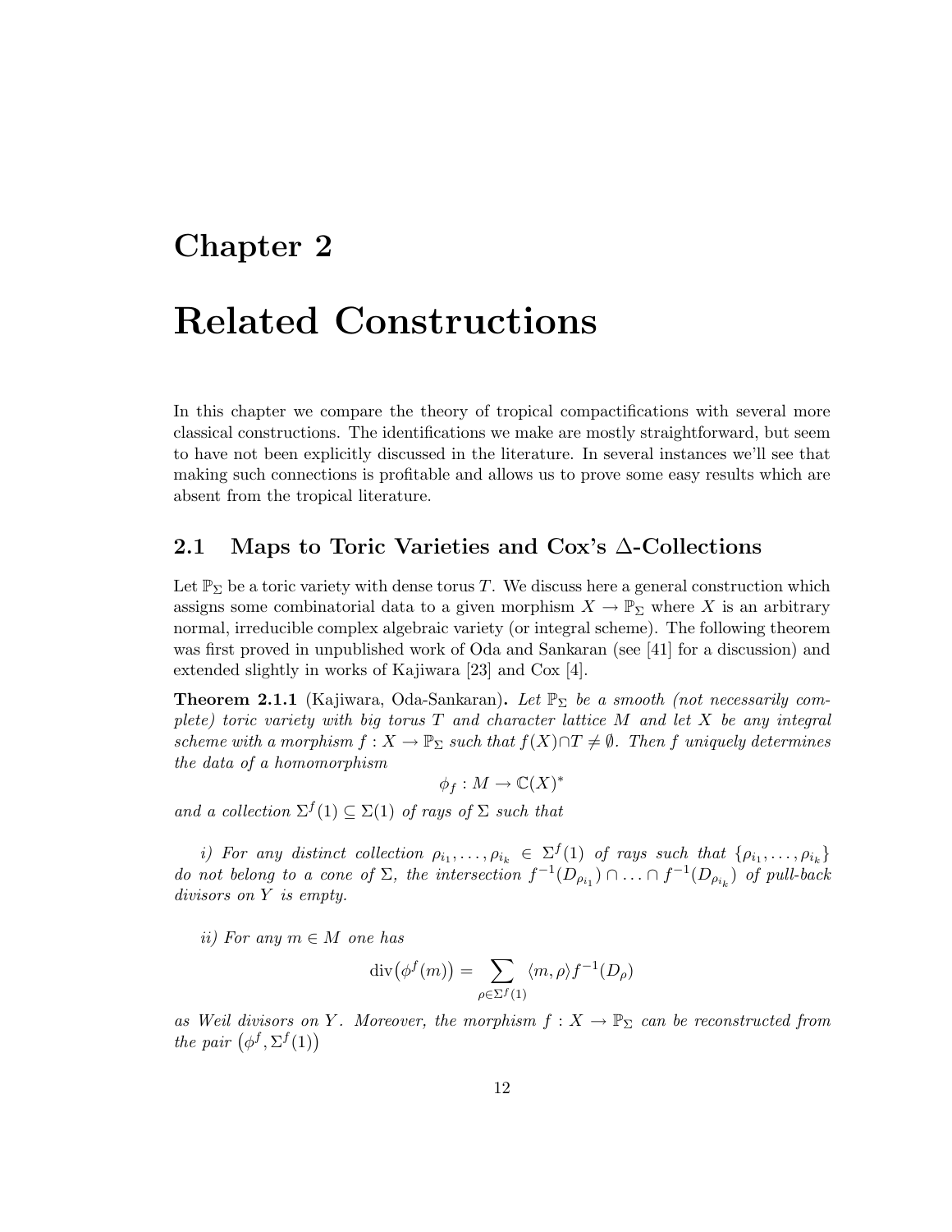# Chapter 2

# Related Constructions

In this chapter we compare the theory of tropical compactifications with several more classical constructions. The identifications we make are mostly straightforward, but seem to have not been explicitly discussed in the literature. In several instances we'll see that making such connections is profitable and allows us to prove some easy results which are absent from the tropical literature.

## 2.1 Maps to Toric Varieties and Cox's $\Delta$-Collections

Let $\mathbb{P}_\Sigma$ be a toric variety with dense torus $T$. We discuss here a general construction which assigns some combinatorial data to a given morphism $X \to \mathbb{P}_\Sigma$ where $X$ is an arbitrary normal, irreducible complex algebraic variety (or integral scheme). The following theorem was first proved in unpublished work of Oda and Sankaran (see [41] for a discussion) and extended slightly in works of Kajiwara [23] and Cox [4].

**Theorem 2.1.1** (Kajiwara, Oda-Sankaran)**.** *Let $\mathbb{P}_\Sigma$ be a smooth (not necessarily complete) toric variety with big torus $T$ and character lattice $M$ and let $X$ be any integral scheme with a morphism $f : X \to \mathbb{P}_\Sigma$ such that $f(X) \cap T \neq \emptyset$. Then $f$ uniquely determines the data of a homomorphism*

$$\phi_f : M \to \mathbb{C}(X)^*$$

*and a collection $\Sigma^f(1) \subseteq \Sigma(1)$ of rays of $\Sigma$ such that*

*i) For any distinct collection $\rho_{i_1}, \ldots, \rho_{i_k} \in \Sigma^f(1)$ of rays such that $\{\rho_{i_1}, \ldots, \rho_{i_k}\}$ do not belong to a cone of $\Sigma$, the intersection $f^{-1}(D_{\rho_{i_1}}) \cap \ldots \cap f^{-1}(D_{\rho_{i_k}})$ of pull-back divisors on $Y$ is empty.*

*ii) For any $m \in M$ one has*

$$\operatorname{div}\big(\phi^f(m)\big) = \sum_{\rho \in \Sigma^f(1)} \langle m, \rho \rangle f^{-1}(D_\rho)$$

*as Weil divisors on $Y$. Moreover, the morphism $f : X \to \mathbb{P}_\Sigma$ can be reconstructed from the pair $\big(\phi^f, \Sigma^f(1)\big)$*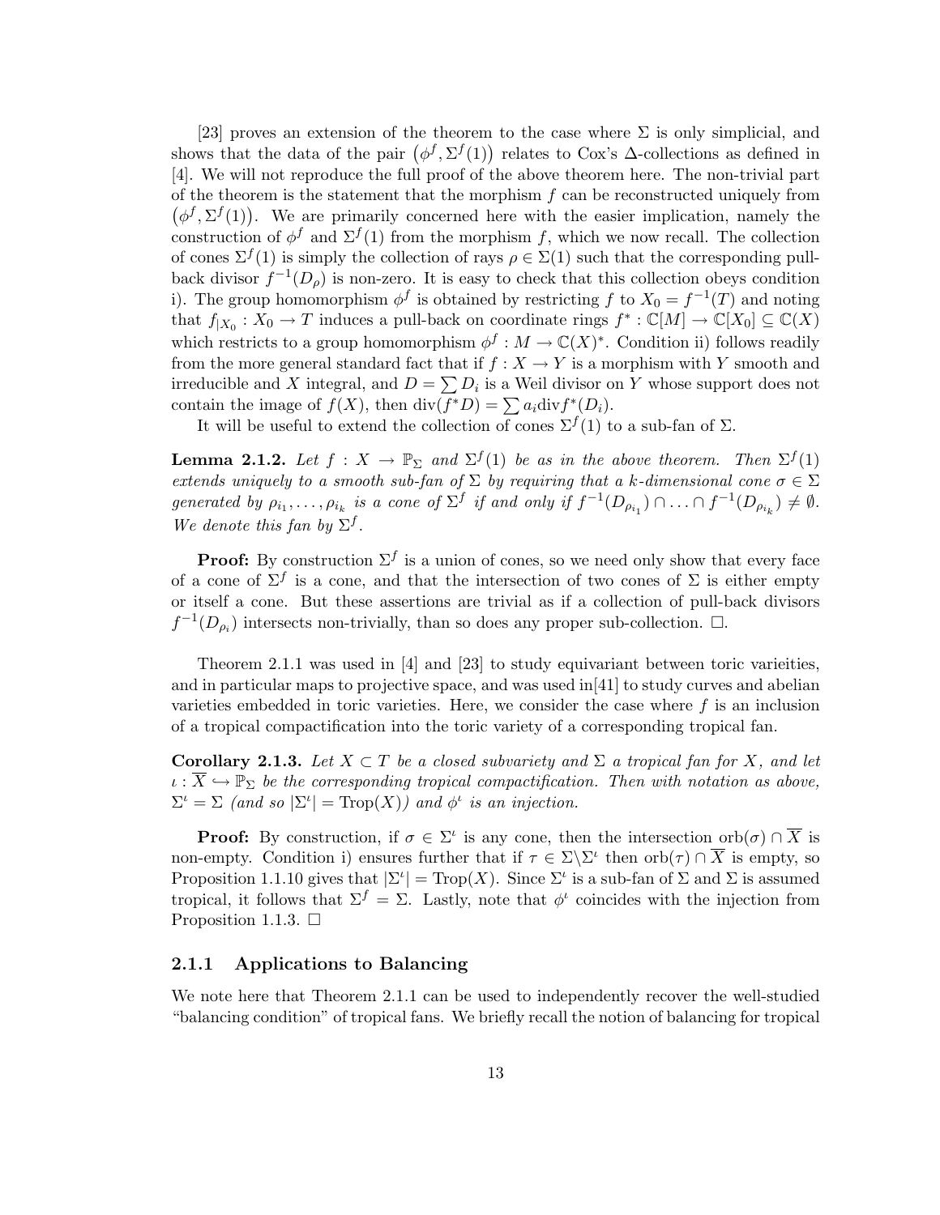[23] proves an extension of the theorem to the case where $\Sigma$ is only simplicial, and shows that the data of the pair $\left(\phi^f, \Sigma^f(1)\right)$ relates to Cox's $\Delta$-collections as defined in [4]. We will not reproduce the full proof of the above theorem here. The non-trivial part of the theorem is the statement that the morphism $f$ can be reconstructed uniquely from $\left(\phi^f, \Sigma^f(1)\right)$. We are primarily concerned here with the easier implication, namely the construction of $\phi^f$ and $\Sigma^f(1)$ from the morphism $f$, which we now recall. The collection of cones $\Sigma^f(1)$ is simply the collection of rays $\rho \in \Sigma(1)$ such that the corresponding pull-back divisor $f^{-1}(D_\rho)$ is non-zero. It is easy to check that this collection obeys condition i). The group homomorphism $\phi^f$ is obtained by restricting $f$ to $X_0 = f^{-1}(T)$ and noting that $f_{|X_0} : X_0 \to T$ induces a pull-back on coordinate rings $f^* : \mathbb{C}[M] \to \mathbb{C}[X_0] \subseteq \mathbb{C}(X)$ which restricts to a group homomorphism $\phi^f : M \to \mathbb{C}(X)^*$. Condition ii) follows readily from the more general standard fact that if $f : X \to Y$ is a morphism with $Y$ smooth and irreducible and $X$ integral, and $D = \sum D_i$ is a Weil divisor on $Y$ whose support does not contain the image of $f(X)$, then $\text{div}(f^*D) = \sum a_i \text{div} f^*(D_i)$.

It will be useful to extend the collection of cones $\Sigma^f(1)$ to a sub-fan of $\Sigma$.

**Lemma 2.1.2.** *Let $f : X \to \mathbb{P}_\Sigma$ and $\Sigma^f(1)$ be as in the above theorem. Then $\Sigma^f(1)$ extends uniquely to a smooth sub-fan of $\Sigma$ by requiring that a $k$-dimensional cone $\sigma \in \Sigma$ generated by $\rho_{i_1}, \ldots, \rho_{i_k}$ is a cone of $\Sigma^f$ if and only if $f^{-1}(D_{\rho_{i_1}}) \cap \ldots \cap f^{-1}(D_{\rho_{i_k}}) \neq \emptyset$. We denote this fan by $\Sigma^f$.*

**Proof:** By construction $\Sigma^f$ is a union of cones, so we need only show that every face of a cone of $\Sigma^f$ is a cone, and that the intersection of two cones of $\Sigma$ is either empty or itself a cone. But these assertions are trivial as if a collection of pull-back divisors $f^{-1}(D_{\rho_i})$ intersects non-trivially, than so does any proper sub-collection. $\square$.

Theorem 2.1.1 was used in [4] and [23] to study equivariant between toric varieities, and in particular maps to projective space, and was used in[41] to study curves and abelian varieties embedded in toric varieties. Here, we consider the case where $f$ is an inclusion of a tropical compactification into the toric variety of a corresponding tropical fan.

**Corollary 2.1.3.** *Let $X \subset T$ be a closed subvariety and $\Sigma$ a tropical fan for $X$, and let $\iota : \overline{X} \hookrightarrow \mathbb{P}_\Sigma$ be the corresponding tropical compactification. Then with notation as above, $\Sigma^\iota = \Sigma$ (and so $|\Sigma^\iota| = \text{Trop}(X)$) and $\phi^\iota$ is an injection.*

**Proof:** By construction, if $\sigma \in \Sigma^\iota$ is any cone, then the intersection $\text{orb}(\sigma) \cap \overline{X}$ is non-empty. Condition i) ensures further that if $\tau \in \Sigma \backslash \Sigma^\iota$ then $\text{orb}(\tau) \cap \overline{X}$ is empty, so Proposition 1.1.10 gives that $|\Sigma^\iota| = \text{Trop}(X)$. Since $\Sigma^\iota$ is a sub-fan of $\Sigma$ and $\Sigma$ is assumed tropical, it follows that $\Sigma^f = \Sigma$. Lastly, note that $\phi^\iota$ coincides with the injection from Proposition 1.1.3. $\square$

### 2.1.1 Applications to Balancing

We note here that Theorem 2.1.1 can be used to independently recover the well-studied "balancing condition" of tropical fans. We briefly recall the notion of balancing for tropical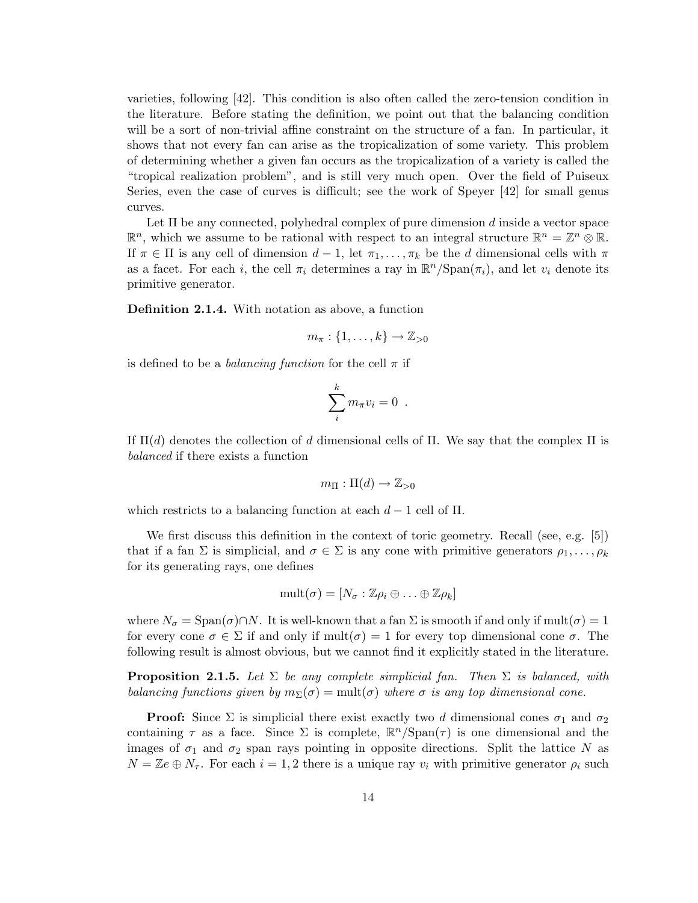varieties, following [42]. This condition is also often called the zero-tension condition in the literature. Before stating the definition, we point out that the balancing condition will be a sort of non-trivial affine constraint on the structure of a fan. In particular, it shows that not every fan can arise as the tropicalization of some variety. This problem of determining whether a given fan occurs as the tropicalization of a variety is called the "tropical realization problem", and is still very much open. Over the field of Puiseux Series, even the case of curves is difficult; see the work of Speyer [42] for small genus curves.

Let $\Pi$ be any connected, polyhedral complex of pure dimension $d$ inside a vector space $\mathbb{R}^n$, which we assume to be rational with respect to an integral structure $\mathbb{R}^n = \mathbb{Z}^n \otimes \mathbb{R}$. If $\pi \in \Pi$ is any cell of dimension $d-1$, let $\pi_1, \ldots, \pi_k$ be the $d$ dimensional cells with $\pi$ as a facet. For each $i$, the cell $\pi_i$ determines a ray in $\mathbb{R}^n/\mathrm{Span}(\pi_i)$, and let $v_i$ denote its primitive generator.

**Definition 2.1.4.** With notation as above, a function

$$m_\pi : \{1, \ldots, k\} \to \mathbb{Z}_{>0}$$

is defined to be a *balancing function* for the cell $\pi$ if

$$\sum_i^k m_\pi v_i = 0 \ .$$

If $\Pi(d)$ denotes the collection of $d$ dimensional cells of $\Pi$. We say that the complex $\Pi$ is *balanced* if there exists a function

$$m_\Pi : \Pi(d) \to \mathbb{Z}_{>0}$$

which restricts to a balancing function at each $d-1$ cell of $\Pi$.

We first discuss this definition in the context of toric geometry. Recall (see, e.g. [5]) that if a fan $\Sigma$ is simplicial, and $\sigma \in \Sigma$ is any cone with primitive generators $\rho_1, \ldots, \rho_k$ for its generating rays, one defines

$$\mathrm{mult}(\sigma) = [N_\sigma : \mathbb{Z}\rho_i \oplus \ldots \oplus \mathbb{Z}\rho_k]$$

where $N_\sigma = \mathrm{Span}(\sigma) \cap N$. It is well-known that a fan $\Sigma$ is smooth if and only if $\mathrm{mult}(\sigma) = 1$ for every cone $\sigma \in \Sigma$ if and only if $\mathrm{mult}(\sigma) = 1$ for every top dimensional cone $\sigma$. The following result is almost obvious, but we cannot find it explicitly stated in the literature.

**Proposition 2.1.5.** *Let $\Sigma$ be any complete simplicial fan. Then $\Sigma$ is balanced, with balancing functions given by $m_\Sigma(\sigma) = \mathrm{mult}(\sigma)$ where $\sigma$ is any top dimensional cone.*

**Proof:** Since $\Sigma$ is simplicial there exist exactly two $d$ dimensional cones $\sigma_1$ and $\sigma_2$ containing $\tau$ as a face. Since $\Sigma$ is complete, $\mathbb{R}^n/\mathrm{Span}(\tau)$ is one dimensional and the images of $\sigma_1$ and $\sigma_2$ span rays pointing in opposite directions. Split the lattice $N$ as $N = \mathbb{Z}e \oplus N_\tau$. For each $i = 1, 2$ there is a unique ray $v_i$ with primitive generator $\rho_i$ such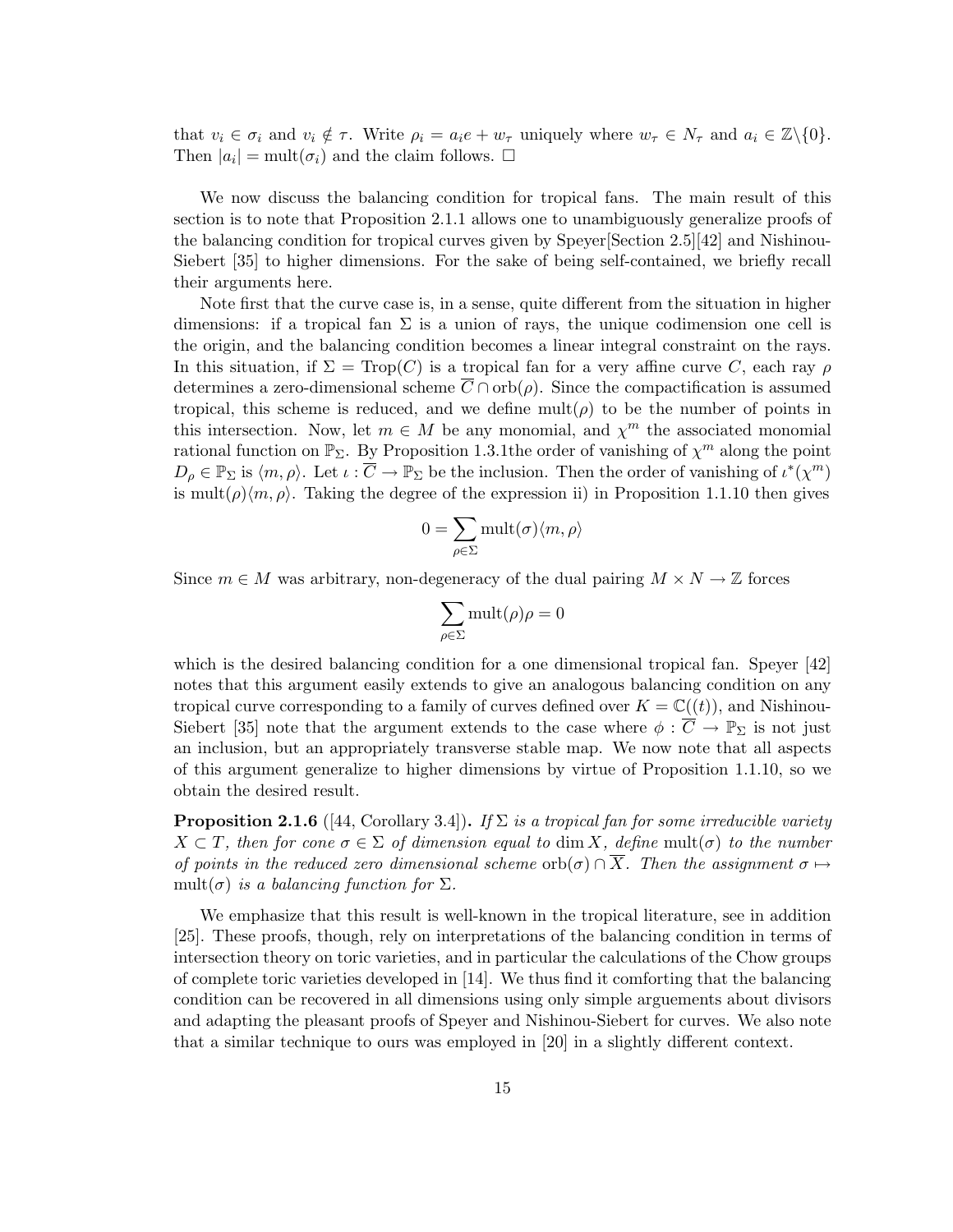that $v_i \in \sigma_i$ and $v_i \notin \tau$. Write $\rho_i = a_i e + w_\tau$ uniquely where $w_\tau \in N_\tau$ and $a_i \in \mathbb{Z}\backslash\{0\}$. Then $|a_i| = \text{mult}(\sigma_i)$ and the claim follows. □

We now discuss the balancing condition for tropical fans. The main result of this section is to note that Proposition 2.1.1 allows one to unambiguously generalize proofs of the balancing condition for tropical curves given by Speyer[Section 2.5][42] and Nishinou-Siebert [35] to higher dimensions. For the sake of being self-contained, we briefly recall their arguments here.

Note first that the curve case is, in a sense, quite different from the situation in higher dimensions: if a tropical fan $\Sigma$ is a union of rays, the unique codimension one cell is the origin, and the balancing condition becomes a linear integral constraint on the rays. In this situation, if $\Sigma = \text{Trop}(C)$ is a tropical fan for a very affine curve $C$, each ray $\rho$ determines a zero-dimensional scheme $\overline{C} \cap \text{orb}(\rho)$. Since the compactification is assumed tropical, this scheme is reduced, and we define $\text{mult}(\rho)$ to be the number of points in this intersection. Now, let $m \in M$ be any monomial, and $\chi^m$ the associated monomial rational function on $\mathbb{P}_\Sigma$. By Proposition 1.3.1the order of vanishing of $\chi^m$ along the point $D_\rho \in \mathbb{P}_\Sigma$ is $\langle m, \rho \rangle$. Let $\iota : \overline{C} \to \mathbb{P}_\Sigma$ be the inclusion. Then the order of vanishing of $\iota^*(\chi^m)$ is $\text{mult}(\rho)\langle m, \rho \rangle$. Taking the degree of the expression ii) in Proposition 1.1.10 then gives

$$0 = \sum_{\rho \in \Sigma} \text{mult}(\sigma)\langle m, \rho \rangle$$

Since $m \in M$ was arbitrary, non-degeneracy of the dual pairing $M \times N \to \mathbb{Z}$ forces

$$\sum_{\rho \in \Sigma} \text{mult}(\rho)\rho = 0$$

which is the desired balancing condition for a one dimensional tropical fan. Speyer [42] notes that this argument easily extends to give an analogous balancing condition on any tropical curve corresponding to a family of curves defined over $K = \mathbb{C}((t))$, and Nishinou-Siebert [35] note that the argument extends to the case where $\phi : \overline{C} \to \mathbb{P}_\Sigma$ is not just an inclusion, but an appropriately transverse stable map. We now note that all aspects of this argument generalize to higher dimensions by virtue of Proposition 1.1.10, so we obtain the desired result.

**Proposition 2.1.6** ([44, Corollary 3.4])**.** *If $\Sigma$ is a tropical fan for some irreducible variety $X \subset T$, then for cone $\sigma \in \Sigma$ of dimension equal to $\dim X$, define $\text{mult}(\sigma)$ to the number of points in the reduced zero dimensional scheme $\text{orb}(\sigma) \cap \overline{X}$. Then the assignment $\sigma \mapsto \text{mult}(\sigma)$ is a balancing function for $\Sigma$.*

We emphasize that this result is well-known in the tropical literature, see in addition [25]. These proofs, though, rely on interpretations of the balancing condition in terms of intersection theory on toric varieties, and in particular the calculations of the Chow groups of complete toric varieties developed in [14]. We thus find it comforting that the balancing condition can be recovered in all dimensions using only simple arguements about divisors and adapting the pleasant proofs of Speyer and Nishinou-Siebert for curves. We also note that a similar technique to ours was employed in [20] in a slightly different context.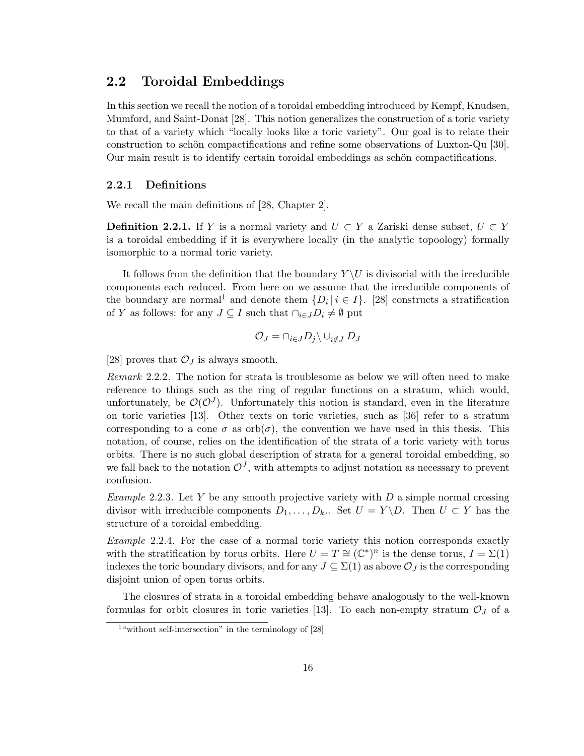## 2.2 Toroidal Embeddings

In this section we recall the notion of a toroidal embedding introduced by Kempf, Knudsen, Mumford, and Saint-Donat [28]. This notion generalizes the construction of a toric variety to that of a variety which "locally looks like a toric variety". Our goal is to relate their construction to schön compactifications and refine some observations of Luxton-Qu [30]. Our main result is to identify certain toroidal embeddings as schön compactifications.

### 2.2.1 Definitions

We recall the main definitions of [28, Chapter 2].

**Definition 2.2.1.** If $Y$ is a normal variety and $U \subset Y$ a Zariski dense subset, $U \subset Y$ is a toroidal embedding if it is everywhere locally (in the analytic topoology) formally isomorphic to a normal toric variety.

It follows from the definition that the boundary $Y \backslash U$ is divisorial with the irreducible components each reduced. From here on we assume that the irreducible components of the boundary are normal[1] and denote them $\{D_i \,|\, i \in I\}$. [28] constructs a stratification of $Y$ as follows: for any $J \subseteq I$ such that $\cap_{i \in J} D_i \neq \emptyset$ put

$$\mathcal{O}_J = \cap_{i \in J} D_j \backslash \cup_{i \notin J} D_J$$

[28] proves that $\mathcal{O}_J$ is always smooth.

*Remark* 2.2.2. The notion for strata is troublesome as below we will often need to make reference to things such as the ring of regular functions on a stratum, which would, unfortunately, be $\mathcal{O}(\mathcal{O}^J)$. Unfortunately this notion is standard, even in the literature on toric varieties [13]. Other texts on toric varieties, such as [36] refer to a stratum corresponding to a cone $\sigma$ as $\mathrm{orb}(\sigma)$, the convention we have used in this thesis. This notation, of course, relies on the identification of the strata of a toric variety with torus orbits. There is no such global description of strata for a general toroidal embedding, so we fall back to the notation $\mathcal{O}^J$, with attempts to adjust notation as necessary to prevent confusion.

*Example* 2.2.3. Let $Y$ be any smooth projective variety with $D$ a simple normal crossing divisor with irreducible components $D_1, \ldots, D_k$.. Set $U = Y \backslash D$. Then $U \subset Y$ has the structure of a toroidal embedding.

*Example* 2.2.4. For the case of a normal toric variety this notion corresponds exactly with the stratification by torus orbits. Here $U = T \cong (\mathbb{C}^*)^n$ is the dense torus, $I = \Sigma(1)$ indexes the toric boundary divisors, and for any $J \subseteq \Sigma(1)$ as above $\mathcal{O}_J$ is the corresponding disjoint union of open torus orbits.

The closures of strata in a toroidal embedding behave analogously to the well-known formulas for orbit closures in toric varieties [13]. To each non-empty stratum $\mathcal{O}_J$ of a

[1] "without self-intersection" in the terminology of [28]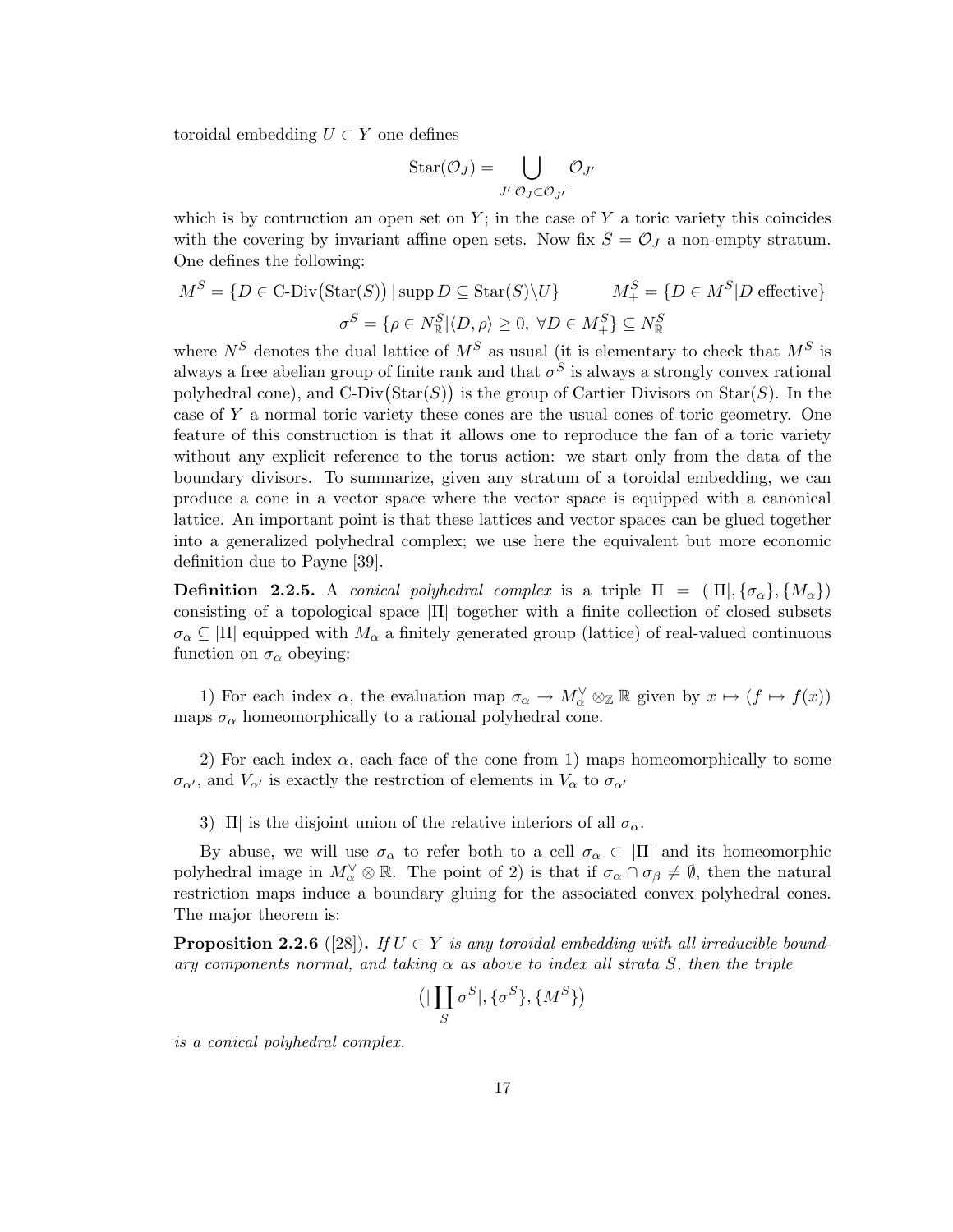toroidal embedding $U \subset Y$ one defines

$$\mathrm{Star}(\mathcal{O}_J) = \bigcup_{J':\mathcal{O}_J \subset \overline{\mathcal{O}_{J'}}} \mathcal{O}_{J'}$$

which is by contruction an open set on $Y$; in the case of $Y$ a toric variety this coincides with the covering by invariant affine open sets. Now fix $S = \mathcal{O}_J$ a non-empty stratum. One defines the following:

$$M^S = \{D \in \text{C-Div}\big(\mathrm{Star}(S)\big) \,|\, \operatorname{supp} D \subseteq \mathrm{Star}(S)\backslash U\} \qquad M_+^S = \{D \in M^S | D \text{ effective}\}$$

$$\sigma^S = \{\rho \in N_{\mathbb{R}}^S | \langle D, \rho \rangle \geq 0, \ \forall D \in M_+^S\} \subseteq N_{\mathbb{R}}^S$$

where $N^S$ denotes the dual lattice of $M^S$ as usual (it is elementary to check that $M^S$ is always a free abelian group of finite rank and that $\sigma^S$ is always a strongly convex rational polyhedral cone), and $\text{C-Div}\big(\mathrm{Star}(S)\big)$ is the group of Cartier Divisors on $\mathrm{Star}(S)$. In the case of $Y$ a normal toric variety these cones are the usual cones of toric geometry. One feature of this construction is that it allows one to reproduce the fan of a toric variety without any explicit reference to the torus action: we start only from the data of the boundary divisors. To summarize, given any stratum of a toroidal embedding, we can produce a cone in a vector space where the vector space is equipped with a canonical lattice. An important point is that these lattices and vector spaces can be glued together into a generalized polyhedral complex; we use here the equivalent but more economic definition due to Payne [39].

**Definition 2.2.5.** A *conical polyhedral complex* is a triple $\Pi = (|\Pi|, \{\sigma_\alpha\}, \{M_\alpha\})$ consisting of a topological space $|\Pi|$ together with a finite collection of closed subsets $\sigma_\alpha \subseteq |\Pi|$ equipped with $M_\alpha$ a finitely generated group (lattice) of real-valued continuous function on $\sigma_\alpha$ obeying:

1) For each index $\alpha$, the evaluation map $\sigma_\alpha \to M_\alpha^\vee \otimes_{\mathbb{Z}} \mathbb{R}$ given by $x \mapsto (f \mapsto f(x))$ maps $\sigma_\alpha$ homeomorphically to a rational polyhedral cone.

2) For each index $\alpha$, each face of the cone from 1) maps homeomorphically to some $\sigma_{\alpha'}$, and $V_{\alpha'}$ is exactly the restrction of elements in $V_\alpha$ to $\sigma_{\alpha'}$

3) $|\Pi|$ is the disjoint union of the relative interiors of all $\sigma_\alpha$.

By abuse, we will use $\sigma_\alpha$ to refer both to a cell $\sigma_\alpha \subset |\Pi|$ and its homeomorphic polyhedral image in $M_\alpha^\vee \otimes \mathbb{R}$. The point of 2) is that if $\sigma_\alpha \cap \sigma_\beta \neq \emptyset$, then the natural restriction maps induce a boundary gluing for the associated convex polyhedral cones. The major theorem is:

**Proposition 2.2.6** ([28])**.** *If $U \subset Y$ is any toroidal embedding with all irreducible boundary components normal, and taking $\alpha$ as above to index all strata $S$, then the triple*

$$\big(|\coprod_S \sigma^S|, \{\sigma^S\}, \{M^S\}\big)$$

*is a conical polyhedral complex.*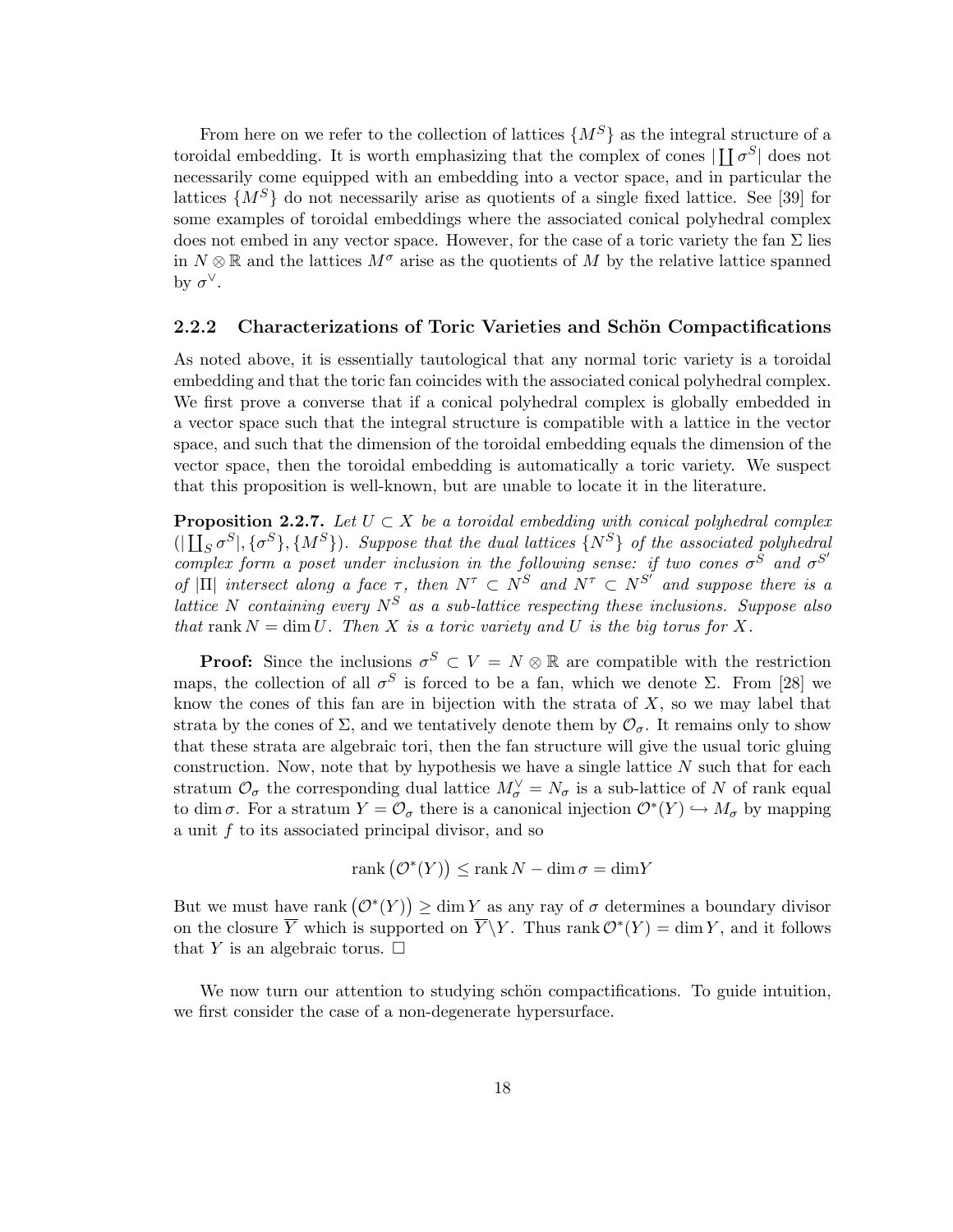From here on we refer to the collection of lattices $\{M^S\}$ as the integral structure of a toroidal embedding. It is worth emphasizing that the complex of cones $|\coprod \sigma^S|$ does not necessarily come equipped with an embedding into a vector space, and in particular the lattices $\{M^S\}$ do not necessarily arise as quotients of a single fixed lattice. See [39] for some examples of toroidal embeddings where the associated conical polyhedral complex does not embed in any vector space. However, for the case of a toric variety the fan $\Sigma$ lies in $N \otimes \mathbb{R}$ and the lattices $M^\sigma$ arise as the quotients of $M$ by the relative lattice spanned by $\sigma^\vee$.

### 2.2.2 Characterizations of Toric Varieties and Schön Compactifications

As noted above, it is essentially tautological that any normal toric variety is a toroidal embedding and that the toric fan coincides with the associated conical polyhedral complex. We first prove a converse that if a conical polyhedral complex is globally embedded in a vector space such that the integral structure is compatible with a lattice in the vector space, and such that the dimension of the toroidal embedding equals the dimension of the vector space, then the toroidal embedding is automatically a toric variety. We suspect that this proposition is well-known, but are unable to locate it in the literature.

**Proposition 2.2.7.** *Let $U \subset X$ be a toroidal embedding with conical polyhedral complex $(|\coprod_S \sigma^S|, \{\sigma^S\}, \{M^S\})$. Suppose that the dual lattices $\{N^S\}$ of the associated polyhedral complex form a poset under inclusion in the following sense: if two cones $\sigma^S$ and $\sigma^{S'}$ of $|\Pi|$ intersect along a face $\tau$, then $N^\tau \subset N^S$ and $N^\tau \subset N^{S'}$ and suppose there is a lattice $N$ containing every $N^S$ as a sub-lattice respecting these inclusions. Suppose also that $\operatorname{rank} N = \dim U$. Then $X$ is a toric variety and $U$ is the big torus for $X$.*

**Proof:** Since the inclusions $\sigma^S \subset V = N \otimes \mathbb{R}$ are compatible with the restriction maps, the collection of all $\sigma^S$ is forced to be a fan, which we denote $\Sigma$. From [28] we know the cones of this fan are in bijection with the strata of $X$, so we may label that strata by the cones of $\Sigma$, and we tentatively denote them by $\mathcal{O}_\sigma$. It remains only to show that these strata are algebraic tori, then the fan structure will give the usual toric gluing construction. Now, note that by hypothesis we have a single lattice $N$ such that for each stratum $\mathcal{O}_\sigma$ the corresponding dual lattice $M_\sigma^\vee = N_\sigma$ is a sub-lattice of $N$ of rank equal to $\dim \sigma$. For a stratum $Y = \mathcal{O}_\sigma$ there is a canonical injection $\mathcal{O}^*(Y) \hookrightarrow M_\sigma$ by mapping a unit $f$ to its associated principal divisor, and so

$$\operatorname{rank}\left(\mathcal{O}^*(Y)\right) \leq \operatorname{rank} N - \dim \sigma = \dim Y$$

But we must have $\operatorname{rank}\left(\mathcal{O}^*(Y)\right) \geq \dim Y$ as any ray of $\sigma$ determines a boundary divisor on the closure $\overline{Y}$ which is supported on $\overline{Y} \backslash Y$. Thus $\operatorname{rank} \mathcal{O}^*(Y) = \dim Y$, and it follows that $Y$ is an algebraic torus. $\square$

We now turn our attention to studying schön compactifications. To guide intuition, we first consider the case of a non-degenerate hypersurface.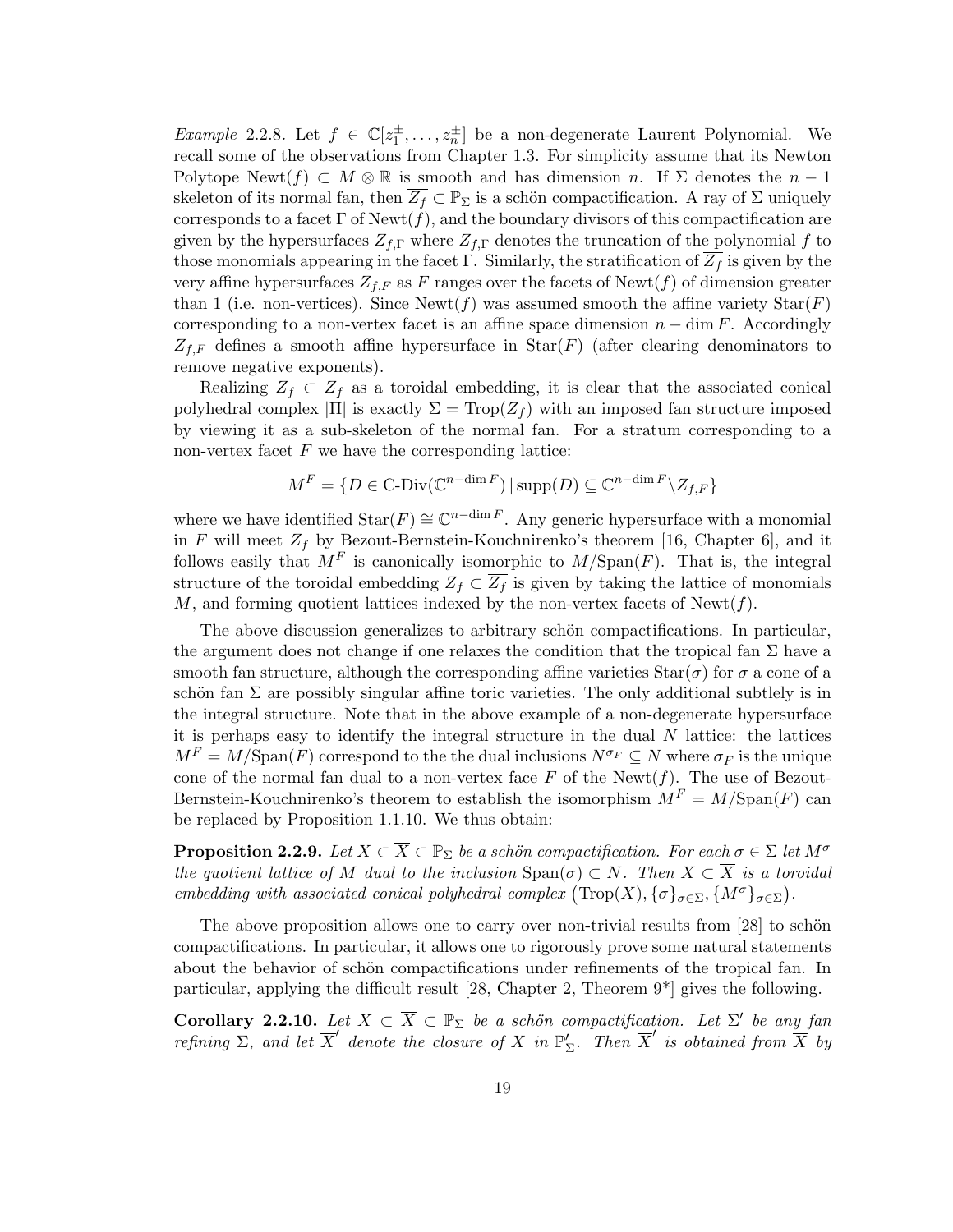*Example* 2.2.8. Let $f \in \mathbb{C}[z_1^{\pm}, \dots, z_n^{\pm}]$ be a non-degenerate Laurent Polynomial. We recall some of the observations from Chapter 1.3. For simplicity assume that its Newton Polytope $\text{Newt}(f) \subset M \otimes \mathbb{R}$ is smooth and has dimension $n$. If $\Sigma$ denotes the $n-1$ skeleton of its normal fan, then $\overline{Z_f} \subset \mathbb{P}_\Sigma$ is a schön compactification. A ray of $\Sigma$ uniquely corresponds to a facet $\Gamma$ of $\text{Newt}(f)$, and the boundary divisors of this compactification are given by the hypersurfaces $\overline{Z_{f,\Gamma}}$ where $Z_{f,\Gamma}$ denotes the truncation of the polynomial $f$ to those monomials appearing in the facet $\Gamma$. Similarly, the stratification of $\overline{Z_f}$ is given by the very affine hypersurfaces $Z_{f,F}$ as $F$ ranges over the facets of $\text{Newt}(f)$ of dimension greater than 1 (i.e. non-vertices). Since $\text{Newt}(f)$ was assumed smooth the affine variety $\text{Star}(F)$ corresponding to a non-vertex facet is an affine space dimension $n - \dim F$. Accordingly $Z_{f,F}$ defines a smooth affine hypersurface in $\text{Star}(F)$ (after clearing denominators to remove negative exponents).

Realizing $Z_f \subset \overline{Z_f}$ as a toroidal embedding, it is clear that the associated conical polyhedral complex $|\Pi|$ is exactly $\Sigma = \text{Trop}(Z_f)$ with an imposed fan structure imposed by viewing it as a sub-skeleton of the normal fan. For a stratum corresponding to a non-vertex facet $F$ we have the corresponding lattice:

$$M^F = \{D \in \text{C-Div}(\mathbb{C}^{n-\dim F}) \,|\, \text{supp}(D) \subseteq \mathbb{C}^{n-\dim F} \backslash Z_{f,F}\}$$

where we have identified $\text{Star}(F) \cong \mathbb{C}^{n-\dim F}$. Any generic hypersurface with a monomial in $F$ will meet $Z_f$ by Bezout-Bernstein-Kouchnirenko's theorem [16, Chapter 6], and it follows easily that $M^F$ is canonically isomorphic to $M/\text{Span}(F)$. That is, the integral structure of the toroidal embedding $Z_f \subset \overline{Z_f}$ is given by taking the lattice of monomials $M$, and forming quotient lattices indexed by the non-vertex facets of $\text{Newt}(f)$.

The above discussion generalizes to arbitrary schön compactifications. In particular, the argument does not change if one relaxes the condition that the tropical fan $\Sigma$ have a smooth fan structure, although the corresponding affine varieties $\text{Star}(\sigma)$ for $\sigma$ a cone of a schön fan $\Sigma$ are possibly singular affine toric varieties. The only additional subtlety is in the integral structure. Note that in the above example of a non-degenerate hypersurface it is perhaps easy to identify the integral structure in the dual $N$ lattice: the lattices $M^F = M/\text{Span}(F)$ correspond to the the dual inclusions $N^{\sigma_F} \subseteq N$ where $\sigma_F$ is the unique cone of the normal fan dual to a non-vertex face $F$ of the $\text{Newt}(f)$. The use of Bezout-Bernstein-Kouchnirenko's theorem to establish the isomorphism $M^F = M/\text{Span}(F)$ can be replaced by Proposition 1.1.10. We thus obtain:

**Proposition 2.2.9.** *Let $X \subset \overline{X} \subset \mathbb{P}_\Sigma$ be a schön compactification. For each $\sigma \in \Sigma$ let $M^\sigma$ the quotient lattice of $M$ dual to the inclusion $\text{Span}(\sigma) \subset N$. Then $X \subset \overline{X}$ is a toroidal embedding with associated conical polyhedral complex $\big(\text{Trop}(X), \{\sigma\}_{\sigma\in\Sigma}, \{M^\sigma\}_{\sigma\in\Sigma}\big)$.*

The above proposition allows one to carry over non-trivial results from [28] to schön compactifications. In particular, it allows one to rigorously prove some natural statements about the behavior of schön compactifications under refinements of the tropical fan. In particular, applying the difficult result [28, Chapter 2, Theorem 9*] gives the following.

**Corollary 2.2.10.** *Let $X \subset \overline{X} \subset \mathbb{P}_\Sigma$ be a schön compactification. Let $\Sigma'$ be any fan refining $\Sigma$, and let $\overline{X}'$ denote the closure of $X$ in $\mathbb{P}'_\Sigma$. Then $\overline{X}'$ is obtained from $\overline{X}$ by*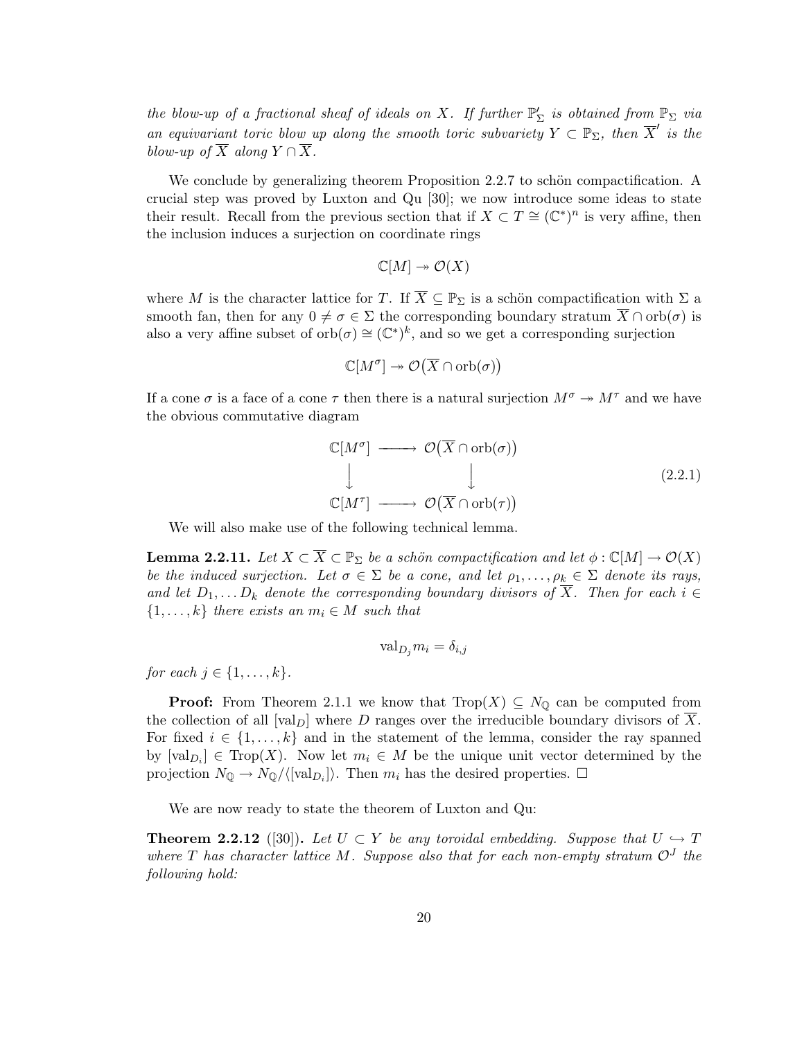*the blow-up of a fractional sheaf of ideals on $X$. If further $\mathbb{P}'_\Sigma$ is obtained from $\mathbb{P}_\Sigma$ via an equivariant toric blow up along the smooth toric subvariety $Y \subset \mathbb{P}_\Sigma$, then $\overline{X}'$ is the blow-up of $\overline{X}$ along $Y \cap \overline{X}$.*

We conclude by generalizing theorem Proposition 2.2.7 to schön compactification. A crucial step was proved by Luxton and Qu [30]; we now introduce some ideas to state their result. Recall from the previous section that if $X \subset T \cong (\mathbb{C}^*)^n$ is very affine, then the inclusion induces a surjection on coordinate rings

$$\mathbb{C}[M] \twoheadrightarrow \mathcal{O}(X)$$

where $M$ is the character lattice for $T$. If $\overline{X} \subseteq \mathbb{P}_\Sigma$ is a schön compactification with $\Sigma$ a smooth fan, then for any $0 \neq \sigma \in \Sigma$ the corresponding boundary stratum $\overline{X} \cap \mathrm{orb}(\sigma)$ is also a very affine subset of $\mathrm{orb}(\sigma) \cong (\mathbb{C}^*)^k$, and so we get a corresponding surjection

$$\mathbb{C}[M^\sigma] \twoheadrightarrow \mathcal{O}\big(\overline{X} \cap \mathrm{orb}(\sigma)\big)$$

If a cone $\sigma$ is a face of a cone $\tau$ then there is a natural surjection $M^\sigma \twoheadrightarrow M^\tau$ and we have the obvious commutative diagram

$$\begin{array}{ccc} \mathbb{C}[M^\sigma] & \longrightarrow & \mathcal{O}\big(\overline{X} \cap \mathrm{orb}(\sigma)\big) \\ \downarrow & & \downarrow \\ \mathbb{C}[M^\tau] & \longrightarrow & \mathcal{O}\big(\overline{X} \cap \mathrm{orb}(\tau)\big) \end{array} \tag{2.2.1}$$

We will also make use of the following technical lemma.

**Lemma 2.2.11.** *Let $X \subset \overline{X} \subset \mathbb{P}_\Sigma$ be a schön compactification and let $\phi : \mathbb{C}[M] \to \mathcal{O}(X)$ be the induced surjection. Let $\sigma \in \Sigma$ be a cone, and let $\rho_1, \ldots, \rho_k \in \Sigma$ denote its rays, and let $D_1, \ldots D_k$ denote the corresponding boundary divisors of $\overline{X}$. Then for each $i \in \{1, \ldots, k\}$ there exists an $m_i \in M$ such that*

$$\mathrm{val}_{D_j} m_i = \delta_{i,j}$$

*for each $j \in \{1, \ldots, k\}$.*

**Proof:** From Theorem 2.1.1 we know that $\mathrm{Trop}(X) \subseteq N_{\mathbb{Q}}$ can be computed from the collection of all $[\mathrm{val}_D]$ where $D$ ranges over the irreducible boundary divisors of $\overline{X}$. For fixed $i \in \{1, \ldots, k\}$ and in the statement of the lemma, consider the ray spanned by $[\mathrm{val}_{D_i}] \in \mathrm{Trop}(X)$. Now let $m_i \in M$ be the unique unit vector determined by the projection $N_{\mathbb{Q}} \to N_{\mathbb{Q}}/\langle[\mathrm{val}_{D_i}]\rangle$. Then $m_i$ has the desired properties. $\square$

We are now ready to state the theorem of Luxton and Qu:

**Theorem 2.2.12** ([30])**.** *Let $U \subset Y$ be any toroidal embedding. Suppose that $U \hookrightarrow T$ where $T$ has character lattice $M$. Suppose also that for each non-empty stratum $\mathcal{O}^J$ the following hold:*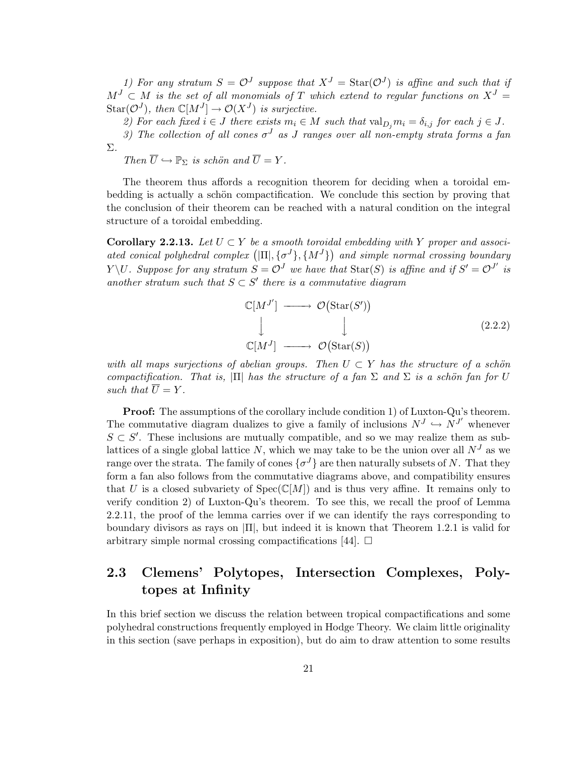*1) For any stratum $S = \mathcal{O}^J$ suppose that $X^J = \mathrm{Star}(\mathcal{O}^J)$ is affine and such that if $M^J \subset M$ is the set of all monomials of $T$ which extend to regular functions on $X^J = \mathrm{Star}(\mathcal{O}^J)$, then $\mathbb{C}[M^J] \to \mathcal{O}(X^J)$ is surjective.*

*2) For each fixed $i \in J$ there exists $m_i \in M$ such that $\mathrm{val}_{D_j} m_i = \delta_{i,j}$ for each $j \in J$.*

*3) The collection of all cones $\sigma^J$ as $J$ ranges over all non-empty strata forms a fan $\Sigma$.*

*Then $\overline{U} \hookrightarrow \mathbb{P}_\Sigma$ is schön and $\overline{U} = Y$.*

The theorem thus affords a recognition theorem for deciding when a toroidal embedding is actually a schön compactification. We conclude this section by proving that the conclusion of their theorem can be reached with a natural condition on the integral structure of a toroidal embedding.

**Corollary 2.2.13.** *Let $U \subset Y$ be a smooth toroidal embedding with $Y$ proper and associated conical polyhedral complex $\big(|\Pi|, \{\sigma^J\}, \{M^J\}\big)$ and simple normal crossing boundary $Y \backslash U$. Suppose for any stratum $S = \mathcal{O}^J$ we have that $\mathrm{Star}(S)$ is affine and if $S' = \mathcal{O}^{J'}$ is another stratum such that $S \subset S'$ there is a commutative diagram*

$$\begin{array}{ccc} \mathbb{C}[M^{J'}] & \longrightarrow & \mathcal{O}\big(\mathrm{Star}(S')\big) \\ \big\downarrow & & \big\downarrow \\ \mathbb{C}[M^J] & \longrightarrow & \mathcal{O}\big(\mathrm{Star}(S)\big) \end{array} \tag{2.2.2}$$

*with all maps surjections of abelian groups. Then $U \subset Y$ has the structure of a schön compactification. That is, $|\Pi|$ has the structure of a fan $\Sigma$ and $\Sigma$ is a schön fan for $U$ such that $\overline{U} = Y$.*

**Proof:** The assumptions of the corollary include condition 1) of Luxton-Qu's theorem. The commutative diagram dualizes to give a family of inclusions $N^J \hookrightarrow N^{J'}$ whenever $S \subset S'$. These inclusions are mutually compatible, and so we may realize them as sublattices of a single global lattice $N$, which we may take to be the union over all $N^J$ as we range over the strata. The family of cones $\{\sigma^J\}$ are then naturally subsets of $N$. That they form a fan also follows from the commutative diagrams above, and compatibility ensures that $U$ is a closed subvariety of $\mathrm{Spec}(\mathbb{C}[M])$ and is thus very affine. It remains only to verify condition 2) of Luxton-Qu's theorem. To see this, we recall the proof of Lemma 2.2.11, the proof of the lemma carries over if we can identify the rays corresponding to boundary divisors as rays on $|\Pi|$, but indeed it is known that Theorem 1.2.1 is valid for arbitrary simple normal crossing compactifications [44]. $\square$

## 2.3 Clemens' Polytopes, Intersection Complexes, Polytopes at Infinity

In this brief section we discuss the relation between tropical compactifications and some polyhedral constructions frequently employed in Hodge Theory. We claim little originality in this section (save perhaps in exposition), but do aim to draw attention to some results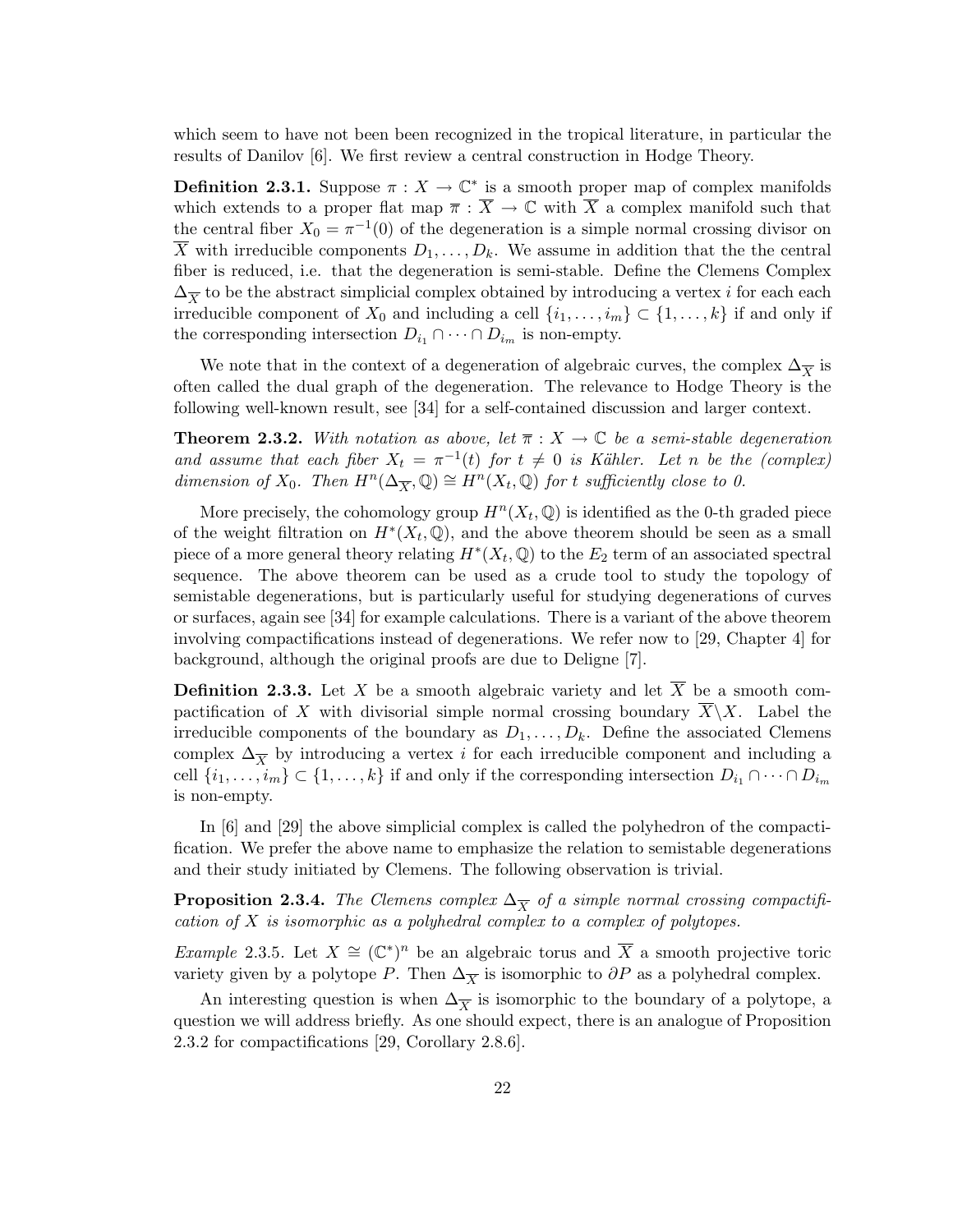which seem to have not been been recognized in the tropical literature, in particular the results of Danilov [6]. We first review a central construction in Hodge Theory.

**Definition 2.3.1.** Suppose $\pi : X \to \mathbb{C}^*$ is a smooth proper map of complex manifolds which extends to a proper flat map $\overline{\pi} : \overline{X} \to \mathbb{C}$ with $\overline{X}$ a complex manifold such that the central fiber $X_0 = \pi^{-1}(0)$ of the degeneration is a simple normal crossing divisor on $\overline{X}$ with irreducible components $D_1, \dots, D_k$. We assume in addition that the the central fiber is reduced, i.e. that the degeneration is semi-stable. Define the Clemens Complex $\Delta_{\overline{X}}$ to be the abstract simplicial complex obtained by introducing a vertex $i$ for each each irreducible component of $X_0$ and including a cell $\{i_1, \dots, i_m\} \subset \{1, \dots, k\}$ if and only if the corresponding intersection $D_{i_1} \cap \dots \cap D_{i_m}$ is non-empty.

We note that in the context of a degeneration of algebraic curves, the complex $\Delta_{\overline{X}}$ is often called the dual graph of the degeneration. The relevance to Hodge Theory is the following well-known result, see [34] for a self-contained discussion and larger context.

**Theorem 2.3.2.** *With notation as above, let $\overline{\pi} : X \to \mathbb{C}$ be a semi-stable degeneration and assume that each fiber $X_t = \pi^{-1}(t)$ for $t \neq 0$ is Kähler. Let $n$ be the (complex) dimension of $X_0$. Then $H^n(\Delta_{\overline{X}}, \mathbb{Q}) \cong H^n(X_t, \mathbb{Q})$ for $t$ sufficiently close to 0.*

More precisely, the cohomology group $H^n(X_t, \mathbb{Q})$ is identified as the 0-th graded piece of the weight filtration on $H^*(X_t, \mathbb{Q})$, and the above theorem should be seen as a small piece of a more general theory relating $H^*(X_t, \mathbb{Q})$ to the $E_2$ term of an associated spectral sequence. The above theorem can be used as a crude tool to study the topology of semistable degenerations, but is particularly useful for studying degenerations of curves or surfaces, again see [34] for example calculations. There is a variant of the above theorem involving compactifications instead of degenerations. We refer now to [29, Chapter 4] for background, although the original proofs are due to Deligne [7].

**Definition 2.3.3.** Let $X$ be a smooth algebraic variety and let $\overline{X}$ be a smooth compactification of $X$ with divisorial simple normal crossing boundary $\overline{X} \backslash X$. Label the irreducible components of the boundary as $D_1, \dots, D_k$. Define the associated Clemens complex $\Delta_{\overline{X}}$ by introducing a vertex $i$ for each irreducible component and including a cell $\{i_1, \dots, i_m\} \subset \{1, \dots, k\}$ if and only if the corresponding intersection $D_{i_1} \cap \dots \cap D_{i_m}$ is non-empty.

In [6] and [29] the above simplicial complex is called the polyhedron of the compactification. We prefer the above name to emphasize the relation to semistable degenerations and their study initiated by Clemens. The following observation is trivial.

**Proposition 2.3.4.** *The Clemens complex $\Delta_{\overline{X}}$ of a simple normal crossing compactification of $X$ is isomorphic as a polyhedral complex to a complex of polytopes.*

*Example* 2.3.5. Let $X \cong (\mathbb{C}^*)^n$ be an algebraic torus and $\overline{X}$ a smooth projective toric variety given by a polytope $P$. Then $\Delta_{\overline{X}}$ is isomorphic to $\partial P$ as a polyhedral complex.

An interesting question is when $\Delta_{\overline{X}}$ is isomorphic to the boundary of a polytope, a question we will address briefly. As one should expect, there is an analogue of Proposition 2.3.2 for compactifications [29, Corollary 2.8.6].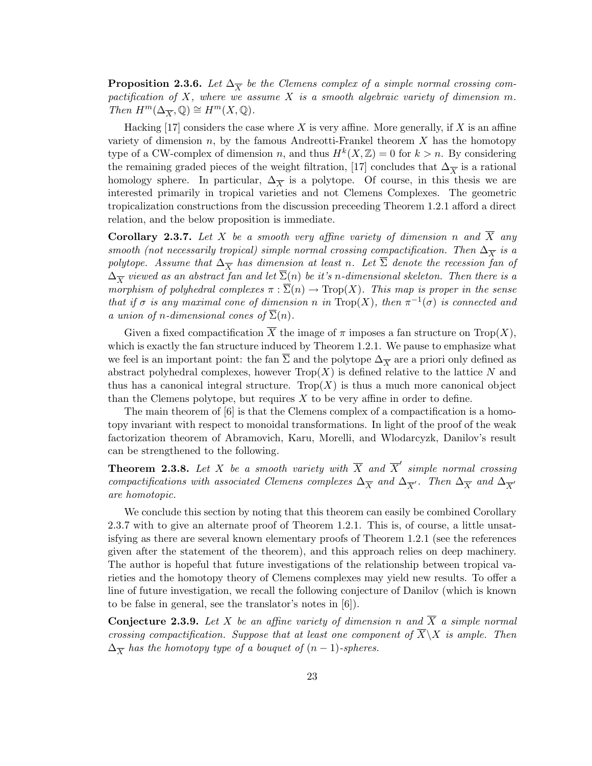**Proposition 2.3.6.** *Let $\Delta_{\overline{X}}$ be the Clemens complex of a simple normal crossing compactification of $X$, where we assume $X$ is a smooth algebraic variety of dimension $m$. Then $H^m(\Delta_{\overline{X}}, \mathbb{Q}) \cong H^m(X, \mathbb{Q})$.*

Hacking [17] considers the case where $X$ is very affine. More generally, if $X$ is an affine variety of dimension $n$, by the famous Andreotti-Frankel theorem $X$ has the homotopy type of a CW-complex of dimension $n$, and thus $H^k(X, \mathbb{Z}) = 0$ for $k > n$. By considering the remaining graded pieces of the weight filtration, [17] concludes that $\Delta_{\overline{X}}$ is a rational homology sphere. In particular, $\Delta_{\overline{X}}$ is a polytope. Of course, in this thesis we are interested primarily in tropical varieties and not Clemens Complexes. The geometric tropicalization constructions from the discussion preceeding Theorem 1.2.1 afford a direct relation, and the below proposition is immediate.

**Corollary 2.3.7.** *Let $X$ be a smooth very affine variety of dimension $n$ and $\overline{X}$ any smooth (not necessarily tropical) simple normal crossing compactification. Then $\Delta_{\overline{X}}$ is a polytope. Assume that $\Delta_{\overline{X}}$ has dimension at least $n$. Let $\overline{\Sigma}$ denote the recession fan of $\Delta_{\overline{X}}$ viewed as an abstract fan and let $\overline{\Sigma}(n)$ be it's $n$-dimensional skeleton. Then there is a morphism of polyhedral complexes $\pi : \overline{\Sigma}(n) \to \mathrm{Trop}(X)$. This map is proper in the sense that if $\sigma$ is any maximal cone of dimension $n$ in $\mathrm{Trop}(X)$, then $\pi^{-1}(\sigma)$ is connected and a union of $n$-dimensional cones of $\overline{\Sigma}(n)$.*

Given a fixed compactification $\overline{X}$ the image of $\pi$ imposes a fan structure on $\mathrm{Trop}(X)$, which is exactly the fan structure induced by Theorem 1.2.1. We pause to emphasize what we feel is an important point: the fan $\overline{\Sigma}$ and the polytope $\Delta_{\overline{X}}$ are a priori only defined as abstract polyhedral complexes, however $\mathrm{Trop}(X)$ is defined relative to the lattice $N$ and thus has a canonical integral structure. $\mathrm{Trop}(X)$ is thus a much more canonical object than the Clemens polytope, but requires $X$ to be very affine in order to define.

The main theorem of [6] is that the Clemens complex of a compactification is a homotopy invariant with respect to monoidal transformations. In light of the proof of the weak factorization theorem of Abramovich, Karu, Morelli, and Wlodarcyzk, Danilov's result can be strengthened to the following.

**Theorem 2.3.8.** *Let $X$ be a smooth variety with $\overline{X}$ and $\overline{X}'$ simple normal crossing compactifications with associated Clemens complexes $\Delta_{\overline{X}}$ and $\Delta_{\overline{X}'}$. Then $\Delta_{\overline{X}}$ and $\Delta_{\overline{X}'}$ are homotopic.*

We conclude this section by noting that this theorem can easily be combined Corollary 2.3.7 with to give an alternate proof of Theorem 1.2.1. This is, of course, a little unsatisfying as there are several known elementary proofs of Theorem 1.2.1 (see the references given after the statement of the theorem), and this approach relies on deep machinery. The author is hopeful that future investigations of the relationship between tropical varieties and the homotopy theory of Clemens complexes may yield new results. To offer a line of future investigation, we recall the following conjecture of Danilov (which is known to be false in general, see the translator's notes in [6]).

**Conjecture 2.3.9.** *Let $X$ be an affine variety of dimension $n$ and $\overline{X}$ a simple normal crossing compactification. Suppose that at least one component of $\overline{X} \backslash X$ is ample. Then $\Delta_{\overline{X}}$ has the homotopy type of a bouquet of $(n-1)$-spheres.*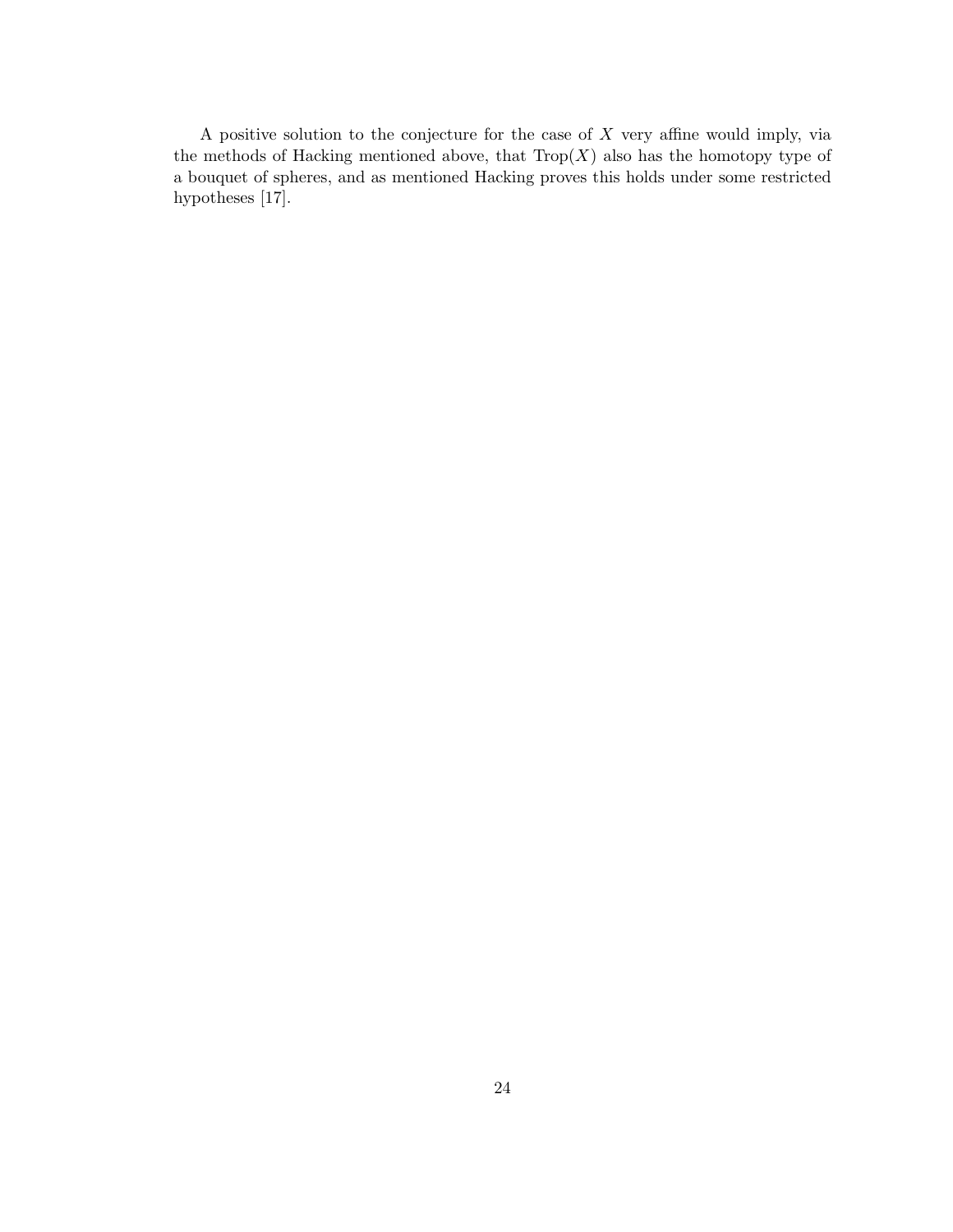A positive solution to the conjecture for the case of $X$ very affine would imply, via the methods of Hacking mentioned above, that $\mathrm{Trop}(X)$ also has the homotopy type of a bouquet of spheres, and as mentioned Hacking proves this holds under some restricted hypotheses [17].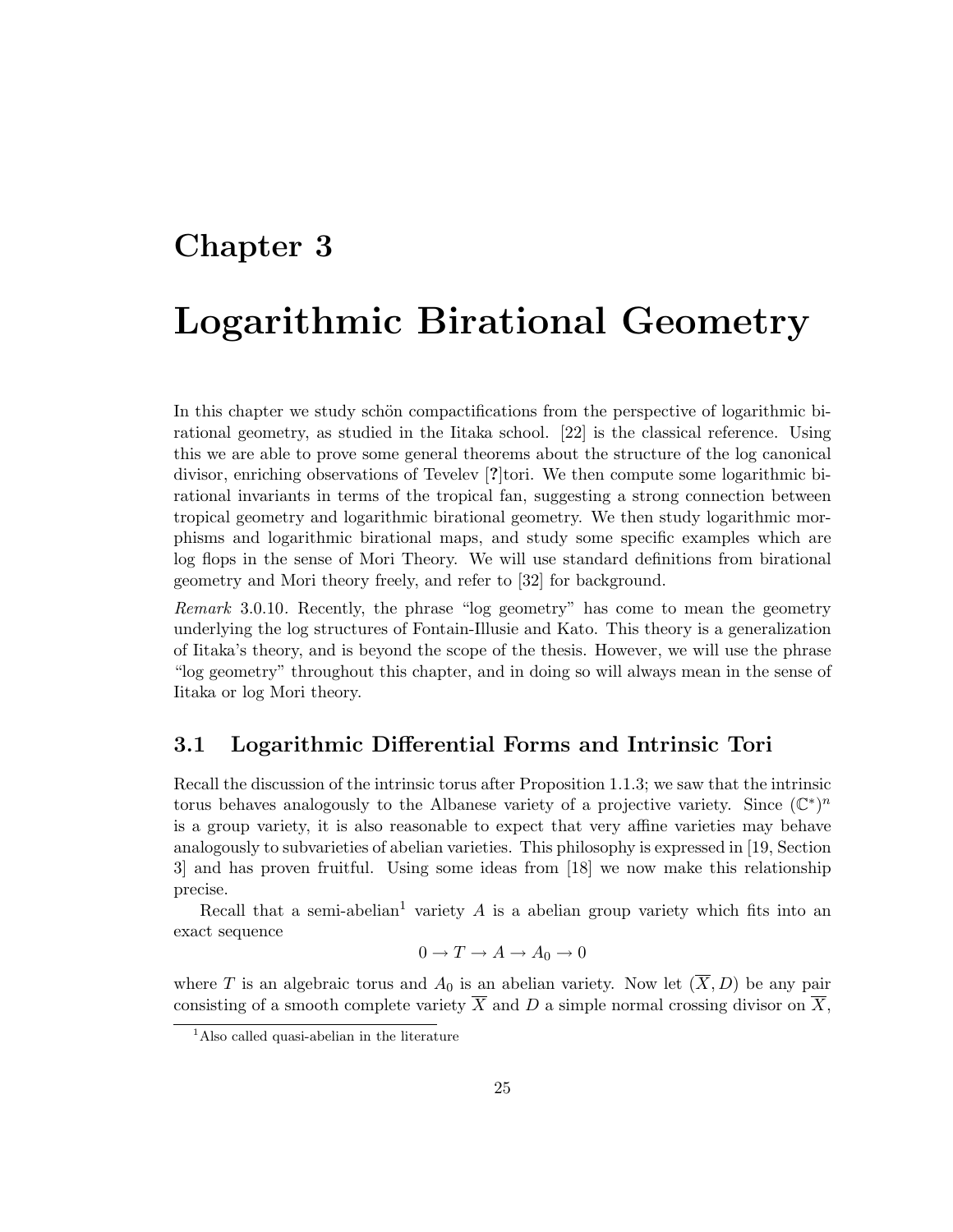# Chapter 3

# Logarithmic Birational Geometry

In this chapter we study schön compactifications from the perspective of logarithmic birational geometry, as studied in the Iitaka school. [22] is the classical reference. Using this we are able to prove some general theorems about the structure of the log canonical divisor, enriching observations of Tevelev [**?**]tori. We then compute some logarithmic birational invariants in terms of the tropical fan, suggesting a strong connection between tropical geometry and logarithmic birational geometry. We then study logarithmic morphisms and logarithmic birational maps, and study some specific examples which are log flops in the sense of Mori Theory. We will use standard definitions from birational geometry and Mori theory freely, and refer to [32] for background.

*Remark* 3.0.10. Recently, the phrase "log geometry" has come to mean the geometry underlying the log structures of Fontain-Illusie and Kato. This theory is a generalization of Iitaka's theory, and is beyond the scope of the thesis. However, we will use the phrase "log geometry" throughout this chapter, and in doing so will always mean in the sense of Iitaka or log Mori theory.

## 3.1 Logarithmic Differential Forms and Intrinsic Tori

Recall the discussion of the intrinsic torus after Proposition 1.1.3; we saw that the intrinsic torus behaves analogously to the Albanese variety of a projective variety. Since $(\mathbb{C}^*)^n$ is a group variety, it is also reasonable to expect that very affine varieties may behave analogously to subvarieties of abelian varieties. This philosophy is expressed in [19, Section 3] and has proven fruitful. Using some ideas from [18] we now make this relationship precise.

Recall that a semi-abelian[1] variety $A$ is a abelian group variety which fits into an exact sequence

$$0 \to T \to A \to A_0 \to 0$$

where $T$ is an algebraic torus and $A_0$ is an abelian variety. Now let $(\overline{X}, D)$ be any pair consisting of a smooth complete variety $\overline{X}$ and $D$ a simple normal crossing divisor on $\overline{X}$,

[1] Also called quasi-abelian in the literature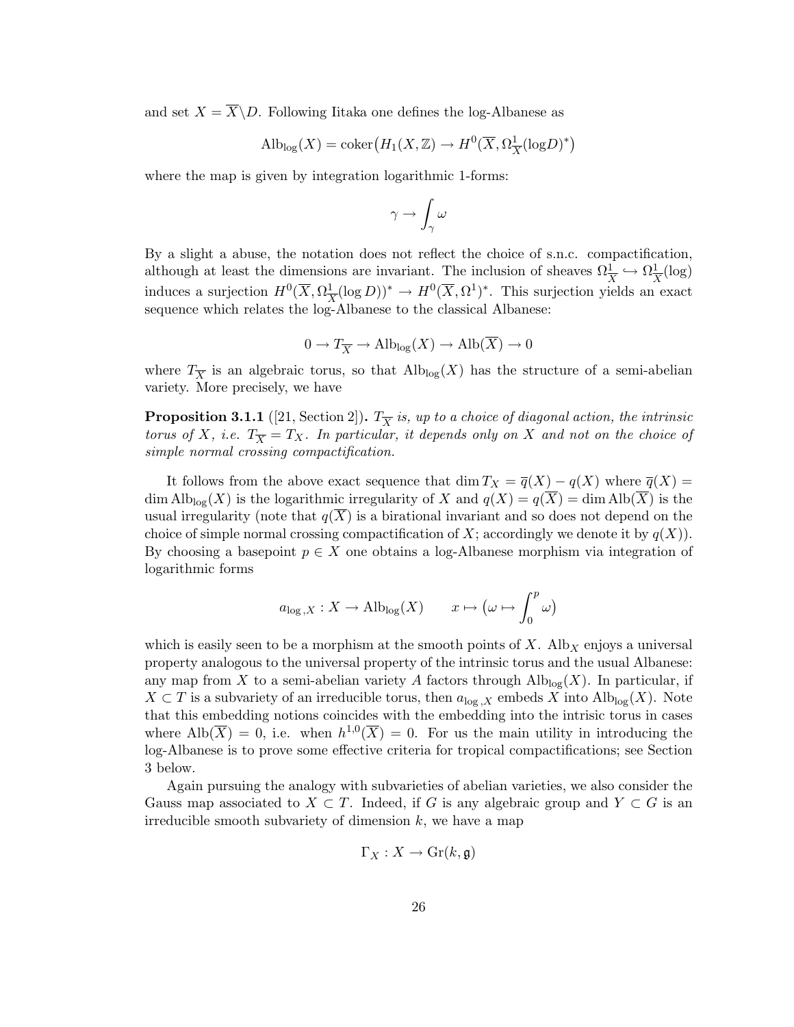and set $X = \overline{X} \backslash D$. Following Iitaka one defines the log-Albanese as

$$\mathrm{Alb}_{\log}(X) = \mathrm{coker}\big(H_1(X, \mathbb{Z}) \to H^0(\overline{X}, \Omega^1_{\overline{X}}(\log D)^*\big)$$

where the map is given by integration logarithmic 1-forms:

$$\gamma \to \int_\gamma \omega$$

By a slight a abuse, the notation does not reflect the choice of s.n.c. compactification, although at least the dimensions are invariant. The inclusion of sheaves $\Omega^1_{\overline{X}} \hookrightarrow \Omega^1_{\overline{X}}(\log)$ induces a surjection $H^0(\overline{X}, \Omega^1_{\overline{X}}(\log D))^* \to H^0(\overline{X}, \Omega^1)^*$. This surjection yields an exact sequence which relates the log-Albanese to the classical Albanese:

$$0 \to T_{\overline{X}} \to \mathrm{Alb}_{\log}(X) \to \mathrm{Alb}(\overline{X}) \to 0$$

where $T_{\overline{X}}$ is an algebraic torus, so that $\mathrm{Alb}_{\log}(X)$ has the structure of a semi-abelian variety. More precisely, we have

**Proposition 3.1.1** ([21, Section 2]). *$T_{\overline{X}}$ is, up to a choice of diagonal action, the intrinsic torus of $X$, i.e. $T_{\overline{X}} = T_X$. In particular, it depends only on $X$ and not on the choice of simple normal crossing compactification.*

It follows from the above exact sequence that $\dim T_X = \overline{q}(X) - q(X)$ where $\overline{q}(X) = \dim \mathrm{Alb}_{\log}(X)$ is the logarithmic irregularity of $X$ and $q(X) = q(\overline{X}) = \dim \mathrm{Alb}(\overline{X})$ is the usual irregularity (note that $q(\overline{X})$ is a birational invariant and so does not depend on the choice of simple normal crossing compactification of $X$; accordingly we denote it by $q(X)$). By choosing a basepoint $p \in X$ one obtains a log-Albanese morphism via integration of logarithmic forms

$$a_{\log,X} : X \to \mathrm{Alb}_{\log}(X) \qquad x \mapsto \big(\omega \mapsto \int_0^p \omega\big)$$

which is easily seen to be a morphism at the smooth points of $X$. $\mathrm{Alb}_X$ enjoys a universal property analogous to the universal property of the intrinsic torus and the usual Albanese: any map from $X$ to a semi-abelian variety $A$ factors through $\mathrm{Alb}_{\log}(X)$. In particular, if $X \subset T$ is a subvariety of an irreducible torus, then $a_{\log,X}$ embeds $X$ into $\mathrm{Alb}_{\log}(X)$. Note that this embedding notions coincides with the embedding into the intrisic torus in cases where $\mathrm{Alb}(\overline{X}) = 0$, i.e. when $h^{1,0}(\overline{X}) = 0$. For us the main utility in introducing the log-Albanese is to prove some effective criteria for tropical compactifications; see Section 3 below.

Again pursuing the analogy with subvarieties of abelian varieties, we also consider the Gauss map associated to $X \subset T$. Indeed, if $G$ is any algebraic group and $Y \subset G$ is an irreducible smooth subvariety of dimension $k$, we have a map

$$\Gamma_X : X \to \mathrm{Gr}(k, \mathfrak{g})$$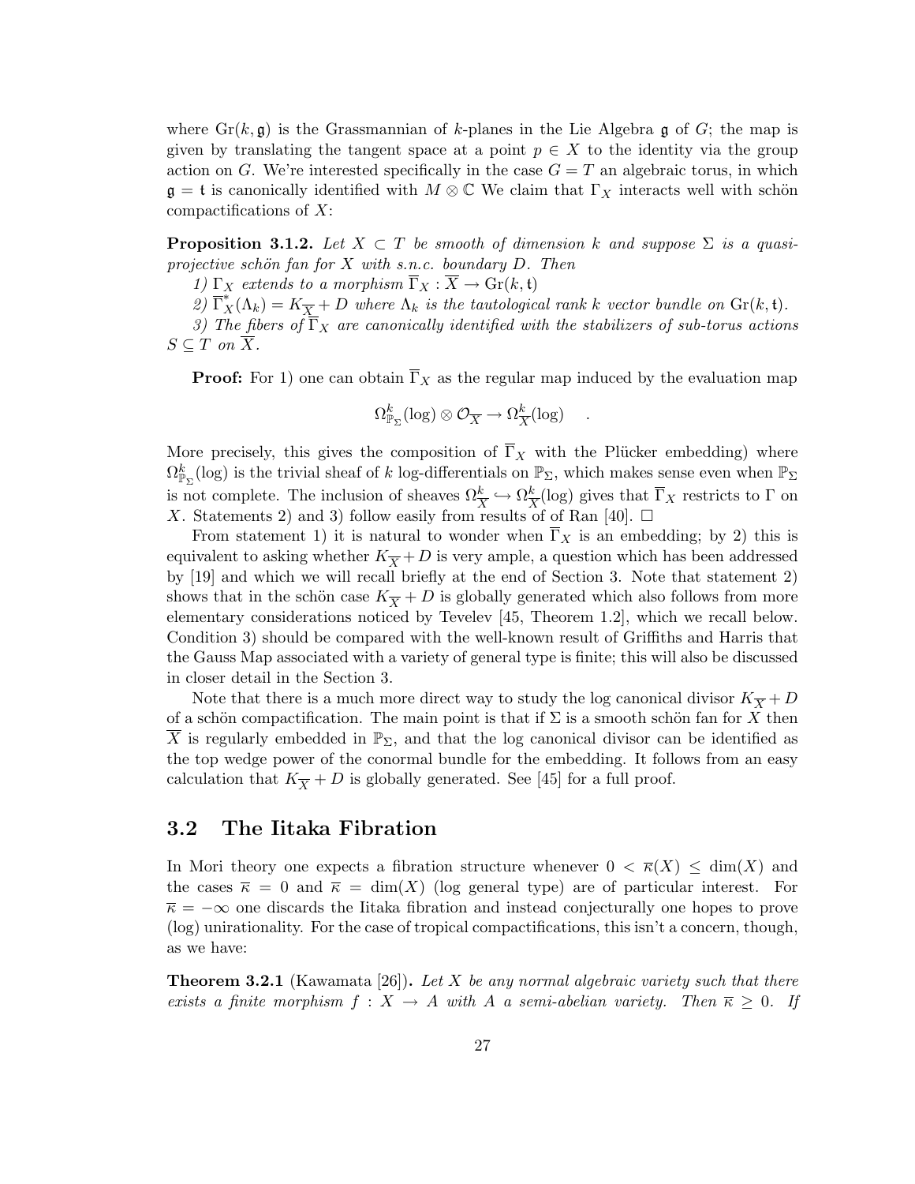where $\mathrm{Gr}(k, \mathfrak{g})$ is the Grassmannian of $k$-planes in the Lie Algebra $\mathfrak{g}$ of $G$; the map is given by translating the tangent space at a point $p \in X$ to the identity via the group action on $G$. We're interested specifically in the case $G = T$ an algebraic torus, in which $\mathfrak{g} = \mathfrak{t}$ is canonically identified with $M \otimes \mathbb{C}$ We claim that $\Gamma_X$ interacts well with schön compactifications of $X$:

**Proposition 3.1.2.** *Let $X \subset T$ be smooth of dimension $k$ and suppose $\Sigma$ is a quasi-projective schön fan for $X$ with s.n.c. boundary $D$. Then*

*1) $\Gamma_X$ extends to a morphism $\overline{\Gamma}_X : \overline{X} \to \mathrm{Gr}(k, \mathfrak{t})$*

*2) $\overline{\Gamma}_X^*(\Lambda_k) = K_{\overline{X}} + D$ where $\Lambda_k$ is the tautological rank $k$ vector bundle on $\mathrm{Gr}(k, \mathfrak{t})$.*

*3) The fibers of $\overline{\Gamma}_X$ are canonically identified with the stabilizers of sub-torus actions $S \subseteq T$ on $\overline{X}$.*

**Proof:** For 1) one can obtain $\overline{\Gamma}_X$ as the regular map induced by the evaluation map

$$\Omega^k_{\mathbb{P}_\Sigma}(\log) \otimes \mathcal{O}_{\overline{X}} \to \Omega^k_{\overline{X}}(\log) \quad .$$

More precisely, this gives the composition of $\overline{\Gamma}_X$ with the Plücker embedding) where $\Omega^k_{\mathbb{P}_\Sigma}(\log)$ is the trivial sheaf of $k$ log-differentials on $\mathbb{P}_\Sigma$, which makes sense even when $\mathbb{P}_\Sigma$ is not complete. The inclusion of sheaves $\Omega^k_{\overline{X}} \hookrightarrow \Omega^k_{\overline{X}}(\log)$ gives that $\overline{\Gamma}_X$ restricts to $\Gamma$ on $X$. Statements 2) and 3) follow easily from results of of Ran [40]. □

From statement 1) it is natural to wonder when $\overline{\Gamma}_X$ is an embedding; by 2) this is equivalent to asking whether $K_{\overline{X}} + D$ is very ample, a question which has been addressed by [19] and which we will recall briefly at the end of Section 3. Note that statement 2) shows that in the schön case $K_{\overline{X}} + D$ is globally generated which also follows from more elementary considerations noticed by Tevelev [45, Theorem 1.2], which we recall below. Condition 3) should be compared with the well-known result of Griffiths and Harris that the Gauss Map associated with a variety of general type is finite; this will also be discussed in closer detail in the Section 3.

Note that there is a much more direct way to study the log canonical divisor $K_{\overline{X}} + D$ of a schön compactification. The main point is that if $\Sigma$ is a smooth schön fan for $X$ then $\overline{X}$ is regularly embedded in $\mathbb{P}_\Sigma$, and that the log canonical divisor can be identified as the top wedge power of the conormal bundle for the embedding. It follows from an easy calculation that $K_{\overline{X}} + D$ is globally generated. See [45] for a full proof.

## 3.2 The Iitaka Fibration

In Mori theory one expects a fibration structure whenever $0 < \overline{\kappa}(X) \leq \dim(X)$ and the cases $\overline{\kappa} = 0$ and $\overline{\kappa} = \dim(X)$ (log general type) are of particular interest. For $\overline{\kappa} = -\infty$ one discards the Iitaka fibration and instead conjecturally one hopes to prove (log) unirationality. For the case of tropical compactifications, this isn't a concern, though, as we have:

**Theorem 3.2.1** (Kawamata [26])**.** *Let $X$ be any normal algebraic variety such that there exists a finite morphism $f : X \to A$ with $A$ a semi-abelian variety. Then $\overline{\kappa} \geq 0$. If*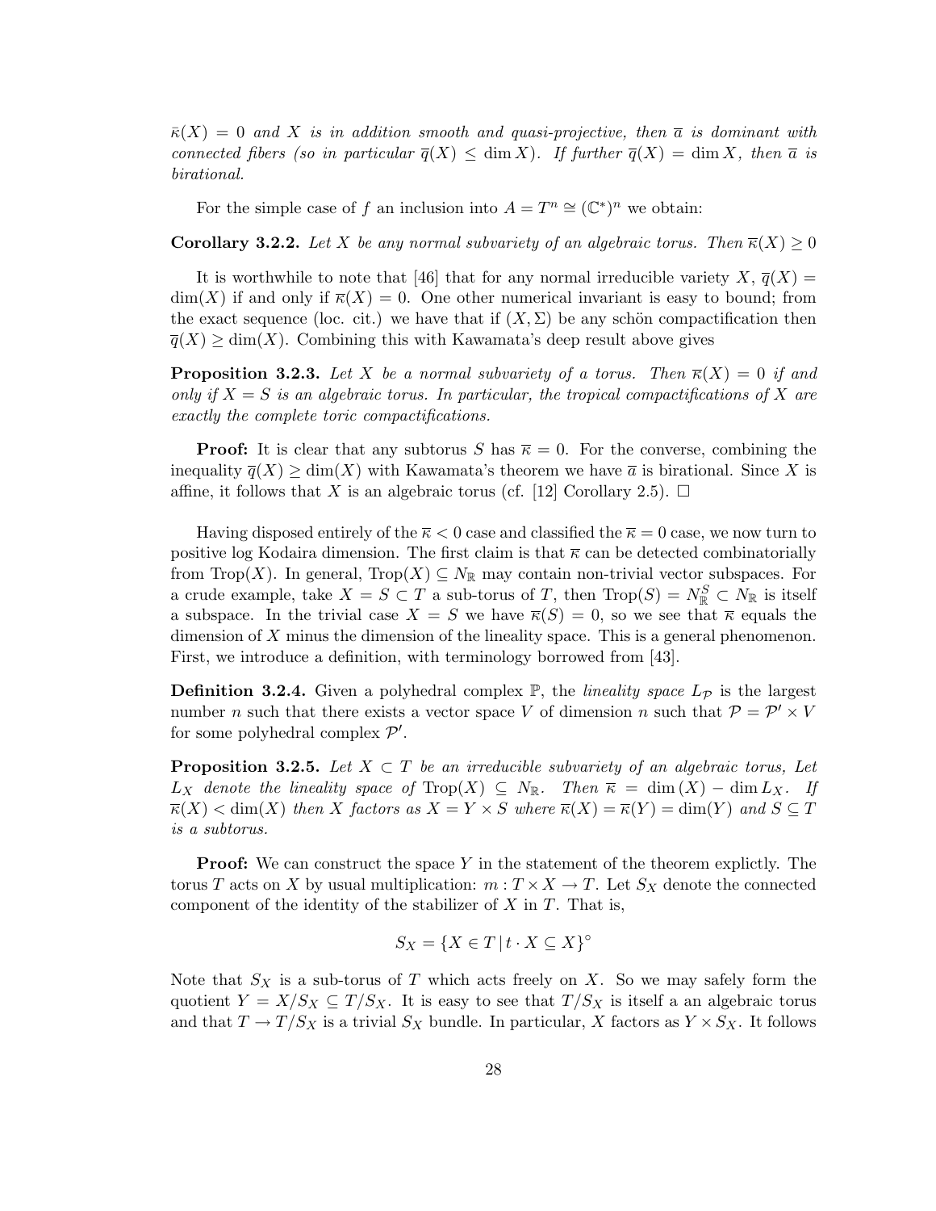$\bar{\kappa}(X) = 0$ *and* $X$ *is in addition smooth and quasi-projective, then* $\overline{a}$ *is dominant with connected fibers (so in particular* $\overline{q}(X) \leq \dim X$*). If further* $\overline{q}(X) = \dim X$*, then* $\overline{a}$ *is birational.*

For the simple case of $f$ an inclusion into $A = T^n \cong (\mathbb{C}^*)^n$ we obtain:

**Corollary 3.2.2.** *Let* $X$ *be any normal subvariety of an algebraic torus. Then* $\overline{\kappa}(X) \geq 0$

It is worthwhile to note that [46] that for any normal irreducible variety $X$, $\overline{q}(X) = \dim(X)$ if and only if $\overline{\kappa}(X) = 0$. One other numerical invariant is easy to bound; from the exact sequence (loc. cit.) we have that if $(X, \Sigma)$ be any schön compactification then $\overline{q}(X) \geq \dim(X)$. Combining this with Kawamata's deep result above gives

**Proposition 3.2.3.** *Let* $X$ *be a normal subvariety of a torus. Then* $\overline{\kappa}(X) = 0$ *if and only if* $X = S$ *is an algebraic torus. In particular, the tropical compactifications of* $X$ *are exactly the complete toric compactifications.*

**Proof:** It is clear that any subtorus $S$ has $\overline{\kappa} = 0$. For the converse, combining the inequality $\overline{q}(X) \geq \dim(X)$ with Kawamata's theorem we have $\overline{a}$ is birational. Since $X$ is affine, it follows that $X$ is an algebraic torus (cf. [12] Corollary 2.5). □

Having disposed entirely of the $\overline{\kappa} < 0$ case and classified the $\overline{\kappa} = 0$ case, we now turn to positive log Kodaira dimension. The first claim is that $\overline{\kappa}$ can be detected combinatorially from $\text{Trop}(X)$. In general, $\text{Trop}(X) \subseteq N_{\mathbb{R}}$ may contain non-trivial vector subspaces. For a crude example, take $X = S \subset T$ a sub-torus of $T$, then $\text{Trop}(S) = N^S_{\mathbb{R}} \subset N_{\mathbb{R}}$ is itself a subspace. In the trivial case $X = S$ we have $\overline{\kappa}(S) = 0$, so we see that $\overline{\kappa}$ equals the dimension of $X$ minus the dimension of the lineality space. This is a general phenomenon. First, we introduce a definition, with terminology borrowed from [43].

**Definition 3.2.4.** Given a polyhedral complex $\mathbb{P}$, the *lineality space* $L_{\mathcal{P}}$ is the largest number $n$ such that there exists a vector space $V$ of dimension $n$ such that $\mathcal{P} = \mathcal{P}' \times V$ for some polyhedral complex $\mathcal{P}'$.

**Proposition 3.2.5.** *Let* $X \subset T$ *be an irreducible subvariety of an algebraic torus, Let* $L_X$ *denote the lineality space of* $\text{Trop}(X) \subseteq N_{\mathbb{R}}$*. Then* $\overline{\kappa} = \dim(X) - \dim L_X$*. If* $\overline{\kappa}(X) < \dim(X)$ *then* $X$ *factors as* $X = Y \times S$ *where* $\overline{\kappa}(X) = \overline{\kappa}(Y) = \dim(Y)$ *and* $S \subseteq T$ *is a subtorus.*

**Proof:** We can construct the space $Y$ in the statement of the theorem explictly. The torus $T$ acts on $X$ by usual multiplication: $m : T \times X \to T$. Let $S_X$ denote the connected component of the identity of the stabilizer of $X$ in $T$. That is,

$$S_X = \{X \in T \,|\, t \cdot X \subseteq X\}^{\circ}$$

Note that $S_X$ is a sub-torus of $T$ which acts freely on $X$. So we may safely form the quotient $Y = X/S_X \subseteq T/S_X$. It is easy to see that $T/S_X$ is itself a an algebraic torus and that $T \to T/S_X$ is a trivial $S_X$ bundle. In particular, $X$ factors as $Y \times S_X$. It follows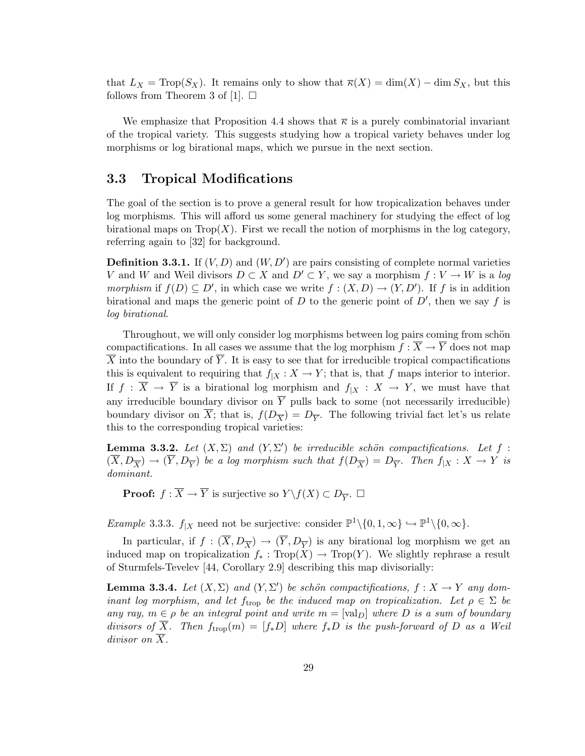that $L_X = \text{Trop}(S_X)$. It remains only to show that $\overline{\kappa}(X) = \dim(X) - \dim S_X$, but this follows from Theorem 3 of [1]. $\square$

We emphasize that Proposition 4.4 shows that $\overline{\kappa}$ is a purely combinatorial invariant of the tropical variety. This suggests studying how a tropical variety behaves under log morphisms or log birational maps, which we pursue in the next section.

## 3.3 Tropical Modifications

The goal of the section is to prove a general result for how tropicalization behaves under log morphisms. This will afford us some general machinery for studying the effect of log birational maps on $\text{Trop}(X)$. First we recall the notion of morphisms in the log category, referring again to [32] for background.

**Definition 3.3.1.** If $(V, D)$ and $(W, D')$ are pairs consisting of complete normal varieties $V$ and $W$ and Weil divisors $D \subset X$ and $D' \subset Y$, we say a morphism $f : V \to W$ is a *log morphism* if $f(D) \subseteq D'$, in which case we write $f : (X, D) \to (Y, D')$. If $f$ is in addition birational and maps the generic point of $D$ to the generic point of $D'$, then we say $f$ is *log birational*.

Throughout, we will only consider log morphisms between log pairs coming from schön compactifications. In all cases we assume that the log morphism $f : \overline{X} \to \overline{Y}$ does not map $\overline{X}$ into the boundary of $\overline{Y}$. It is easy to see that for irreducible tropical compactifications this is equivalent to requiring that $f_{|X} : X \to Y$; that is, that $f$ maps interior to interior. If $f : \overline{X} \to \overline{Y}$ is a birational log morphism and $f_{|X} : X \to Y$, we must have that any irreducible boundary divisor on $\overline{Y}$ pulls back to some (not necessarily irreducible) boundary divisor on $\overline{X}$; that is, $f(D_{\overline{X}}) = D_{\overline{Y}}$. The following trivial fact let's us relate this to the corresponding tropical varieties:

**Lemma 3.3.2.** *Let $(X, \Sigma)$ and $(Y, \Sigma')$ be irreducible schön compactifications. Let $f : (\overline{X}, D_{\overline{X}}) \to (\overline{Y}, D_{\overline{Y}})$ be a log morphism such that $f(D_{\overline{X}}) = D_{\overline{Y}}$. Then $f_{|X} : X \to Y$ is dominant.*

**Proof:** $f : \overline{X} \to \overline{Y}$ is surjective so $Y \backslash f(X) \subset D_{\overline{Y}}$. $\square$

*Example* 3.3.3. $f_{|X}$ need not be surjective: consider $\mathbb{P}^1 \backslash \{0, 1, \infty\} \hookrightarrow \mathbb{P}^1 \backslash \{0, \infty\}$.

In particular, if $f : (\overline{X}, D_{\overline{X}}) \to (\overline{Y}, D_{\overline{Y}})$ is any birational log morphism we get an induced map on tropicalization $f_* : \text{Trop}(X) \to \text{Trop}(Y)$. We slightly rephrase a result of Sturmfels-Tevelev [44, Corollary 2.9] describing this map divisorially:

**Lemma 3.3.4.** *Let $(X, \Sigma)$ and $(Y, \Sigma')$ be schön compactifications, $f : X \to Y$ any dominant log morphism, and let $f_{\text{trop}}$ be the induced map on tropicalization. Let $\rho \in \Sigma$ be any ray, $m \in \rho$ be an integral point and write $m = [\text{val}_D]$ where $D$ is a sum of boundary divisors of $\overline{X}$. Then $f_{\text{trop}}(m) = [f_* D]$ where $f_* D$ is the push-forward of $D$ as a Weil divisor on $\overline{X}$.*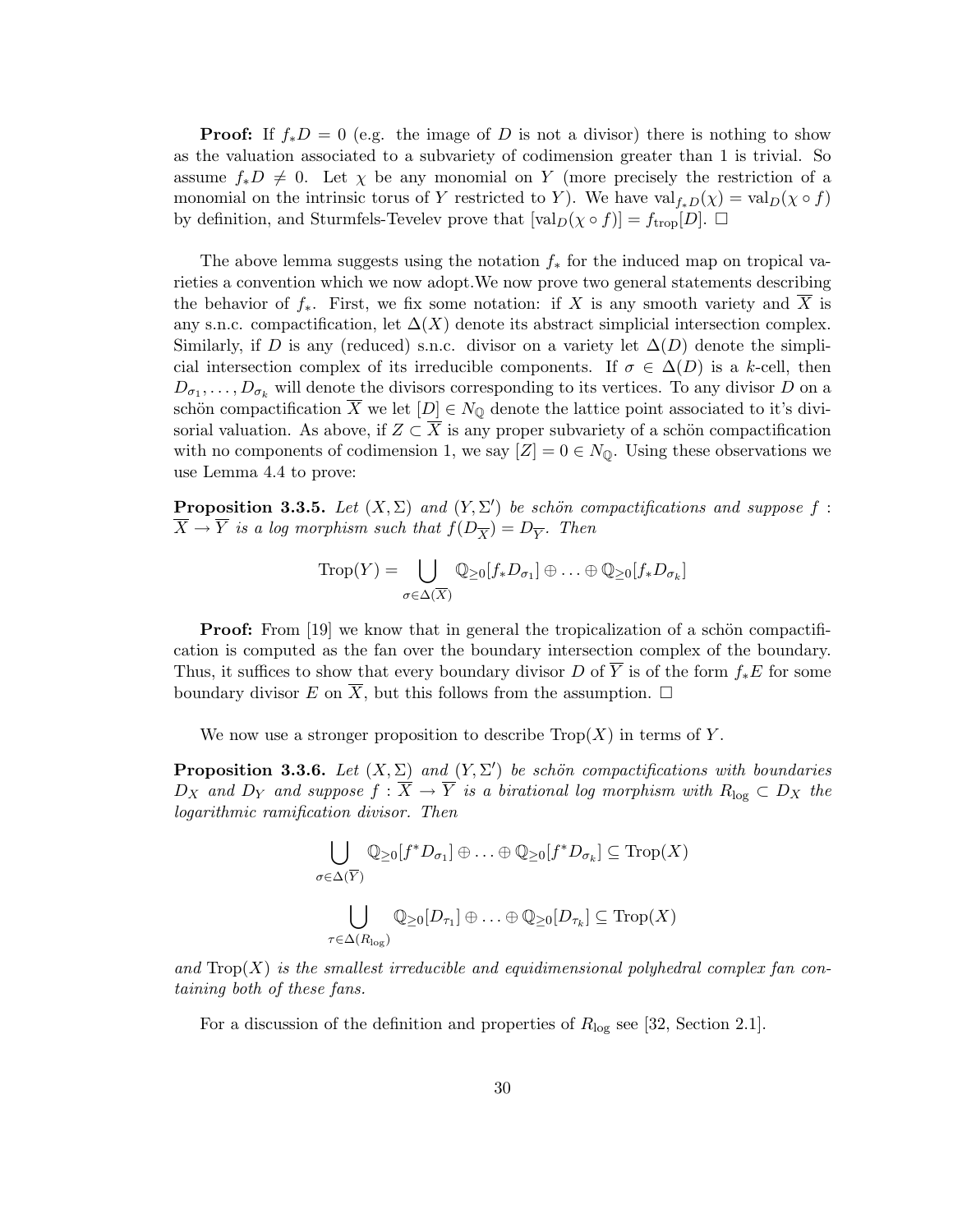**Proof:** If $f_*D = 0$ (e.g. the image of $D$ is not a divisor) there is nothing to show as the valuation associated to a subvariety of codimension greater than 1 is trivial. So assume $f_*D \neq 0$. Let $\chi$ be any monomial on $Y$ (more precisely the restriction of a monomial on the intrinsic torus of $Y$ restricted to $Y$). We have $\mathrm{val}_{f_*D}(\chi) = \mathrm{val}_D(\chi \circ f)$ by definition, and Sturmfels-Tevelev prove that $[\mathrm{val}_D(\chi \circ f)] = f_{\mathrm{trop}}[D]$. $\square$

The above lemma suggests using the notation $f_*$ for the induced map on tropical varieties a convention which we now adopt.We now prove two general statements describing the behavior of $f_*$. First, we fix some notation: if $X$ is any smooth variety and $\overline{X}$ is any s.n.c. compactification, let $\Delta(X)$ denote its abstract simplicial intersection complex. Similarly, if $D$ is any (reduced) s.n.c. divisor on a variety let $\Delta(D)$ denote the simplicial intersection complex of its irreducible components. If $\sigma \in \Delta(D)$ is a $k$-cell, then $D_{\sigma_1}, \ldots, D_{\sigma_k}$ will denote the divisors corresponding to its vertices. To any divisor $D$ on a schön compactification $\overline{X}$ we let $[D] \in N_{\mathbb{Q}}$ denote the lattice point associated to it's divisorial valuation. As above, if $Z \subset \overline{X}$ is any proper subvariety of a schön compactification with no components of codimension 1, we say $[Z] = 0 \in N_{\mathbb{Q}}$. Using these observations we use Lemma 4.4 to prove:

**Proposition 3.3.5.** *Let $(X, \Sigma)$ and $(Y, \Sigma')$ be schön compactifications and suppose $f : \overline{X} \to \overline{Y}$ is a log morphism such that $f(D_{\overline{X}}) = D_{\overline{Y}}$. Then*

$$\mathrm{Trop}(Y) = \bigcup_{\sigma \in \Delta(\overline{X})} \mathbb{Q}_{\geq 0}[f_* D_{\sigma_1}] \oplus \ldots \oplus \mathbb{Q}_{\geq 0}[f_* D_{\sigma_k}]$$

**Proof:** From [19] we know that in general the tropicalization of a schön compactification is computed as the fan over the boundary intersection complex of the boundary. Thus, it suffices to show that every boundary divisor $D$ of $\overline{Y}$ is of the form $f_*E$ for some boundary divisor $E$ on $\overline{X}$, but this follows from the assumption. $\square$

We now use a stronger proposition to describe $\mathrm{Trop}(X)$ in terms of $Y$.

**Proposition 3.3.6.** *Let $(X, \Sigma)$ and $(Y, \Sigma')$ be schön compactifications with boundaries $D_X$ and $D_Y$ and suppose $f : \overline{X} \to \overline{Y}$ is a birational log morphism with $R_{\log} \subset D_X$ the logarithmic ramification divisor. Then*

$$\bigcup_{\sigma \in \Delta(\overline{Y})} \mathbb{Q}_{\geq 0}[f^* D_{\sigma_1}] \oplus \ldots \oplus \mathbb{Q}_{\geq 0}[f^* D_{\sigma_k}] \subseteq \mathrm{Trop}(X)$$

$$\bigcup_{\tau \in \Delta(R_{\log})} \mathbb{Q}_{\geq 0}[D_{\tau_1}] \oplus \ldots \oplus \mathbb{Q}_{\geq 0}[D_{\tau_k}] \subseteq \mathrm{Trop}(X)$$

*and* $\mathrm{Trop}(X)$ *is the smallest irreducible and equidimensional polyhedral complex fan containing both of these fans.*

For a discussion of the definition and properties of $R_{\log}$ see [32, Section 2.1].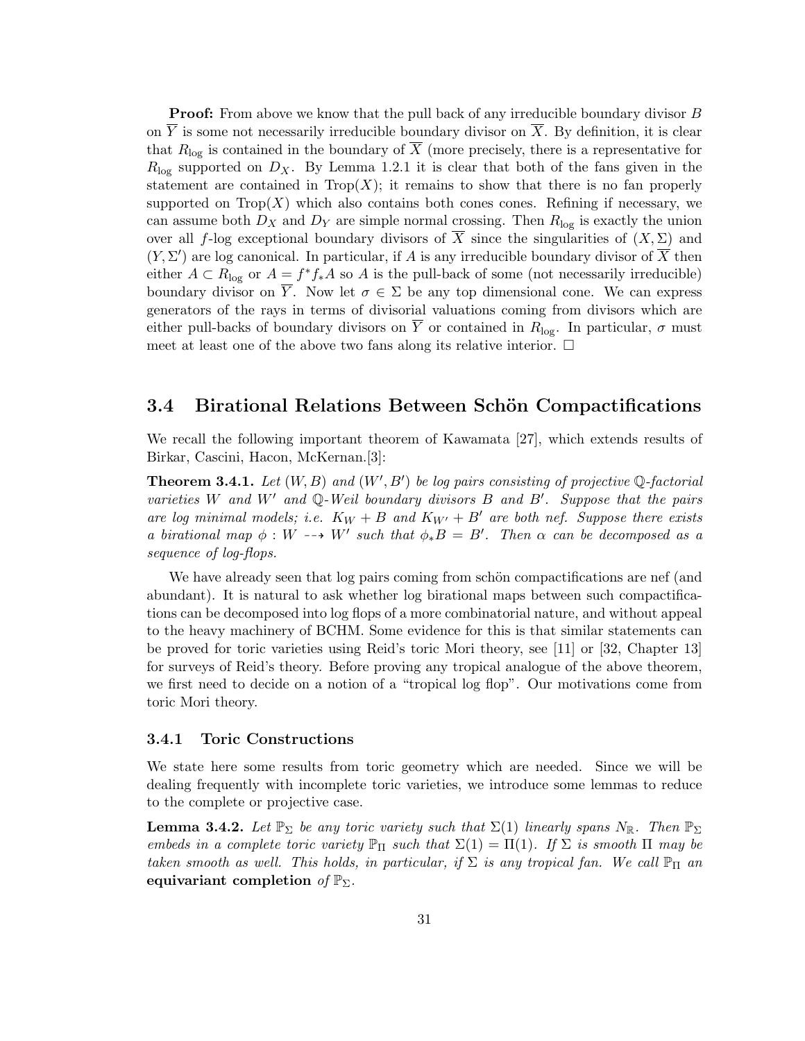**Proof:** From above we know that the pull back of any irreducible boundary divisor $B$ on $\overline{Y}$ is some not necessarily irreducible boundary divisor on $\overline{X}$. By definition, it is clear that $R_{\log}$ is contained in the boundary of $\overline{X}$ (more precisely, there is a representative for $R_{\log}$ supported on $D_X$. By Lemma 1.2.1 it is clear that both of the fans given in the statement are contained in $\mathrm{Trop}(X)$; it remains to show that there is no fan properly supported on $\mathrm{Trop}(X)$ which also contains both cones cones. Refining if necessary, we can assume both $D_X$ and $D_Y$ are simple normal crossing. Then $R_{\log}$ is exactly the union over all $f$-log exceptional boundary divisors of $\overline{X}$ since the singularities of $(X, \Sigma)$ and $(Y, \Sigma')$ are log canonical. In particular, if $A$ is any irreducible boundary divisor of $\overline{X}$ then either $A \subset R_{\log}$ or $A = f^* f_* A$ so $A$ is the pull-back of some (not necessarily irreducible) boundary divisor on $\overline{Y}$. Now let $\sigma \in \Sigma$ be any top dimensional cone. We can express generators of the rays in terms of divisorial valuations coming from divisors which are either pull-backs of boundary divisors on $\overline{Y}$ or contained in $R_{\log}$. In particular, $\sigma$ must meet at least one of the above two fans along its relative interior. $\square$

## 3.4 Birational Relations Between Schön Compactifications

We recall the following important theorem of Kawamata [27], which extends results of Birkar, Cascini, Hacon, McKernan.[3]:

**Theorem 3.4.1.** *Let $(W, B)$ and $(W', B')$ be log pairs consisting of projective $\mathbb{Q}$-factorial varieties $W$ and $W'$ and $\mathbb{Q}$-Weil boundary divisors $B$ and $B'$. Suppose that the pairs are log minimal models; i.e. $K_W + B$ and $K_{W'} + B'$ are both nef. Suppose there exists a birational map $\phi : W \dashrightarrow W'$ such that $\phi_* B = B'$. Then $\alpha$ can be decomposed as a sequence of log-flops.*

We have already seen that log pairs coming from schön compactifications are nef (and abundant). It is natural to ask whether log birational maps between such compactifications can be decomposed into log flops of a more combinatorial nature, and without appeal to the heavy machinery of BCHM. Some evidence for this is that similar statements can be proved for toric varieties using Reid's toric Mori theory, see [11] or [32, Chapter 13] for surveys of Reid's theory. Before proving any tropical analogue of the above theorem, we first need to decide on a notion of a "tropical log flop". Our motivations come from toric Mori theory.

### 3.4.1 Toric Constructions

We state here some results from toric geometry which are needed. Since we will be dealing frequently with incomplete toric varieties, we introduce some lemmas to reduce to the complete or projective case.

**Lemma 3.4.2.** *Let $\mathbb{P}_\Sigma$ be any toric variety such that $\Sigma(1)$ linearly spans $N_\mathbb{R}$. Then $\mathbb{P}_\Sigma$ embeds in a complete toric variety $\mathbb{P}_\Pi$ such that $\Sigma(1) = \Pi(1)$. If $\Sigma$ is smooth $\Pi$ may be taken smooth as well. This holds, in particular, if $\Sigma$ is any tropical fan. We call $\mathbb{P}_\Pi$ an* **equivariant completion** *of $\mathbb{P}_\Sigma$.*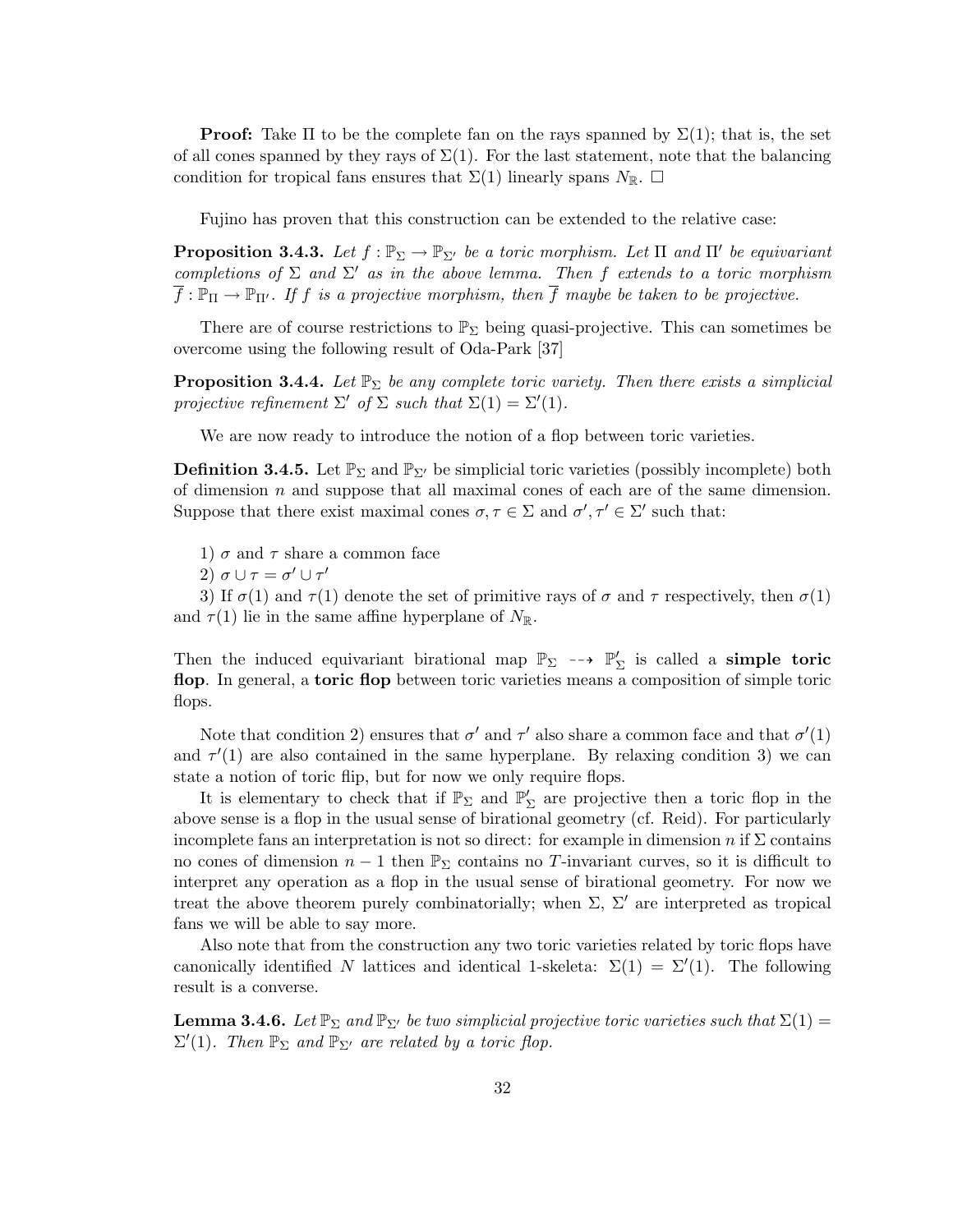**Proof:** Take $\Pi$ to be the complete fan on the rays spanned by $\Sigma(1)$; that is, the set of all cones spanned by they rays of $\Sigma(1)$. For the last statement, note that the balancing condition for tropical fans ensures that $\Sigma(1)$ linearly spans $N_{\mathbb{R}}$. □

Fujino has proven that this construction can be extended to the relative case:

**Proposition 3.4.3.** *Let $f : \mathbb{P}_\Sigma \to \mathbb{P}_{\Sigma'}$ be a toric morphism. Let $\Pi$ and $\Pi'$ be equivariant completions of $\Sigma$ and $\Sigma'$ as in the above lemma. Then $f$ extends to a toric morphism $\overline{f} : \mathbb{P}_\Pi \to \mathbb{P}_{\Pi'}$. If $f$ is a projective morphism, then $\overline{f}$ maybe be taken to be projective.*

There are of course restrictions to $\mathbb{P}_\Sigma$ being quasi-projective. This can sometimes be overcome using the following result of Oda-Park [37]

**Proposition 3.4.4.** *Let $\mathbb{P}_\Sigma$ be any complete toric variety. Then there exists a simplicial projective refinement $\Sigma'$ of $\Sigma$ such that $\Sigma(1) = \Sigma'(1)$.*

We are now ready to introduce the notion of a flop between toric varieties.

**Definition 3.4.5.** Let $\mathbb{P}_\Sigma$ and $\mathbb{P}_{\Sigma'}$ be simplicial toric varieties (possibly incomplete) both of dimension $n$ and suppose that all maximal cones of each are of the same dimension. Suppose that there exist maximal cones $\sigma, \tau \in \Sigma$ and $\sigma', \tau' \in \Sigma'$ such that:

1) $\sigma$ and $\tau$ share a common face

2) $\sigma \cup \tau = \sigma' \cup \tau'$

3) If $\sigma(1)$ and $\tau(1)$ denote the set of primitive rays of $\sigma$ and $\tau$ respectively, then $\sigma(1)$ and $\tau(1)$ lie in the same affine hyperplane of $N_{\mathbb{R}}$.

Then the induced equivariant birational map $\mathbb{P}_\Sigma \dashrightarrow \mathbb{P}'_\Sigma$ is called a **simple toric flop**. In general, a **toric flop** between toric varieties means a composition of simple toric flops.

Note that condition 2) ensures that $\sigma'$ and $\tau'$ also share a common face and that $\sigma'(1)$ and $\tau'(1)$ are also contained in the same hyperplane. By relaxing condition 3) we can state a notion of toric flip, but for now we only require flops.

It is elementary to check that if $\mathbb{P}_\Sigma$ and $\mathbb{P}'_\Sigma$ are projective then a toric flop in the above sense is a flop in the usual sense of birational geometry (cf. Reid). For particularly incomplete fans an interpretation is not so direct: for example in dimension $n$ if $\Sigma$ contains no cones of dimension $n-1$ then $\mathbb{P}_\Sigma$ contains no $T$-invariant curves, so it is difficult to interpret any operation as a flop in the usual sense of birational geometry. For now we treat the above theorem purely combinatorially; when $\Sigma$, $\Sigma'$ are interpreted as tropical fans we will be able to say more.

Also note that from the construction any two toric varieties related by toric flops have canonically identified $N$ lattices and identical 1-skeleta: $\Sigma(1) = \Sigma'(1)$. The following result is a converse.

**Lemma 3.4.6.** *Let $\mathbb{P}_\Sigma$ and $\mathbb{P}_{\Sigma'}$ be two simplicial projective toric varieties such that $\Sigma(1) = \Sigma'(1)$. Then $\mathbb{P}_\Sigma$ and $\mathbb{P}_{\Sigma'}$ are related by a toric flop.*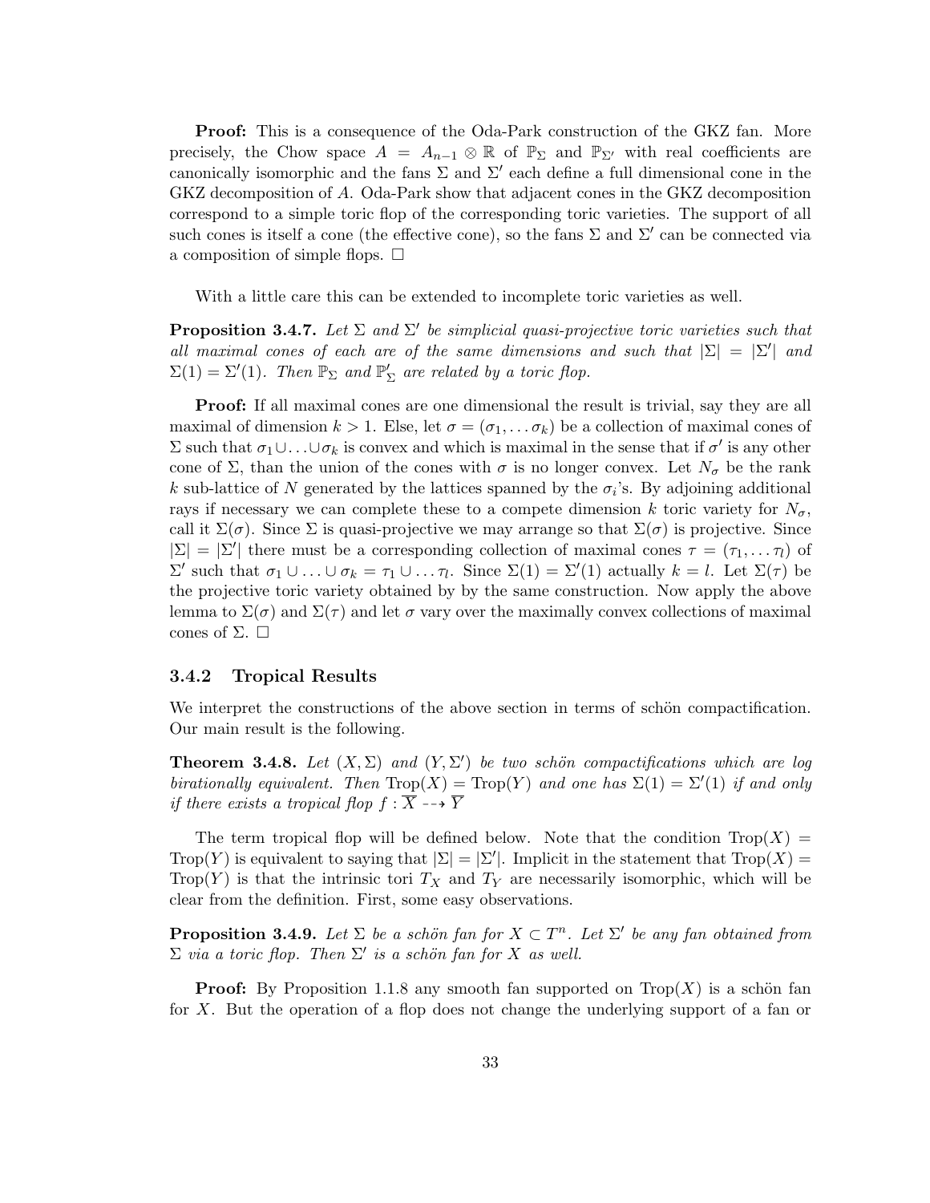**Proof:** This is a consequence of the Oda-Park construction of the GKZ fan. More precisely, the Chow space $A = A_{n-1} \otimes \mathbb{R}$ of $\mathbb{P}_\Sigma$ and $\mathbb{P}_{\Sigma'}$ with real coefficients are canonically isomorphic and the fans $\Sigma$ and $\Sigma'$ each define a full dimensional cone in the GKZ decomposition of $A$. Oda-Park show that adjacent cones in the GKZ decomposition correspond to a simple toric flop of the corresponding toric varieties. The support of all such cones is itself a cone (the effective cone), so the fans $\Sigma$ and $\Sigma'$ can be connected via a composition of simple flops. $\square$

With a little care this can be extended to incomplete toric varieties as well.

**Proposition 3.4.7.** *Let $\Sigma$ and $\Sigma'$ be simplicial quasi-projective toric varieties such that all maximal cones of each are of the same dimensions and such that $|\Sigma| = |\Sigma'|$ and $\Sigma(1) = \Sigma'(1)$. Then $\mathbb{P}_\Sigma$ and $\mathbb{P}'_\Sigma$ are related by a toric flop.*

**Proof:** If all maximal cones are one dimensional the result is trivial, say they are all maximal of dimension $k > 1$. Else, let $\sigma = (\sigma_1, \ldots \sigma_k)$ be a collection of maximal cones of $\Sigma$ such that $\sigma_1 \cup \ldots \cup \sigma_k$ is convex and which is maximal in the sense that if $\sigma'$ is any other cone of $\Sigma$, than the union of the cones with $\sigma$ is no longer convex. Let $N_\sigma$ be the rank $k$ sub-lattice of $N$ generated by the lattices spanned by the $\sigma_i$'s. By adjoining additional rays if necessary we can complete these to a compete dimension $k$ toric variety for $N_\sigma$, call it $\Sigma(\sigma)$. Since $\Sigma$ is quasi-projective we may arrange so that $\Sigma(\sigma)$ is projective. Since $|\Sigma| = |\Sigma'|$ there must be a corresponding collection of maximal cones $\tau = (\tau_1, \ldots \tau_l)$ of $\Sigma'$ such that $\sigma_1 \cup \ldots \cup \sigma_k = \tau_1 \cup \ldots \tau_l$. Since $\Sigma(1) = \Sigma'(1)$ actually $k = l$. Let $\Sigma(\tau)$ be the projective toric variety obtained by by the same construction. Now apply the above lemma to $\Sigma(\sigma)$ and $\Sigma(\tau)$ and let $\sigma$ vary over the maximally convex collections of maximal cones of $\Sigma$. $\square$

### 3.4.2 Tropical Results

We interpret the constructions of the above section in terms of schön compactification. Our main result is the following.

**Theorem 3.4.8.** *Let $(X, \Sigma)$ and $(Y, \Sigma')$ be two schön compactifications which are log birationally equivalent. Then $\text{Trop}(X) = \text{Trop}(Y)$ and one has $\Sigma(1) = \Sigma'(1)$ if and only if there exists a tropical flop $f : \overline{X} \dashrightarrow \overline{Y}$*

The term tropical flop will be defined below. Note that the condition $\text{Trop}(X) = \text{Trop}(Y)$ is equivalent to saying that $|\Sigma| = |\Sigma'|$. Implicit in the statement that $\text{Trop}(X) = \text{Trop}(Y)$ is that the intrinsic tori $T_X$ and $T_Y$ are necessarily isomorphic, which will be clear from the definition. First, some easy observations.

**Proposition 3.4.9.** *Let $\Sigma$ be a schön fan for $X \subset T^n$. Let $\Sigma'$ be any fan obtained from $\Sigma$ via a toric flop. Then $\Sigma'$ is a schön fan for $X$ as well.*

**Proof:** By Proposition 1.1.8 any smooth fan supported on $\text{Trop}(X)$ is a schön fan for $X$. But the operation of a flop does not change the underlying support of a fan or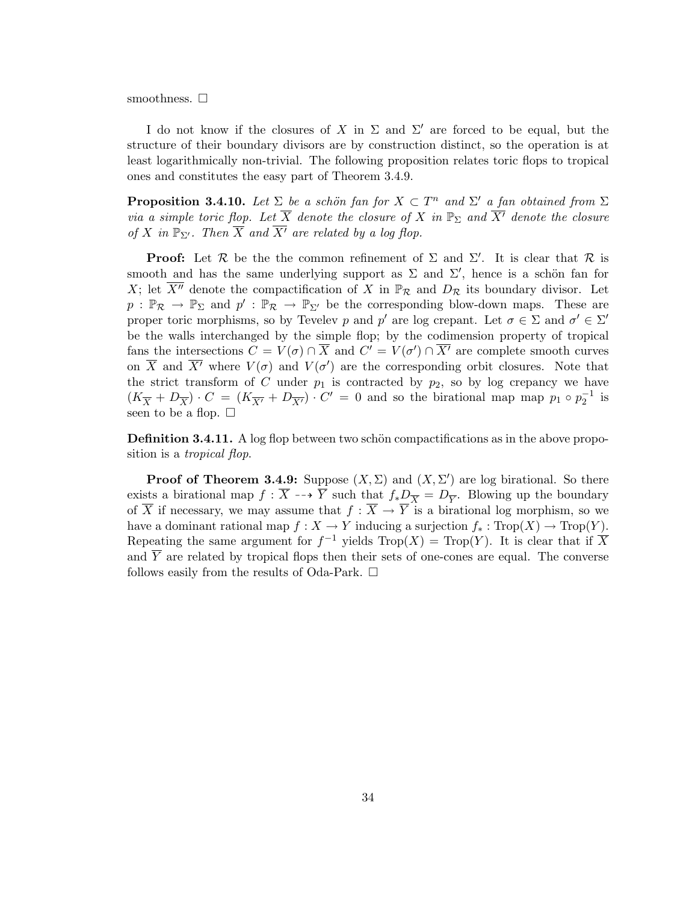smoothness. □

I do not know if the closures of $X$ in $\Sigma$ and $\Sigma'$ are forced to be equal, but the structure of their boundary divisors are by construction distinct, so the operation is at least logarithmically non-trivial. The following proposition relates toric flops to tropical ones and constitutes the easy part of Theorem 3.4.9.

**Proposition 3.4.10.** *Let $\Sigma$ be a schön fan for $X \subset T^n$ and $\Sigma'$ a fan obtained from $\Sigma$ via a simple toric flop. Let $\overline{X}$ denote the closure of $X$ in $\mathbb{P}_\Sigma$ and $\overline{X'}$ denote the closure of $X$ in $\mathbb{P}_{\Sigma'}$. Then $\overline{X}$ and $\overline{X'}$ are related by a log flop.*

**Proof:** Let $\mathcal{R}$ be the the common refinement of $\Sigma$ and $\Sigma'$. It is clear that $\mathcal{R}$ is smooth and has the same underlying support as $\Sigma$ and $\Sigma'$, hence is a schön fan for $X$; let $\overline{X''}$ denote the compactification of $X$ in $\mathbb{P}_\mathcal{R}$ and $D_\mathcal{R}$ its boundary divisor. Let $p : \mathbb{P}_\mathcal{R} \to \mathbb{P}_\Sigma$ and $p' : \mathbb{P}_\mathcal{R} \to \mathbb{P}_{\Sigma'}$ be the corresponding blow-down maps. These are proper toric morphisms, so by Tevelev $p$ and $p'$ are log crepant. Let $\sigma \in \Sigma$ and $\sigma' \in \Sigma'$ be the walls interchanged by the simple flop; by the codimension property of tropical fans the intersections $C = V(\sigma) \cap \overline{X}$ and $C' = V(\sigma') \cap \overline{X'}$ are complete smooth curves on $\overline{X}$ and $\overline{X'}$ where $V(\sigma)$ and $V(\sigma')$ are the corresponding orbit closures. Note that the strict transform of $C$ under $p_1$ is contracted by $p_2$, so by log crepancy we have $(K_{\overline{X}} + D_{\overline{X}}) \cdot C = (K_{\overline{X'}} + D_{\overline{X'}}) \cdot C' = 0$ and so the birational map map $p_1 \circ p_2^{-1}$ is seen to be a flop. □

**Definition 3.4.11.** A log flop between two schön compactifications as in the above proposition is a *tropical flop*.

**Proof of Theorem 3.4.9:** Suppose $(X, \Sigma)$ and $(X, \Sigma')$ are log birational. So there exists a birational map $f : \overline{X} \dashrightarrow \overline{Y}$ such that $f_* D_{\overline{X}} = D_{\overline{Y}}$. Blowing up the boundary of $\overline{X}$ if necessary, we may assume that $f : \overline{X} \to \overline{Y}$ is a birational log morphism, so we have a dominant rational map $f : X \to Y$ inducing a surjection $f_* : \mathrm{Trop}(X) \to \mathrm{Trop}(Y)$. Repeating the same argument for $f^{-1}$ yields $\mathrm{Trop}(X) = \mathrm{Trop}(Y)$. It is clear that if $\overline{X}$ and $\overline{Y}$ are related by tropical flops then their sets of one-cones are equal. The converse follows easily from the results of Oda-Park. □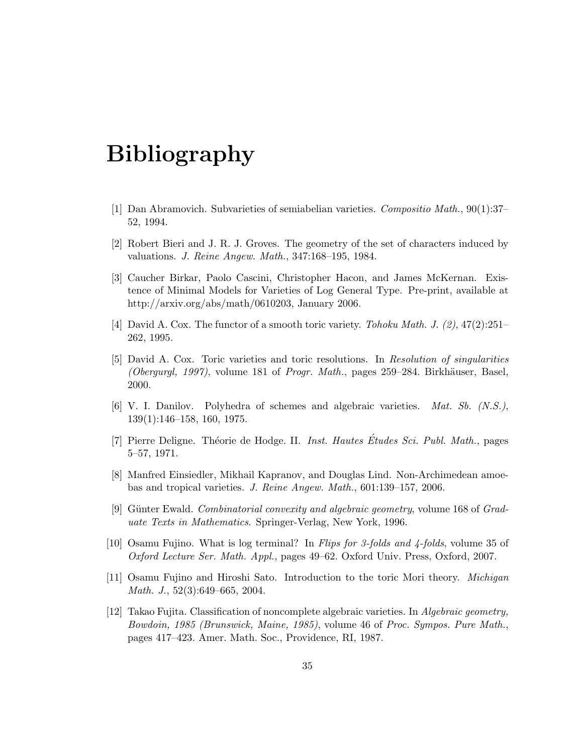# Bibliography

[1] Dan Abramovich. Subvarieties of semiabelian varieties. *Compositio Math.*, 90(1):37–52, 1994.

[2] Robert Bieri and J. R. J. Groves. The geometry of the set of characters induced by valuations. *J. Reine Angew. Math.*, 347:168–195, 1984.

[3] Caucher Birkar, Paolo Cascini, Christopher Hacon, and James McKernan. Existence of Minimal Models for Varieties of Log General Type. Pre-print, available at http://arxiv.org/abs/math/0610203, January 2006.

[4] David A. Cox. The functor of a smooth toric variety. *Tohoku Math. J. (2)*, 47(2):251–262, 1995.

[5] David A. Cox. Toric varieties and toric resolutions. In *Resolution of singularities (Obergurgl, 1997)*, volume 181 of *Progr. Math.*, pages 259–284. Birkhäuser, Basel, 2000.

[6] V. I. Danilov. Polyhedra of schemes and algebraic varieties. *Mat. Sb. (N.S.)*, 139(1):146–158, 160, 1975.

[7] Pierre Deligne. Théorie de Hodge. II. *Inst. Hautes Études Sci. Publ. Math.*, pages 5–57, 1971.

[8] Manfred Einsiedler, Mikhail Kapranov, and Douglas Lind. Non-Archimedean amoebas and tropical varieties. *J. Reine Angew. Math.*, 601:139–157, 2006.

[9] Günter Ewald. *Combinatorial convexity and algebraic geometry*, volume 168 of *Graduate Texts in Mathematics*. Springer-Verlag, New York, 1996.

[10] Osamu Fujino. What is log terminal? In *Flips for 3-folds and 4-folds*, volume 35 of *Oxford Lecture Ser. Math. Appl.*, pages 49–62. Oxford Univ. Press, Oxford, 2007.

[11] Osamu Fujino and Hiroshi Sato. Introduction to the toric Mori theory. *Michigan Math. J.*, 52(3):649–665, 2004.

[12] Takao Fujita. Classification of noncomplete algebraic varieties. In *Algebraic geometry, Bowdoin, 1985 (Brunswick, Maine, 1985)*, volume 46 of *Proc. Sympos. Pure Math.*, pages 417–423. Amer. Math. Soc., Providence, RI, 1987.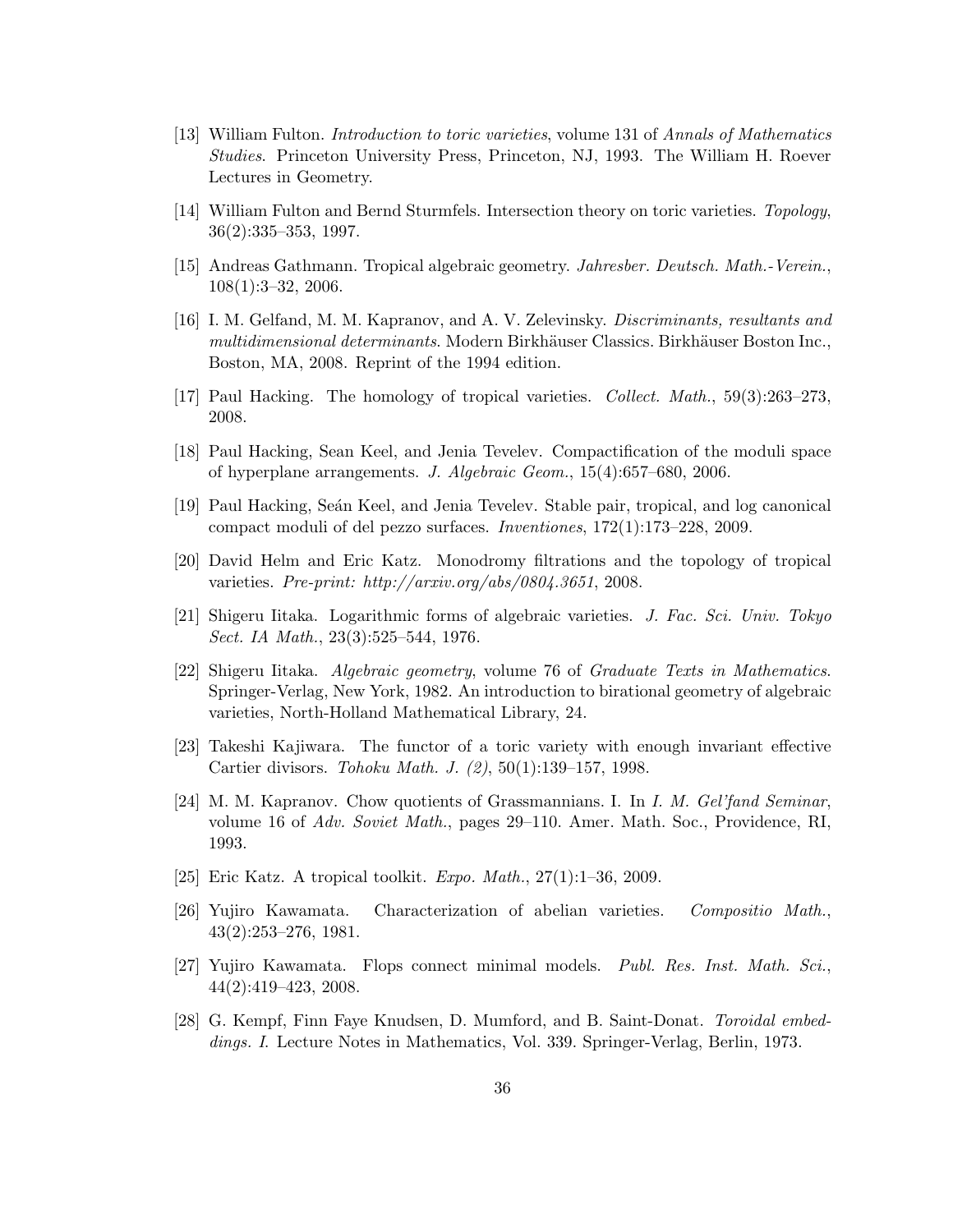[13] William Fulton. *Introduction to toric varieties*, volume 131 of *Annals of Mathematics Studies*. Princeton University Press, Princeton, NJ, 1993. The William H. Roever Lectures in Geometry.

[14] William Fulton and Bernd Sturmfels. Intersection theory on toric varieties. *Topology*, 36(2):335–353, 1997.

[15] Andreas Gathmann. Tropical algebraic geometry. *Jahresber. Deutsch. Math.-Verein.*, 108(1):3–32, 2006.

[16] I. M. Gelfand, M. M. Kapranov, and A. V. Zelevinsky. *Discriminants, resultants and multidimensional determinants*. Modern Birkhäuser Classics. Birkhäuser Boston Inc., Boston, MA, 2008. Reprint of the 1994 edition.

[17] Paul Hacking. The homology of tropical varieties. *Collect. Math.*, 59(3):263–273, 2008.

[18] Paul Hacking, Sean Keel, and Jenia Tevelev. Compactification of the moduli space of hyperplane arrangements. *J. Algebraic Geom.*, 15(4):657–680, 2006.

[19] Paul Hacking, Seán Keel, and Jenia Tevelev. Stable pair, tropical, and log canonical compact moduli of del pezzo surfaces. *Inventiones*, 172(1):173–228, 2009.

[20] David Helm and Eric Katz. Monodromy filtrations and the topology of tropical varieties. *Pre-print: http://arxiv.org/abs/0804.3651*, 2008.

[21] Shigeru Iitaka. Logarithmic forms of algebraic varieties. *J. Fac. Sci. Univ. Tokyo Sect. IA Math.*, 23(3):525–544, 1976.

[22] Shigeru Iitaka. *Algebraic geometry*, volume 76 of *Graduate Texts in Mathematics*. Springer-Verlag, New York, 1982. An introduction to birational geometry of algebraic varieties, North-Holland Mathematical Library, 24.

[23] Takeshi Kajiwara. The functor of a toric variety with enough invariant effective Cartier divisors. *Tohoku Math. J. (2)*, 50(1):139–157, 1998.

[24] M. M. Kapranov. Chow quotients of Grassmannians. I. In *I. M. Gel'fand Seminar*, volume 16 of *Adv. Soviet Math.*, pages 29–110. Amer. Math. Soc., Providence, RI, 1993.

[25] Eric Katz. A tropical toolkit. *Expo. Math.*, 27(1):1–36, 2009.

[26] Yujiro Kawamata. Characterization of abelian varieties. *Compositio Math.*, 43(2):253–276, 1981.

[27] Yujiro Kawamata. Flops connect minimal models. *Publ. Res. Inst. Math. Sci.*, 44(2):419–423, 2008.

[28] G. Kempf, Finn Faye Knudsen, D. Mumford, and B. Saint-Donat. *Toroidal embeddings. I.* Lecture Notes in Mathematics, Vol. 339. Springer-Verlag, Berlin, 1973.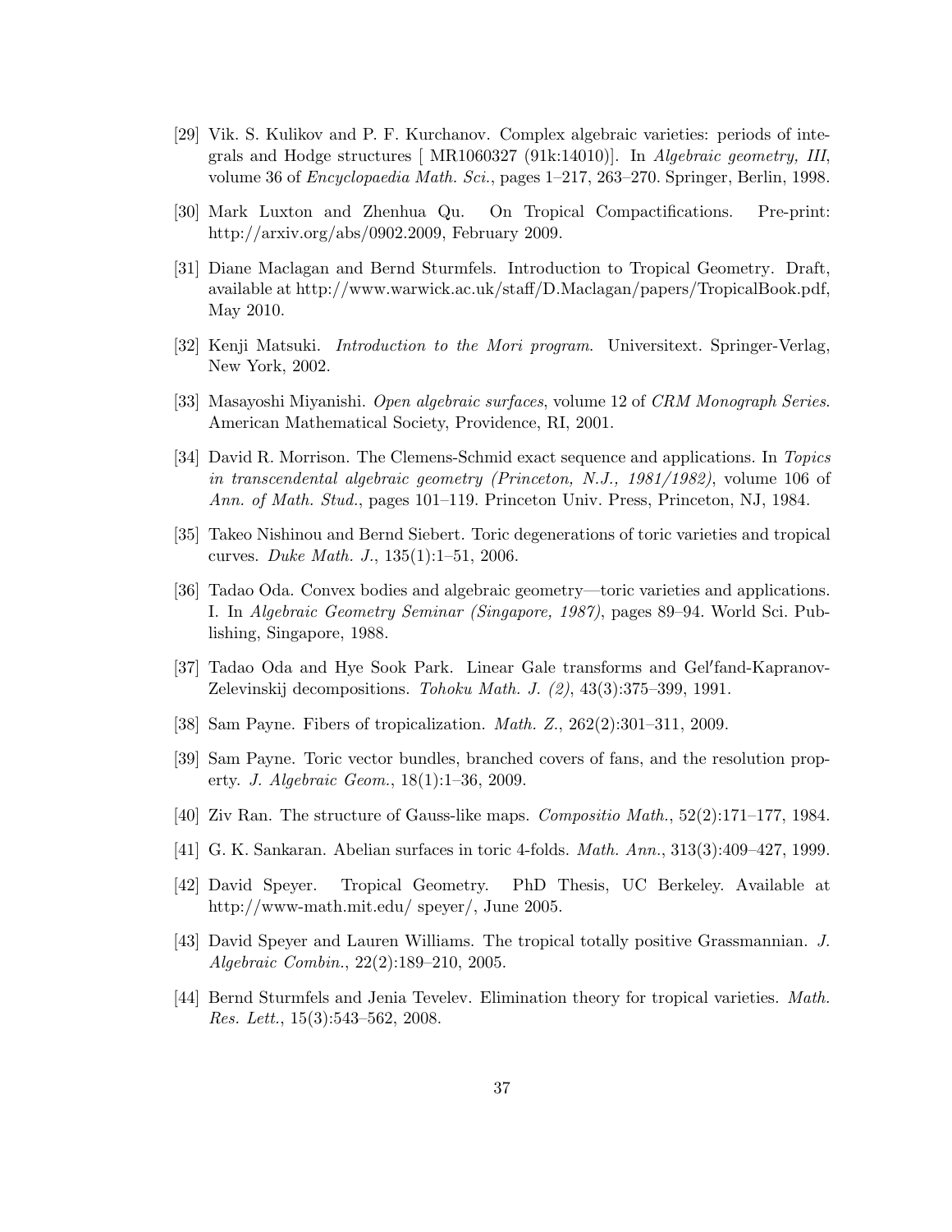[29] Vik. S. Kulikov and P. F. Kurchanov. Complex algebraic varieties: periods of integrals and Hodge structures [ MR1060327 (91k:14010)]. In *Algebraic geometry, III*, volume 36 of *Encyclopaedia Math. Sci.*, pages 1–217, 263–270. Springer, Berlin, 1998.

[30] Mark Luxton and Zhenhua Qu. On Tropical Compactifications. Pre-print: http://arxiv.org/abs/0902.2009, February 2009.

[31] Diane Maclagan and Bernd Sturmfels. Introduction to Tropical Geometry. Draft, available at http://www.warwick.ac.uk/staff/D.Maclagan/papers/TropicalBook.pdf, May 2010.

[32] Kenji Matsuki. *Introduction to the Mori program*. Universitext. Springer-Verlag, New York, 2002.

[33] Masayoshi Miyanishi. *Open algebraic surfaces*, volume 12 of *CRM Monograph Series*. American Mathematical Society, Providence, RI, 2001.

[34] David R. Morrison. The Clemens-Schmid exact sequence and applications. In *Topics in transcendental algebraic geometry (Princeton, N.J., 1981/1982)*, volume 106 of *Ann. of Math. Stud.*, pages 101–119. Princeton Univ. Press, Princeton, NJ, 1984.

[35] Takeo Nishinou and Bernd Siebert. Toric degenerations of toric varieties and tropical curves. *Duke Math. J.*, 135(1):1–51, 2006.

[36] Tadao Oda. Convex bodies and algebraic geometry—toric varieties and applications. I. In *Algebraic Geometry Seminar (Singapore, 1987)*, pages 89–94. World Sci. Publishing, Singapore, 1988.

[37] Tadao Oda and Hye Sook Park. Linear Gale transforms and Gel′fand-Kapranov-Zelevinskij decompositions. *Tohoku Math. J. (2)*, 43(3):375–399, 1991.

[38] Sam Payne. Fibers of tropicalization. *Math. Z.*, 262(2):301–311, 2009.

[39] Sam Payne. Toric vector bundles, branched covers of fans, and the resolution property. *J. Algebraic Geom.*, 18(1):1–36, 2009.

[40] Ziv Ran. The structure of Gauss-like maps. *Compositio Math.*, 52(2):171–177, 1984.

[41] G. K. Sankaran. Abelian surfaces in toric 4-folds. *Math. Ann.*, 313(3):409–427, 1999.

[42] David Speyer. Tropical Geometry. PhD Thesis, UC Berkeley. Available at http://www-math.mit.edu/ speyer/, June 2005.

[43] David Speyer and Lauren Williams. The tropical totally positive Grassmannian. *J. Algebraic Combin.*, 22(2):189–210, 2005.

[44] Bernd Sturmfels and Jenia Tevelev. Elimination theory for tropical varieties. *Math. Res. Lett.*, 15(3):543–562, 2008.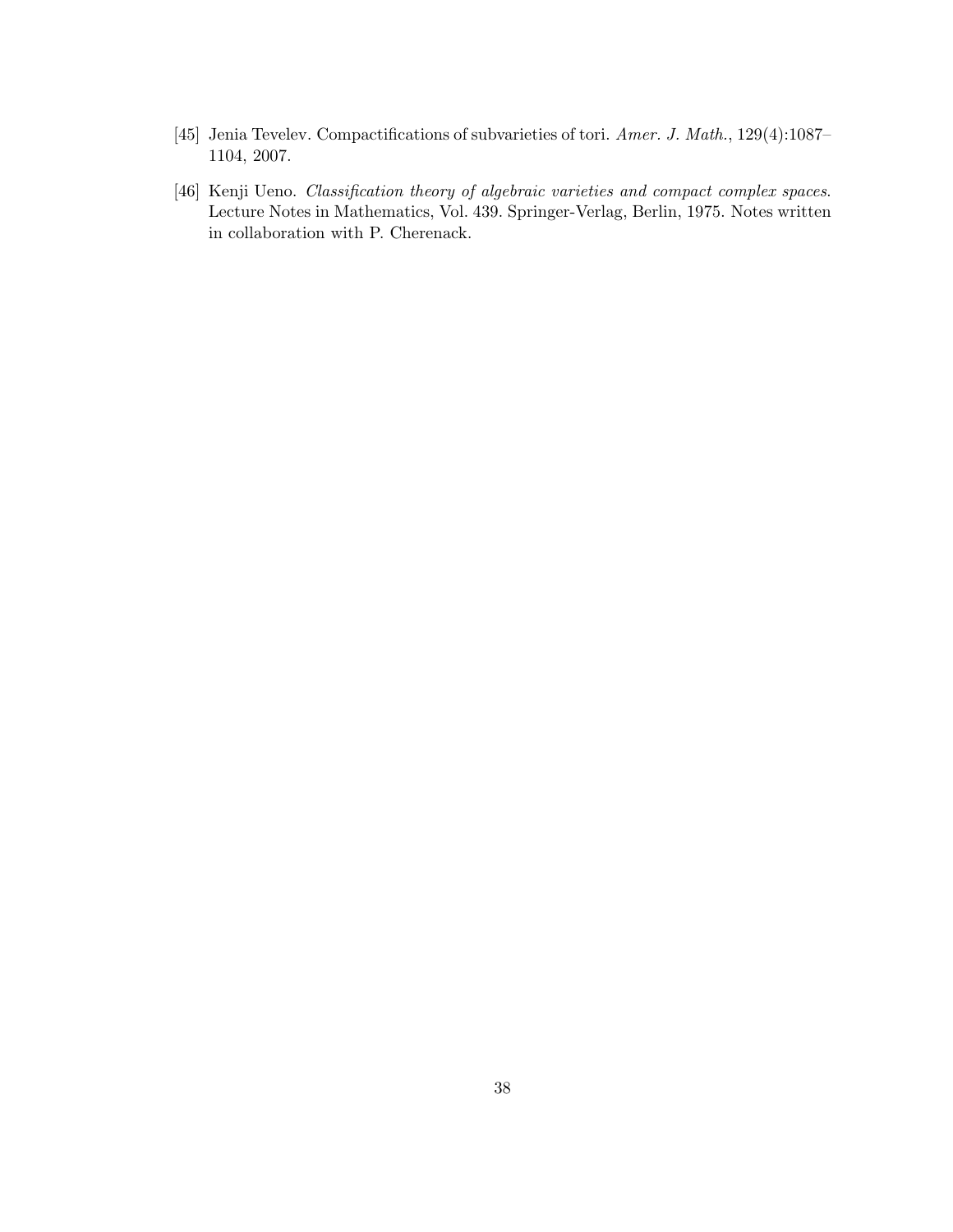[45] Jenia Tevelev. Compactifications of subvarieties of tori. *Amer. J. Math.*, 129(4):1087–1104, 2007.

[46] Kenji Ueno. *Classification theory of algebraic varieties and compact complex spaces*. Lecture Notes in Mathematics, Vol. 439. Springer-Verlag, Berlin, 1975. Notes written in collaboration with P. Cherenack.